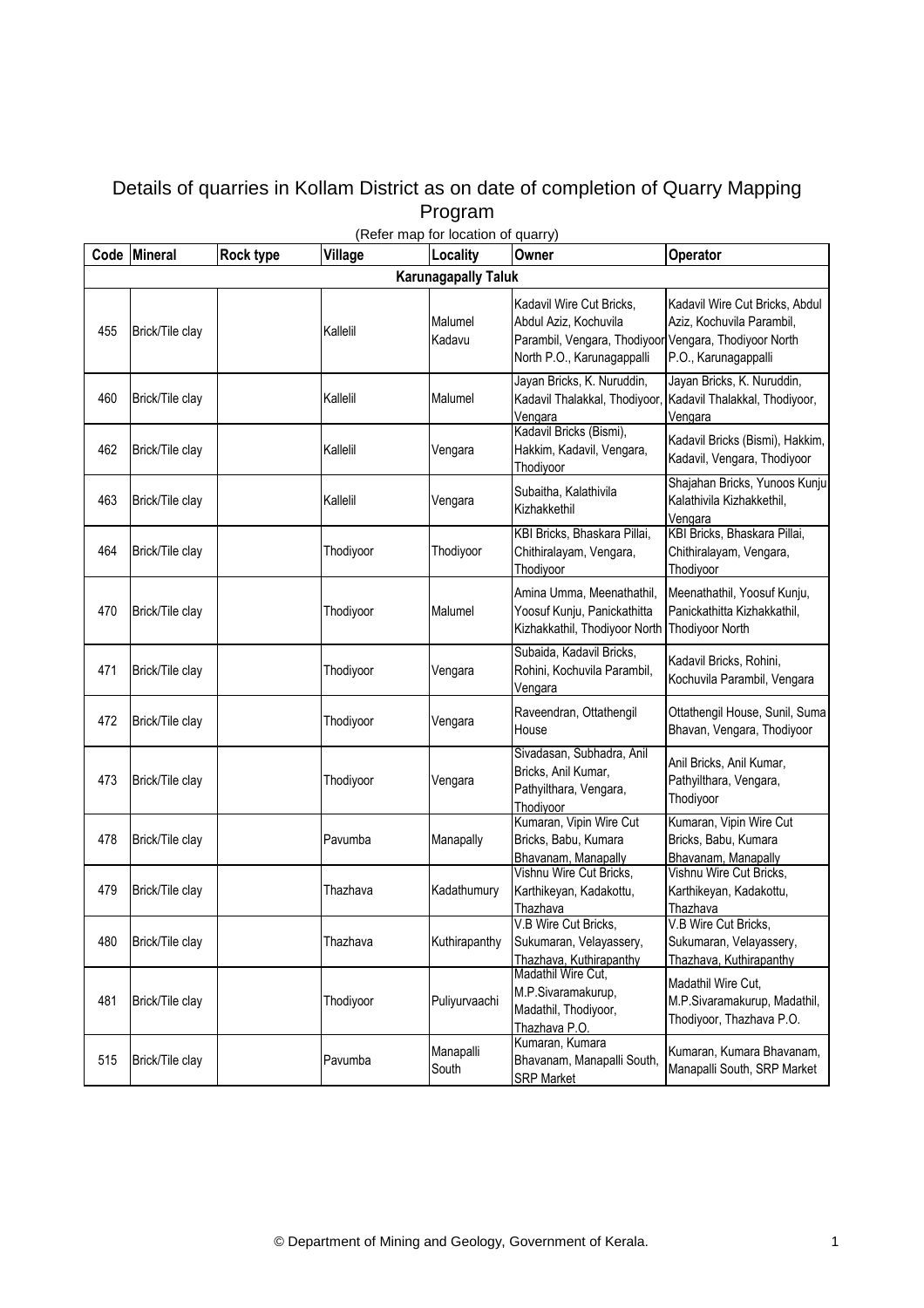# Details of quarries in Kollam District as on date of completion of Quarry Mapping Program

(Refer map for location of quarry)

| Code | Mineral | Rock type | Village | Locality | Owner | Operator |
|---|---|---|---|---|---|---|
| **Karunagapally Taluk** | | | | | | |
| 455 | Brick/Tile clay | | Kallelil | Malumel Kadavu | Kadavil Wire Cut Bricks, Abdul Aziz, Kochuvila Parambil, Vengara, Thodiyoor North P.O., Karunagappalli | Kadavil Wire Cut Bricks, Abdul Aziz, Kochuvila Parambil, Vengara, Thodiyoor North P.O., Karunagappalli |
| 460 | Brick/Tile clay | | Kallelil | Malumel | Jayan Bricks, K. Nuruddin, Kadavil Thalakkal, Thodiyoor, Vengara | Jayan Bricks, K. Nuruddin, Kadavil Thalakkal, Thodiyoor, Vengara |
| 462 | Brick/Tile clay | | Kallelil | Vengara | Kadavil Bricks (Bismi), Hakkim, Kadavil, Vengara, Thodiyoor | Kadavil Bricks (Bismi), Hakkim, Kadavil, Vengara, Thodiyoor |
| 463 | Brick/Tile clay | | Kallelil | Vengara | Subaitha, Kalathivila Kizhakkethil | Shajahan Bricks, Yunoos Kunju Kalathivila Kizhakkethil, Vengara |
| 464 | Brick/Tile clay | | Thodiyoor | Thodiyoor | KBI Bricks, Bhaskara Pillai, Chithiralayam, Vengara, Thodiyoor | KBI Bricks, Bhaskara Pillai, Chithiralayam, Vengara, Thodiyoor |
| 470 | Brick/Tile clay | | Thodiyoor | Malumel | Amina Umma, Meenathathil, Yoosuf Kunju, Panickathitta Kizhakkathil, Thodiyoor North | Meenathathil, Yoosuf Kunju, Panickathitta Kizhakkathil, Thodiyoor North |
| 471 | Brick/Tile clay | | Thodiyoor | Vengara | Subaida, Kadavil Bricks, Rohini, Kochuvila Parambil, Vengara | Kadavil Bricks, Rohini, Kochuvila Parambil, Vengara |
| 472 | Brick/Tile clay | | Thodiyoor | Vengara | Raveendran, Ottathengil House | Ottathengil House, Sunil, Suma Bhavan, Vengara, Thodiyoor |
| 473 | Brick/Tile clay | | Thodiyoor | Vengara | Sivadasan, Subhadra, Anil Bricks, Anil Kumar, Pathyilthara, Vengara, Thodiyoor | Anil Bricks, Anil Kumar, Pathyilthara, Vengara, Thodiyoor |
| 478 | Brick/Tile clay | | Pavumba | Manapally | Kumaran, Vipin Wire Cut Bricks, Babu, Kumara Bhavanam, Manapally | Kumaran, Vipin Wire Cut Bricks, Babu, Kumara Bhavanam, Manapally |
| 479 | Brick/Tile clay | | Thazhava | Kadathumury | Vishnu Wire Cut Bricks, Karthikeyan, Kadakottu, Thazhava | Vishnu Wire Cut Bricks, Karthikeyan, Kadakottu, Thazhava |
| 480 | Brick/Tile clay | | Thazhava | Kuthirapanthy | V.B Wire Cut Bricks, Sukumaran, Velayassery, Thazhava, Kuthirapanthy | V.B Wire Cut Bricks, Sukumaran, Velayassery, Thazhava, Kuthirapanthy |
| 481 | Brick/Tile clay | | Thodiyoor | Puliyurvaachi | Madathil Wire Cut, M.P.Sivaramakurup, Madathil, Thodiyoor, Thazhava P.O. | Madathil Wire Cut, M.P.Sivaramakurup, Madathil, Thodiyoor, Thazhava P.O. |
| 515 | Brick/Tile clay | | Pavumba | Manapalli South | Kumaran, Kumara Bhavanam, Manapalli South, SRP Market | Kumaran, Kumara Bhavanam, Manapalli South, SRP Market |

© Department of Mining and Geology, Government of Kerala.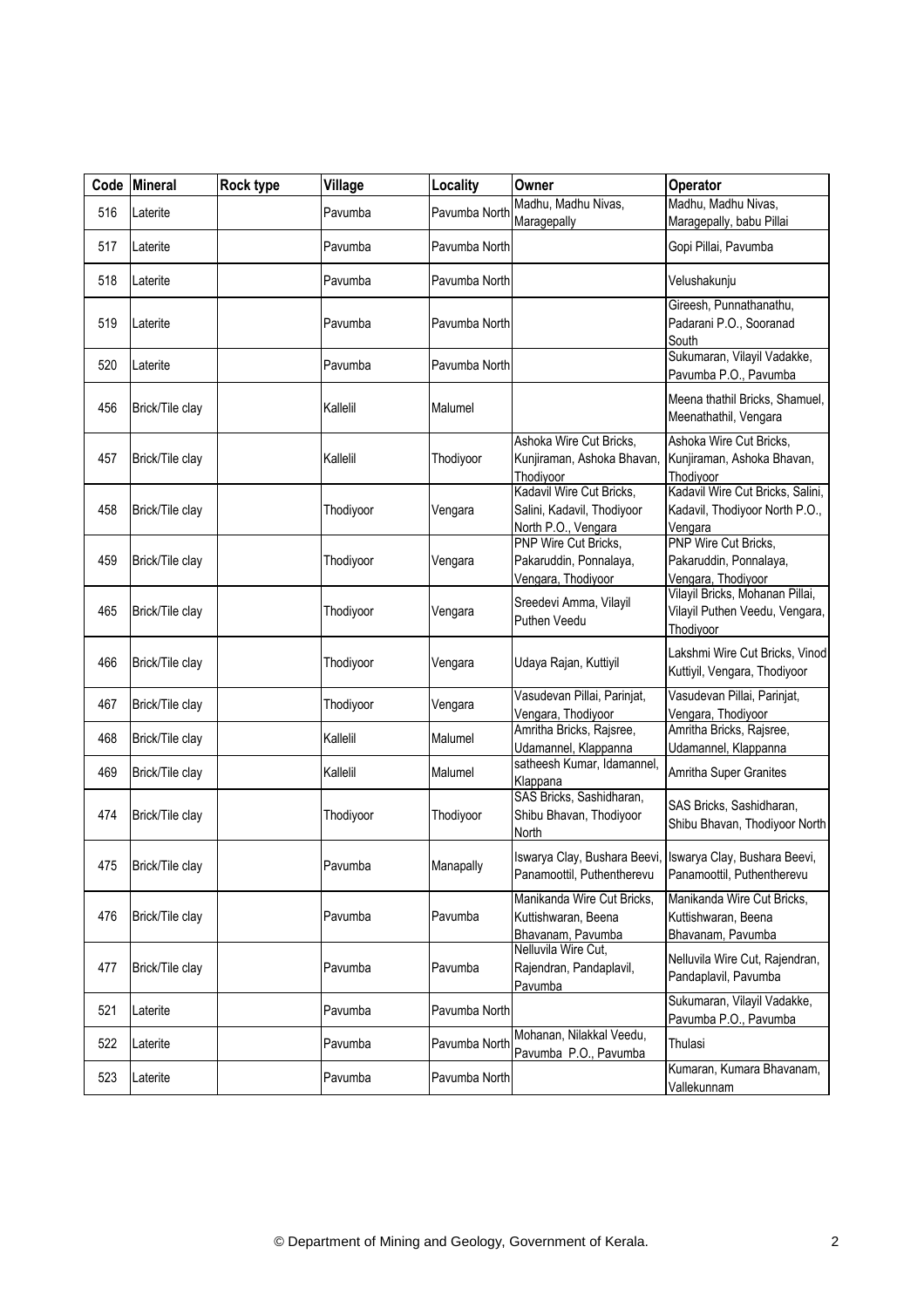| Code | Mineral | Rock type | Village | Locality | Owner | Operator |
|---|---|---|---|---|---|---|
| 516 | Laterite | | Pavumba | Pavumba North | Madhu, Madhu Nivas, Maragepally | Madhu, Madhu Nivas, Maragepally, babu Pillai |
| 517 | Laterite | | Pavumba | Pavumba North | | Gopi Pillai, Pavumba |
| 518 | Laterite | | Pavumba | Pavumba North | | Velushakunju |
| 519 | Laterite | | Pavumba | Pavumba North | | Gireesh, Punnathanathu, Padarani P.O., Sooranad South |
| 520 | Laterite | | Pavumba | Pavumba North | | Sukumaran, Vilayil Vadakke, Pavumba P.O., Pavumba |
| 456 | Brick/Tile clay | | Kallelil | Malumel | | Meena thathil Bricks, Shamuel, Meenathathil, Vengara |
| 457 | Brick/Tile clay | | Kallelil | Thodiyoor | Ashoka Wire Cut Bricks, Kunjiraman, Ashoka Bhavan, Thodiyoor | Ashoka Wire Cut Bricks, Kunjiraman, Ashoka Bhavan, Thodiyoor |
| 458 | Brick/Tile clay | | Thodiyoor | Vengara | Kadavil Wire Cut Bricks, Salini, Kadavil, Thodiyoor North P.O., Vengara | Kadavil Wire Cut Bricks, Salini, Kadavil, Thodiyoor North P.O., Vengara |
| 459 | Brick/Tile clay | | Thodiyoor | Vengara | PNP Wire Cut Bricks, Pakaruddin, Ponnalaya, Vengara, Thodiyoor | PNP Wire Cut Bricks, Pakaruddin, Ponnalaya, Vengara, Thodiyoor |
| 465 | Brick/Tile clay | | Thodiyoor | Vengara | Sreedevi Amma, Vilayil Puthen Veedu | Vilayil Bricks, Mohanan Pillai, Vilayil Puthen Veedu, Vengara, Thodiyoor |
| 466 | Brick/Tile clay | | Thodiyoor | Vengara | Udaya Rajan, Kuttiyil | Lakshmi Wire Cut Bricks, Vinod Kuttiyil, Vengara, Thodiyoor |
| 467 | Brick/Tile clay | | Thodiyoor | Vengara | Vasudevan Pillai, Parinjat, Vengara, Thodiyoor | Vasudevan Pillai, Parinjat, Vengara, Thodiyoor |
| 468 | Brick/Tile clay | | Kallelil | Malumel | Amritha Bricks, Rajsree, Udamannel, Klappanna | Amritha Bricks, Rajsree, Udamannel, Klappanna |
| 469 | Brick/Tile clay | | Kallelil | Malumel | satheesh Kumar, Idamannel, Klappana | Amritha Super Granites |
| 474 | Brick/Tile clay | | Thodiyoor | Thodiyoor | SAS Bricks, Sashidharan, Shibu Bhavan, Thodiyoor North | SAS Bricks, Sashidharan, Shibu Bhavan, Thodiyoor North |
| 475 | Brick/Tile clay | | Pavumba | Manapally | Iswarya Clay, Bushara Beevi, Panamoottil, Puthentherevu | Iswarya Clay, Bushara Beevi, Panamoottil, Puthentherevu |
| 476 | Brick/Tile clay | | Pavumba | Pavumba | Manikanda Wire Cut Bricks, Kuttishwaran, Beena Bhavanam, Pavumba | Manikanda Wire Cut Bricks, Kuttishwaran, Beena Bhavanam, Pavumba |
| 477 | Brick/Tile clay | | Pavumba | Pavumba | Nelluvila Wire Cut, Rajendran, Pandaplavil, Pavumba | Nelluvila Wire Cut, Rajendran, Pandaplavil, Pavumba |
| 521 | Laterite | | Pavumba | Pavumba North | | Sukumaran, Vilayil Vadakke, Pavumba P.O., Pavumba |
| 522 | Laterite | | Pavumba | Pavumba North | Mohanan, Nilakkal Veedu, Pavumba P.O., Pavumba | Thulasi |
| 523 | Laterite | | Pavumba | Pavumba North | | Kumaran, Kumara Bhavanam, Vallekunnam |

© Department of Mining and Geology, Government of Kerala.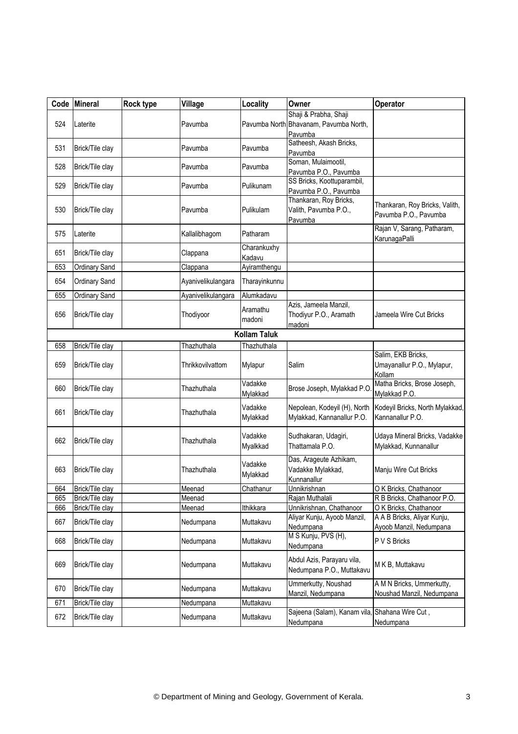| Code | Mineral | Rock type | Village | Locality | Owner | Operator |
|---|---|---|---|---|---|---|
| 524 | Laterite | | Pavumba | Pavumba North | Shaji & Prabha, Shaji Bhavanam, Pavumba North, Pavumba | |
| 531 | Brick/Tile clay | | Pavumba | Pavumba | Satheesh, Akash Bricks, Pavumba | |
| 528 | Brick/Tile clay | | Pavumba | Pavumba | Soman, Mulaimootil, Pavumba P.O., Pavumba | |
| 529 | Brick/Tile clay | | Pavumba | Pulikunam | SS Bricks, Koottuparambil, Pavumba P.O., Pavumba | |
| 530 | Brick/Tile clay | | Pavumba | Pulikulam | Thankaran, Roy Bricks, Valith, Pavumba P.O., Pavumba | Thankaran, Roy Bricks, Valith, Pavumba P.O., Pavumba |
| 575 | Laterite | | Kallalibhagom | Patharam | | Rajan V, Sarang, Patharam, KarunagaPalli |
| 651 | Brick/Tile clay | | Clappana | Charankuxhy Kadavu | | |
| 653 | Ordinary Sand | | Clappana | Ayiramthengu | | |
| 654 | Ordinary Sand | | Ayanivelikulangara | Tharayinkunnu | | |
| 655 | Ordinary Sand | | Ayanivelikulangara | Alumkadavu | | |
| 656 | Brick/Tile clay | | Thodiyoor | Aramathu madoni | Azis, Jameela Manzil, Thodiyur P.O., Aramath madoni | Jameela Wire Cut Bricks |
| | | | | **Kollam Taluk** | | |
| 658 | Brick/Tile clay | | Thazhuthala | Thazhuthala | | |
| 659 | Brick/Tile clay | | Thrikkovilvattom | Mylapur | Salim | Salim, EKB Bricks, Umayanallur P.O., Mylapur, Kollam |
| 660 | Brick/Tile clay | | Thazhuthala | Vadakke Mylakkad | Brose Joseph, Mylakkad P.O. | Matha Bricks, Brose Joseph, Mylakkad P.O. |
| 661 | Brick/Tile clay | | Thazhuthala | Vadakke Mylakkad | Nepolean, Kodeyil (H), North Mylakkad, Kannanallur P.O. | Kodeyil Bricks, North Mylakkad, Kannanallur P.O. |
| 662 | Brick/Tile clay | | Thazhuthala | Vadakke Myalkkad | Sudhakaran, Udagiri, Thattamala P.O. | Udaya Mineral Bricks, Vadakke Mylakkad, Kunnanallur |
| 663 | Brick/Tile clay | | Thazhuthala | Vadakke Mylakkad | Das, Arageute Azhikam, Vadakke Mylakkad, Kunnanallur | Manju Wire Cut Bricks |
| 664 | Brick/Tile clay | | Meenad | Chathanur | Unnikrishnan | O K Bricks, Chathanoor |
| 665 | Brick/Tile clay | | Meenad | | Rajan Muthalali | R B Bricks, Chathanoor P.O. |
| 666 | Brick/Tile clay | | Meenad | Ithikkara | Unnikrishnan, Chathanoor | O K Bricks, Chathanoor |
| 667 | Brick/Tile clay | | Nedumpana | Muttakavu | Aliyar Kunju, Ayoob Manzil, Nedumpana | A A B Bricks, Aliyar Kunju, Ayoob Manzil, Nedumpana |
| 668 | Brick/Tile clay | | Nedumpana | Muttakavu | M S Kunju, PVS (H), Nedumpana | P V S Bricks |
| 669 | Brick/Tile clay | | Nedumpana | Muttakavu | Abdul Azis, Parayaru vila, Nedumpana P.O., Muttakavu | M K B, Muttakavu |
| 670 | Brick/Tile clay | | Nedumpana | Muttakavu | Ummerkutty, Noushad Manzil, Nedumpana | A M N Bricks, Ummerkutty, Noushad Manzil, Nedumpana |
| 671 | Brick/Tile clay | | Nedumpana | Muttakavu | | |
| 672 | Brick/Tile clay | | Nedumpana | Muttakavu | Sajeena (Salam), Kanam vila, Nedumpana | Shahana Wire Cut , Nedumpana |

© Department of Mining and Geology, Government of Kerala.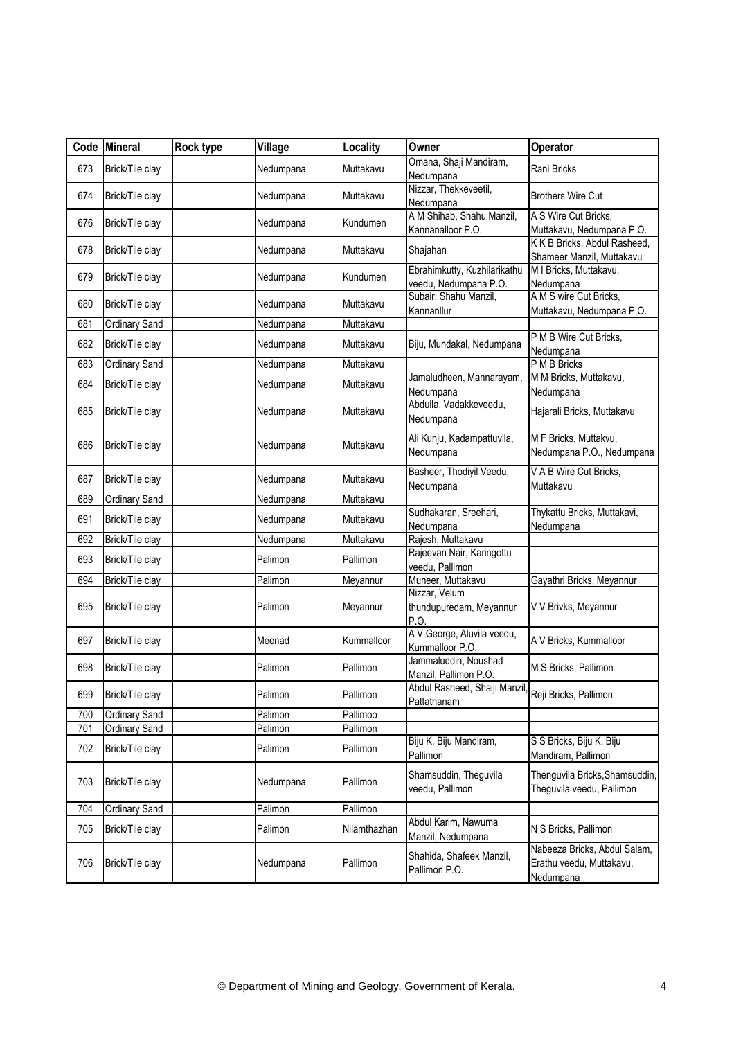| Code | Mineral | Rock type | Village | Locality | Owner | Operator |
|---|---|---|---|---|---|---|
| 673 | Brick/Tile clay | | Nedumpana | Muttakavu | Omana, Shaji Mandiram, Nedumpana | Rani Bricks |
| 674 | Brick/Tile clay | | Nedumpana | Muttakavu | Nizzar, Thekkeveetil, Nedumpana | Brothers Wire Cut |
| 676 | Brick/Tile clay | | Nedumpana | Kundumen | A M Shihab, Shahu Manzil, Kannanalloor P.O. | A S Wire Cut Bricks, Muttakavu, Nedumpana P.O. |
| 678 | Brick/Tile clay | | Nedumpana | Muttakavu | Shajahan | K K B Bricks, Abdul Rasheed, Shameer Manzil, Muttakavu |
| 679 | Brick/Tile clay | | Nedumpana | Kundumen | Ebrahimkutty, Kuzhilarikathu veedu, Nedumpana P.O. | M I Bricks, Muttakavu, Nedumpana |
| 680 | Brick/Tile clay | | Nedumpana | Muttakavu | Subair, Shahu Manzil, Kannanllur | A M S wire Cut Bricks, Muttakavu, Nedumpana P.O. |
| 681 | Ordinary Sand | | Nedumpana | Muttakavu | | |
| 682 | Brick/Tile clay | | Nedumpana | Muttakavu | Biju, Mundakal, Nedumpana | P M B Wire Cut Bricks, Nedumpana |
| 683 | Ordinary Sand | | Nedumpana | Muttakavu | | P M B Bricks |
| 684 | Brick/Tile clay | | Nedumpana | Muttakavu | Jamaludheen, Mannarayam, Nedumpana | M M Bricks, Muttakavu, Nedumpana |
| 685 | Brick/Tile clay | | Nedumpana | Muttakavu | Abdulla, Vadakkeveedu, Nedumpana | Hajarali Bricks, Muttakavu |
| 686 | Brick/Tile clay | | Nedumpana | Muttakavu | Ali Kunju, Kadampattuvila, Nedumpana | M F Bricks, Muttakvu, Nedumpana P.O., Nedumpana |
| 687 | Brick/Tile clay | | Nedumpana | Muttakavu | Basheer, Thodiyil Veedu, Nedumpana | V A B Wire Cut Bricks, Muttakavu |
| 689 | Ordinary Sand | | Nedumpana | Muttakavu | | |
| 691 | Brick/Tile clay | | Nedumpana | Muttakavu | Sudhakaran, Sreehari, Nedumpana | Thykattu Bricks, Muttakavi, Nedumpana |
| 692 | Brick/Tile clay | | Nedumpana | Muttakavu | Rajesh, Muttakavu | |
| 693 | Brick/Tile clay | | Palimon | Pallimon | Rajeevan Nair, Karingottu veedu, Pallimon | |
| 694 | Brick/Tile clay | | Palimon | Meyannur | Muneer, Muttakavu | Gayathri Bricks, Meyannur |
| 695 | Brick/Tile clay | | Palimon | Meyannur | Nizzar, Velum thundupuredam, Meyannur P.O. | V V Brivks, Meyannur |
| 697 | Brick/Tile clay | | Meenad | Kummalloor | A V George, Aluvila veedu, Kummalloor P.O. | A V Bricks, Kummalloor |
| 698 | Brick/Tile clay | | Palimon | Pallimon | Jammaluddin, Noushad Manzil, Pallimon P.O. | M S Bricks, Pallimon |
| 699 | Brick/Tile clay | | Palimon | Pallimon | Abdul Rasheed, Shaiji Manzil, Pattathanam | Reji Bricks, Pallimon |
| 700 | Ordinary Sand | | Palimon | Pallimoo | | |
| 701 | Ordinary Sand | | Palimon | Pallimon | | |
| 702 | Brick/Tile clay | | Palimon | Pallimon | Biju K, Biju Mandiram, Pallimon | S S Bricks, Biju K, Biju Mandiram, Pallimon |
| 703 | Brick/Tile clay | | Nedumpana | Pallimon | Shamsuddin, Theguvila veedu, Pallimon | Thenguvila Bricks,Shamsuddin, Theguvila veedu, Pallimon |
| 704 | Ordinary Sand | | Palimon | Pallimon | | |
| 705 | Brick/Tile clay | | Palimon | Nilamthazhan | Abdul Karim, Nawuma Manzil, Nedumpana | N S Bricks, Pallimon |
| 706 | Brick/Tile clay | | Nedumpana | Pallimon | Shahida, Shafeek Manzil, Pallimon P.O. | Nabeeza Bricks, Abdul Salam, Erathu veedu, Muttakavu, Nedumpana |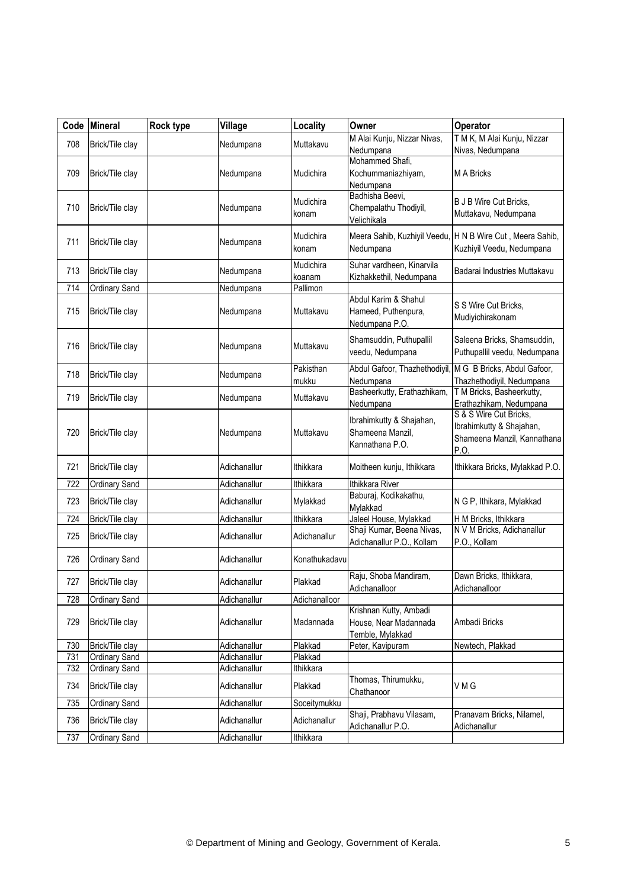| Code | Mineral | Rock type | Village | Locality | Owner | Operator |
|---|---|---|---|---|---|---|
| 708 | Brick/Tile clay | | Nedumpana | Muttakavu | M Alai Kunju, Nizzar Nivas, Nedumpana | T M K, M Alai Kunju, Nizzar Nivas, Nedumpana |
| 709 | Brick/Tile clay | | Nedumpana | Mudichira | Mohammed Shafi, Kochummaniazhiyam, Nedumpana | M A Bricks |
| 710 | Brick/Tile clay | | Nedumpana | Mudichira konam | Badhisha Beevi, Chempalathu Thodiyil, Velichikala | B J B Wire Cut Bricks, Muttakavu, Nedumpana |
| 711 | Brick/Tile clay | | Nedumpana | Mudichira konam | Meera Sahib, Kuzhiyil Veedu, Nedumpana | H N B Wire Cut , Meera Sahib, Kuzhiyil Veedu, Nedumpana |
| 713 | Brick/Tile clay | | Nedumpana | Mudichira koanam | Suhar vardheen, Kinarvila Kizhakkethil, Nedumpana | Badarai Industries Muttakavu |
| 714 | Ordinary Sand | | Nedumpana | Pallimon | | |
| 715 | Brick/Tile clay | | Nedumpana | Muttakavu | Abdul Karim & Shahul Hameed, Puthenpura, Nedumpana P.O. | S S Wire Cut Bricks, Mudiyichirakonam |
| 716 | Brick/Tile clay | | Nedumpana | Muttakavu | Shamsuddin, Puthupallil veedu, Nedumpana | Saleena Bricks, Shamsuddin, Puthupallil veedu, Nedumpana |
| 718 | Brick/Tile clay | | Nedumpana | Pakisthan mukku | Abdul Gafoor, Thazhethodiyil, Nedumpana | M G B Bricks, Abdul Gafoor, Thazhethodiyil, Nedumpana |
| 719 | Brick/Tile clay | | Nedumpana | Muttakavu | Basheerkutty, Erathazhikam, Nedumpana | T M Bricks, Basheerkutty, Erathazhikam, Nedumpana |
| 720 | Brick/Tile clay | | Nedumpana | Muttakavu | Ibrahimkutty & Shajahan, Shameena Manzil, Kannathana P.O. | S & S Wire Cut Bricks, Ibrahimkutty & Shajahan, Shameena Manzil, Kannathana P.O. |
| 721 | Brick/Tile clay | | Adichanallur | Ithikkara | Moitheen kunju, Ithikkara | Ithikkara Bricks, Mylakkad P.O. |
| 722 | Ordinary Sand | | Adichanallur | Ithikkara | Ithikkara River | |
| 723 | Brick/Tile clay | | Adichanallur | Mylakkad | Baburaj, Kodikakathu, Mylakkad | N G P, Ithikara, Mylakkad |
| 724 | Brick/Tile clay | | Adichanallur | Ithikkara | Jaleel House, Mylakkad | H M Bricks, Ithikkara |
| 725 | Brick/Tile clay | | Adichanallur | Adichanallur | Shaji Kumar, Beena Nivas, Adichanallur P.O., Kollam | N V M Bricks, Adichanallur P.O., Kollam |
| 726 | Ordinary Sand | | Adichanallur | Konathukadavu | | |
| 727 | Brick/Tile clay | | Adichanallur | Plakkad | Raju, Shoba Mandiram, Adichanalloor | Dawn Bricks, Ithikkara, Adichanalloor |
| 728 | Ordinary Sand | | Adichanallur | Adichanalloor | | |
| 729 | Brick/Tile clay | | Adichanallur | Madannada | Krishnan Kutty, Ambadi House, Near Madannada Temble, Mylakkad | Ambadi Bricks |
| 730 | Brick/Tile clay | | Adichanallur | Plakkad | Peter, Kavipuram | Newtech, Plakkad |
| 731 | Ordinary Sand | | Adichanallur | Plakkad | | |
| 732 | Ordinary Sand | | Adichanallur | Ithikkara | | |
| 734 | Brick/Tile clay | | Adichanallur | Plakkad | Thomas, Thirumukku, Chathanoor | V M G |
| 735 | Ordinary Sand | | Adichanallur | Soceitymukku | | |
| 736 | Brick/Tile clay | | Adichanallur | Adichanallur | Shaji, Prabhavu Vilasam, Adichanallur P.O. | Pranavam Bricks, Nilamel, Adichanallur |
| 737 | Ordinary Sand | | Adichanallur | Ithikkara | | |

© Department of Mining and Geology, Government of Kerala.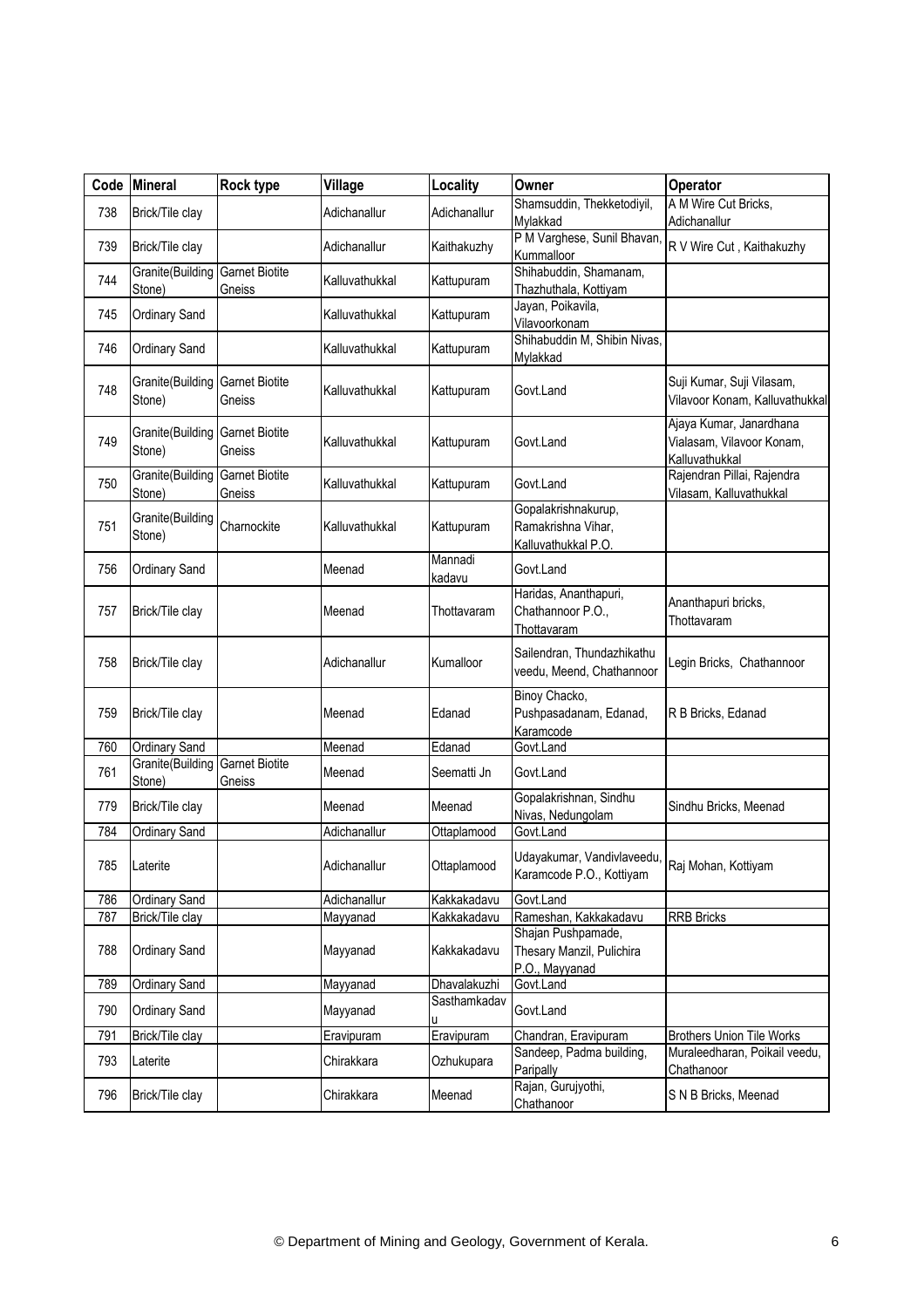| Code | Mineral | Rock type | Village | Locality | Owner | Operator |
|---|---|---|---|---|---|---|
| 738 | Brick/Tile clay | | Adichanallur | Adichanallur | Shamsuddin, Thekketodiyil, Mylakkad | A M Wire Cut Bricks, Adichanallur |
| 739 | Brick/Tile clay | | Adichanallur | Kaithakuzhy | P M Varghese, Sunil Bhavan, Kummalloor | R V Wire Cut , Kaithakuzhy |
| 744 | Granite(Building Stone) | Garnet Biotite Gneiss | Kalluvathukkal | Kattupuram | Shihabuddin, Shamanam, Thazhuthala, Kottiyam | |
| 745 | Ordinary Sand | | Kalluvathukkal | Kattupuram | Jayan, Poikavila, Vilavoorkonam | |
| 746 | Ordinary Sand | | Kalluvathukkal | Kattupuram | Shihabuddin M, Shibin Nivas, Mylakkad | |
| 748 | Granite(Building Stone) | Garnet Biotite Gneiss | Kalluvathukkal | Kattupuram | Govt.Land | Suji Kumar, Suji Vilasam, Vilavoor Konam, Kalluvathukkal |
| 749 | Granite(Building Stone) | Garnet Biotite Gneiss | Kalluvathukkal | Kattupuram | Govt.Land | Ajaya Kumar, Janardhana Vialasam, Vilavoor Konam, Kalluvathukkal |
| 750 | Granite(Building Stone) | Garnet Biotite Gneiss | Kalluvathukkal | Kattupuram | Govt.Land | Rajendran Pillai, Rajendra Vilasam, Kalluvathukkal |
| 751 | Granite(Building Stone) | Charnockite | Kalluvathukkal | Kattupuram | Gopalakrishnakurup, Ramakrishna Vihar, Kalluvathukkal P.O. | |
| 756 | Ordinary Sand | | Meenad | Mannadi kadavu | Govt.Land | |
| 757 | Brick/Tile clay | | Meenad | Thottavaram | Haridas, Ananthapuri, Chathannoor P.O., Thottavaram | Ananthapuri bricks, Thottavaram |
| 758 | Brick/Tile clay | | Adichanallur | Kumalloor | Sailendran, Thundazhikathu veedu, Meend, Chathannoor | Legin Bricks, Chathannoor |
| 759 | Brick/Tile clay | | Meenad | Edanad | Binoy Chacko, Pushpasadanam, Edanad, Karamcode | R B Bricks, Edanad |
| 760 | Ordinary Sand | | Meenad | Edanad | Govt.Land | |
| 761 | Granite(Building Stone) | Garnet Biotite Gneiss | Meenad | Seematti Jn | Govt.Land | |
| 779 | Brick/Tile clay | | Meenad | Meenad | Gopalakrishnan, Sindhu Nivas, Nedungolam | Sindhu Bricks, Meenad |
| 784 | Ordinary Sand | | Adichanallur | Ottaplamood | Govt.Land | |
| 785 | Laterite | | Adichanallur | Ottaplamood | Udayakumar, Vandivlaveedu, Karamcode P.O., Kottiyam | Raj Mohan, Kottiyam |
| 786 | Ordinary Sand | | Adichanallur | Kakkakadavu | Govt.Land | |
| 787 | Brick/Tile clay | | Mayyanad | Kakkakadavu | Rameshan, Kakkakadavu | RRB Bricks |
| 788 | Ordinary Sand | | Mayyanad | Kakkakadavu | Shajan Pushpamade, Thesary Manzil, Pulichira P.O., Mayyanad | |
| 789 | Ordinary Sand | | Mayyanad | Dhavalakuzhi | Govt.Land | |
| 790 | Ordinary Sand | | Mayyanad | Sasthamkadavu | Govt.Land | |
| 791 | Brick/Tile clay | | Eravipuram | Eravipuram | Chandran, Eravipuram | Brothers Union Tile Works |
| 793 | Laterite | | Chirakkara | Ozhukupara | Sandeep, Padma building, Paripally | Muraleedharan, Poikail veedu, Chathanoor |
| 796 | Brick/Tile clay | | Chirakkara | Meenad | Rajan, Gurujyothi, Chathanoor | S N B Bricks, Meenad |

© Department of Mining and Geology, Government of Kerala.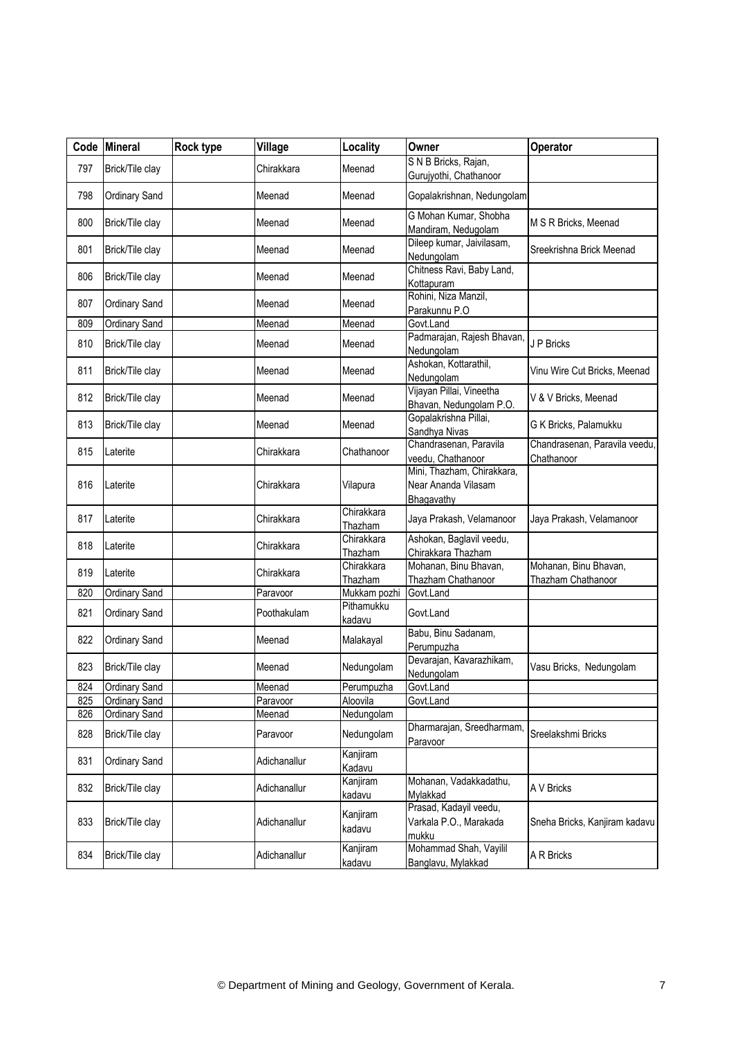| Code | Mineral | Rock type | Village | Locality | Owner | Operator |
|---|---|---|---|---|---|---|
| 797 | Brick/Tile clay | | Chirakkara | Meenad | S N B Bricks, Rajan, Gurujyothi, Chathanoor | |
| 798 | Ordinary Sand | | Meenad | Meenad | Gopalakrishnan, Nedungolam | |
| 800 | Brick/Tile clay | | Meenad | Meenad | G Mohan Kumar, Shobha Mandiram, Nedugolam | M S R Bricks, Meenad |
| 801 | Brick/Tile clay | | Meenad | Meenad | Dileep kumar, Jaivilasam, Nedungolam | Sreekrishna Brick Meenad |
| 806 | Brick/Tile clay | | Meenad | Meenad | Chitness Ravi, Baby Land, Kottapuram | |
| 807 | Ordinary Sand | | Meenad | Meenad | Rohini, Niza Manzil, Parakunnu P.O | |
| 809 | Ordinary Sand | | Meenad | Meenad | Govt.Land | |
| 810 | Brick/Tile clay | | Meenad | Meenad | Padmarajan, Rajesh Bhavan, Nedungolam | J P Bricks |
| 811 | Brick/Tile clay | | Meenad | Meenad | Ashokan, Kottarathil, Nedungolam | Vinu Wire Cut Bricks, Meenad |
| 812 | Brick/Tile clay | | Meenad | Meenad | Vijayan Pillai, Vineetha Bhavan, Nedungolam P.O. | V & V Bricks, Meenad |
| 813 | Brick/Tile clay | | Meenad | Meenad | Gopalakrishna Pillai, Sandhya Nivas | G K Bricks, Palamukku |
| 815 | Laterite | | Chirakkara | Chathanoor | Chandrasenan, Paravila veedu, Chathanoor | Chandrasenan, Paravila veedu, Chathanoor |
| 816 | Laterite | | Chirakkara | Vilapura | Mini, Thazham, Chirakkara, Near Ananda Vilasam Bhagavathy | |
| 817 | Laterite | | Chirakkara | Chirakkara Thazham | Jaya Prakash, Velamanoor | Jaya Prakash, Velamanoor |
| 818 | Laterite | | Chirakkara | Chirakkara Thazham | Ashokan, Baglavil veedu, Chirakkara Thazham | |
| 819 | Laterite | | Chirakkara | Chirakkara Thazham | Mohanan, Binu Bhavan, Thazham Chathanoor | Mohanan, Binu Bhavan, Thazham Chathanoor |
| 820 | Ordinary Sand | | Paravoor | Mukkam pozhi | Govt.Land | |
| 821 | Ordinary Sand | | Poothakulam | Pithamukku kadavu | Govt.Land | |
| 822 | Ordinary Sand | | Meenad | Malakayal | Babu, Binu Sadanam, Perumpuzha | |
| 823 | Brick/Tile clay | | Meenad | Nedungolam | Devarajan, Kavarazhikam, Nedungolam | Vasu Bricks, Nedungolam |
| 824 | Ordinary Sand | | Meenad | Perumpuzha | Govt.Land | |
| 825 | Ordinary Sand | | Paravoor | Aloovila | Govt.Land | |
| 826 | Ordinary Sand | | Meenad | Nedungolam | | |
| 828 | Brick/Tile clay | | Paravoor | Nedungolam | Dharmarajan, Sreedharmam, Paravoor | Sreelakshmi Bricks |
| 831 | Ordinary Sand | | Adichanallur | Kanjiram Kadavu | | |
| 832 | Brick/Tile clay | | Adichanallur | Kanjiram kadavu | Mohanan, Vadakkadathu, Mylakkad | A V Bricks |
| 833 | Brick/Tile clay | | Adichanallur | Kanjiram kadavu | Prasad, Kadayil veedu, Varkala P.O., Marakada mukku | Sneha Bricks, Kanjiram kadavu |
| 834 | Brick/Tile clay | | Adichanallur | Kanjiram kadavu | Mohammad Shah, Vayilil Banglavu, Mylakkad | A R Bricks |

© Department of Mining and Geology, Government of Kerala.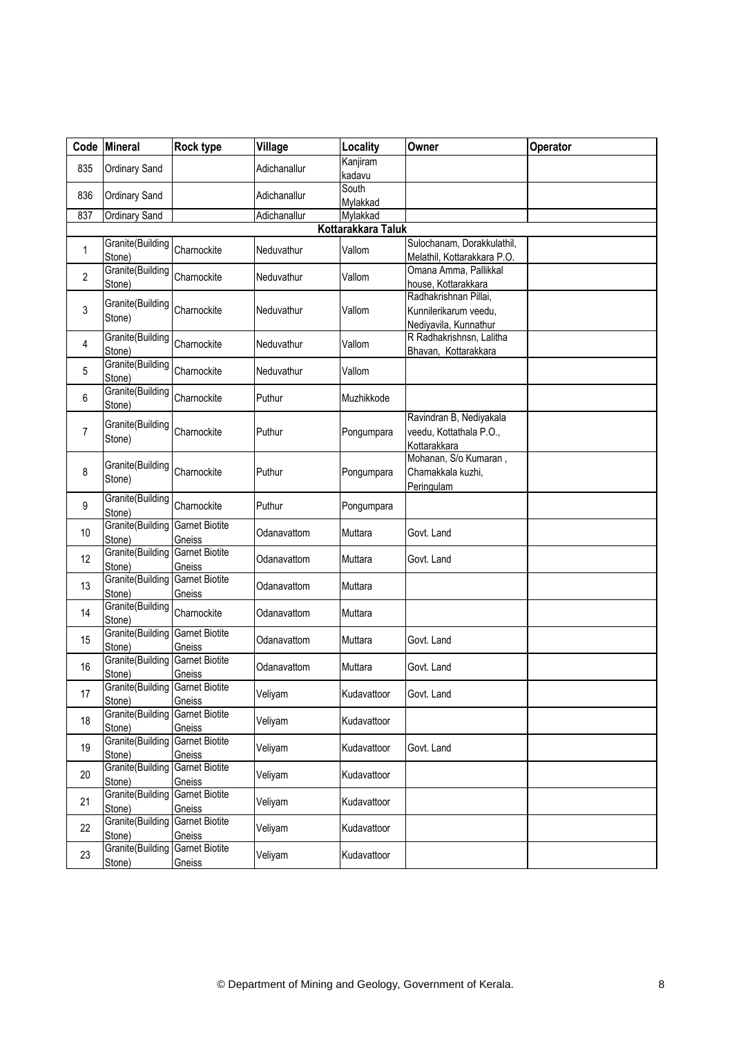| Code | Mineral | Rock type | Village | Locality | Owner | Operator |
|---|---|---|---|---|---|---|
| 835 | Ordinary Sand | | Adichanallur | Kanjiram kadavu | | |
| 836 | Ordinary Sand | | Adichanallur | South Mylakkad | | |
| 837 | Ordinary Sand | | Adichanallur | Mylakkad | | |
| | | | | **Kottarakkara Taluk** | | |
| 1 | Granite(Building Stone) | Charnockite | Neduvathur | Vallom | Sulochanam, Dorakkulathil, Melathil, Kottarakkara P.O. | |
| 2 | Granite(Building Stone) | Charnockite | Neduvathur | Vallom | Omana Amma, Pallikkal house, Kottarakkara | |
| 3 | Granite(Building Stone) | Charnockite | Neduvathur | Vallom | Radhakrishnan Pillai, Kunnilerikarum veedu, Nediyavila, Kunnathur | |
| 4 | Granite(Building Stone) | Charnockite | Neduvathur | Vallom | R Radhakrishnsn, Lalitha Bhavan, Kottarakkara | |
| 5 | Granite(Building Stone) | Charnockite | Neduvathur | Vallom | | |
| 6 | Granite(Building Stone) | Charnockite | Puthur | Muzhikkode | | |
| 7 | Granite(Building Stone) | Charnockite | Puthur | Pongumpara | Ravindran B, Nediyakala veedu, Kottathala P.O., Kottarakkara | |
| 8 | Granite(Building Stone) | Charnockite | Puthur | Pongumpara | Mohanan, S/o Kumaran , Chamakkala kuzhi, Peringulam | |
| 9 | Granite(Building Stone) | Charnockite | Puthur | Pongumpara | | |
| 10 | Granite(Building Stone) | Garnet Biotite Gneiss | Odanavattom | Muttara | Govt. Land | |
| 12 | Granite(Building Stone) | Garnet Biotite Gneiss | Odanavattom | Muttara | Govt. Land | |
| 13 | Granite(Building Stone) | Garnet Biotite Gneiss | Odanavattom | Muttara | | |
| 14 | Granite(Building Stone) | Charnockite | Odanavattom | Muttara | | |
| 15 | Granite(Building Stone) | Garnet Biotite Gneiss | Odanavattom | Muttara | Govt. Land | |
| 16 | Granite(Building Stone) | Garnet Biotite Gneiss | Odanavattom | Muttara | Govt. Land | |
| 17 | Granite(Building Stone) | Garnet Biotite Gneiss | Veliyam | Kudavattoor | Govt. Land | |
| 18 | Granite(Building Stone) | Garnet Biotite Gneiss | Veliyam | Kudavattoor | | |
| 19 | Granite(Building Stone) | Garnet Biotite Gneiss | Veliyam | Kudavattoor | Govt. Land | |
| 20 | Granite(Building Stone) | Garnet Biotite Gneiss | Veliyam | Kudavattoor | | |
| 21 | Granite(Building Stone) | Garnet Biotite Gneiss | Veliyam | Kudavattoor | | |
| 22 | Granite(Building Stone) | Garnet Biotite Gneiss | Veliyam | Kudavattoor | | |
| 23 | Granite(Building Stone) | Garnet Biotite Gneiss | Veliyam | Kudavattoor | | |

© Department of Mining and Geology, Government of Kerala.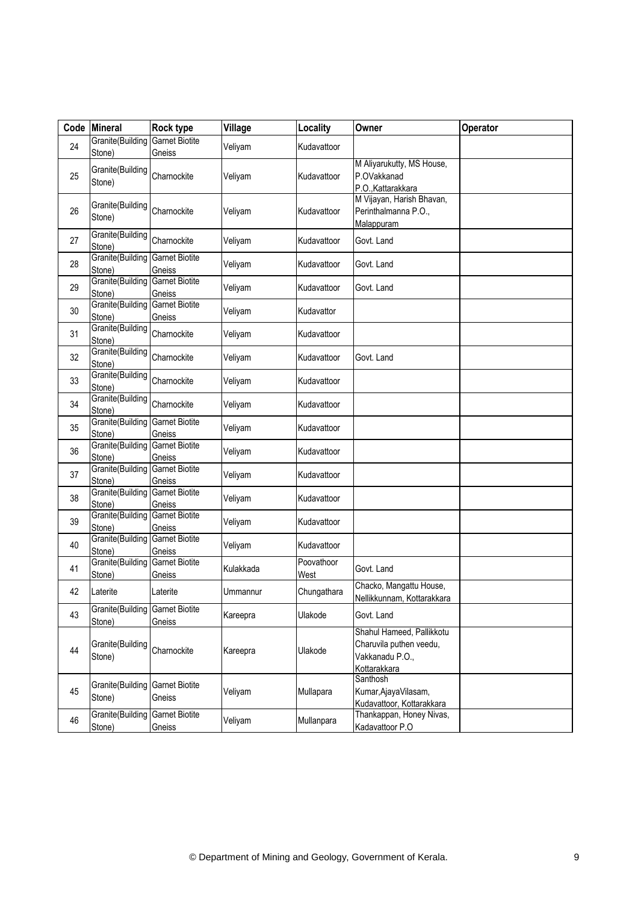| Code | Mineral | Rock type | Village | Locality | Owner | Operator |
|---|---|---|---|---|---|---|
| 24 | Granite(Building Stone) | Garnet Biotite Gneiss | Veliyam | Kudavattoor | | |
| 25 | Granite(Building Stone) | Charnockite | Veliyam | Kudavattoor | M Aliyarukutty, MS House, P.OVakkanad P.O.,Kattarakkara | |
| 26 | Granite(Building Stone) | Charnockite | Veliyam | Kudavattoor | M Vijayan, Harish Bhavan, Perinthalmanna P.O., Malappuram | |
| 27 | Granite(Building Stone) | Charnockite | Veliyam | Kudavattoor | Govt. Land | |
| 28 | Granite(Building Stone) | Garnet Biotite Gneiss | Veliyam | Kudavattoor | Govt. Land | |
| 29 | Granite(Building Stone) | Garnet Biotite Gneiss | Veliyam | Kudavattoor | Govt. Land | |
| 30 | Granite(Building Stone) | Garnet Biotite Gneiss | Veliyam | Kudavattor | | |
| 31 | Granite(Building Stone) | Charnockite | Veliyam | Kudavattoor | | |
| 32 | Granite(Building Stone) | Charnockite | Veliyam | Kudavattoor | Govt. Land | |
| 33 | Granite(Building Stone) | Charnockite | Veliyam | Kudavattoor | | |
| 34 | Granite(Building Stone) | Charnockite | Veliyam | Kudavattoor | | |
| 35 | Granite(Building Stone) | Garnet Biotite Gneiss | Veliyam | Kudavattoor | | |
| 36 | Granite(Building Stone) | Garnet Biotite Gneiss | Veliyam | Kudavattoor | | |
| 37 | Granite(Building Stone) | Garnet Biotite Gneiss | Veliyam | Kudavattoor | | |
| 38 | Granite(Building Stone) | Garnet Biotite Gneiss | Veliyam | Kudavattoor | | |
| 39 | Granite(Building Stone) | Garnet Biotite Gneiss | Veliyam | Kudavattoor | | |
| 40 | Granite(Building Stone) | Garnet Biotite Gneiss | Veliyam | Kudavattoor | | |
| 41 | Granite(Building Stone) | Garnet Biotite Gneiss | Kulakkada | Poovathoor West | Govt. Land | |
| 42 | Laterite | Laterite | Ummannur | Chungathara | Chacko, Mangattu House, Nellikkunnam, Kottarakkara | |
| 43 | Granite(Building Stone) | Garnet Biotite Gneiss | Kareepra | Ulakode | Govt. Land | |
| 44 | Granite(Building Stone) | Charnockite | Kareepra | Ulakode | Shahul Hameed, Pallikkotu Charuvila puthen veedu, Vakkanadu P.O., Kottarakkara | |
| 45 | Granite(Building Stone) | Garnet Biotite Gneiss | Veliyam | Mullapara | Santhosh Kumar,AjayaVilasam, Kudavattoor, Kottarakkara | |
| 46 | Granite(Building Stone) | Garnet Biotite Gneiss | Veliyam | Mullanpara | Thankappan, Honey Nivas, Kadavattoor P.O | |

© Department of Mining and Geology, Government of Kerala.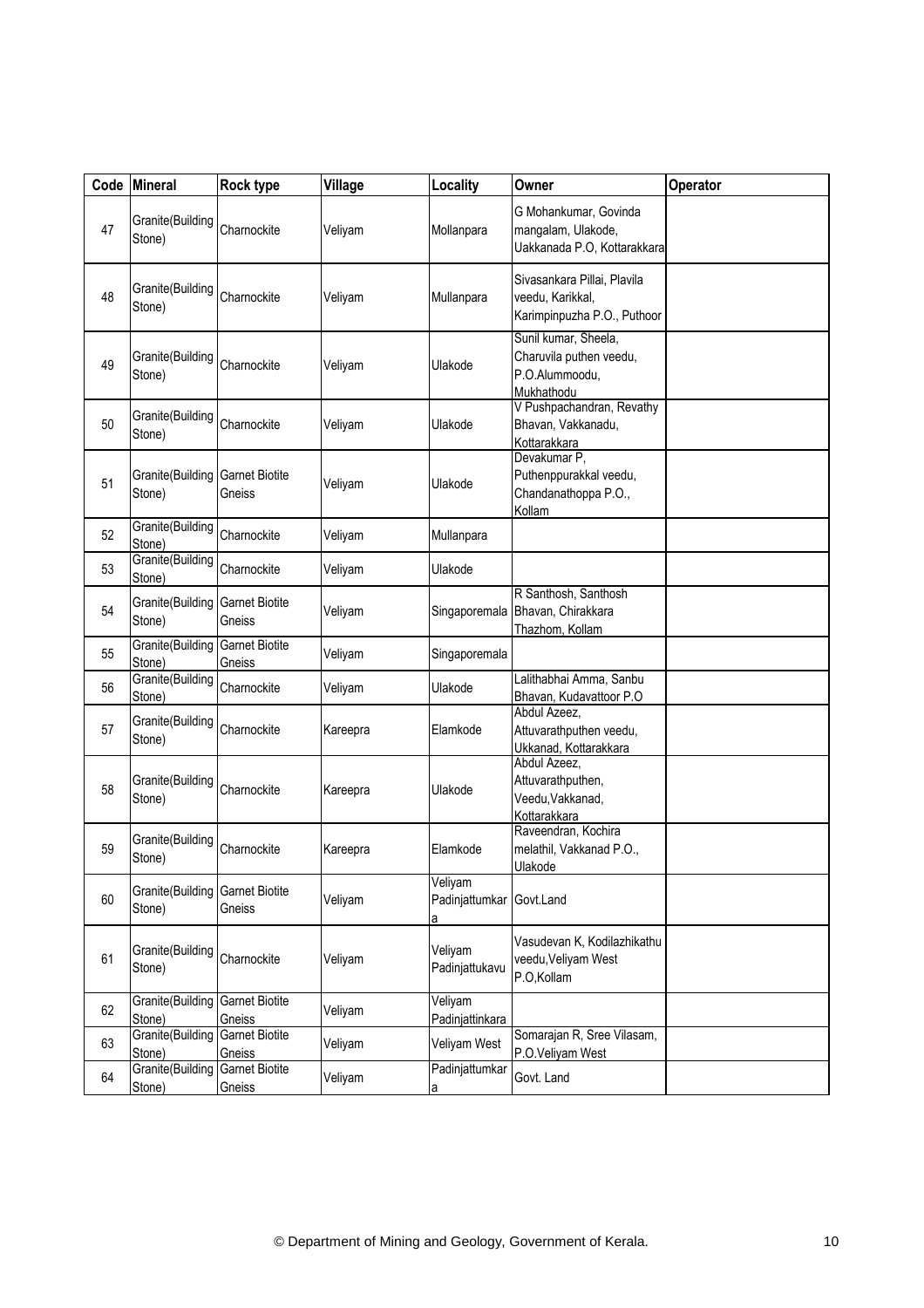| Code | Mineral | Rock type | Village | Locality | Owner | Operator |
|---|---|---|---|---|---|---|
| 47 | Granite(Building Stone) | Charnockite | Veliyam | Mollanpara | G Mohankumar, Govinda mangalam, Ulakode, Uakkanada P.O, Kottarakkara | |
| 48 | Granite(Building Stone) | Charnockite | Veliyam | Mullanpara | Sivasankara Pillai, Plavila veedu, Karikkal, Karimpinpuzha P.O., Puthoor | |
| 49 | Granite(Building Stone) | Charnockite | Veliyam | Ulakode | Sunil kumar, Sheela, Charuvila puthen veedu, P.O.Alummoodu, Mukhathodu | |
| 50 | Granite(Building Stone) | Charnockite | Veliyam | Ulakode | V Pushpachandran, Revathy Bhavan, Vakkanadu, Kottarakkara | |
| 51 | Granite(Building Stone) | Garnet Biotite Gneiss | Veliyam | Ulakode | Devakumar P, Puthenppurakkal veedu, Chandanathoppa P.O., Kollam | |
| 52 | Granite(Building Stone) | Charnockite | Veliyam | Mullanpara | | |
| 53 | Granite(Building Stone) | Charnockite | Veliyam | Ulakode | | |
| 54 | Granite(Building Stone) | Garnet Biotite Gneiss | Veliyam | Singaporemala | R Santhosh, Santhosh Bhavan, Chirakkara Thazhom, Kollam | |
| 55 | Granite(Building Stone) | Garnet Biotite Gneiss | Veliyam | Singaporemala | | |
| 56 | Granite(Building Stone) | Charnockite | Veliyam | Ulakode | Lalithabhai Amma, Sanbu Bhavan, Kudavattoor P.O | |
| 57 | Granite(Building Stone) | Charnockite | Kareepra | Elamkode | Abdul Azeez, Attuvarathputhen veedu, Ukkanad, Kottarakkara | |
| 58 | Granite(Building Stone) | Charnockite | Kareepra | Ulakode | Abdul Azeez, Attuvarathputhen, Veedu,Vakkanad, Kottarakkara | |
| 59 | Granite(Building Stone) | Charnockite | Kareepra | Elamkode | Raveendran, Kochira melathil, Vakkanad P.O., Ulakode | |
| 60 | Granite(Building Stone) | Garnet Biotite Gneiss | Veliyam | Veliyam Padinjattumkara | Govt.Land | |
| 61 | Granite(Building Stone) | Charnockite | Veliyam | Veliyam Padinjattukavu | Vasudevan K, Kodilazhikathu veedu,Veliyam West P.O,Kollam | |
| 62 | Granite(Building Stone) | Garnet Biotite Gneiss | Veliyam | Veliyam Padinjattinkara | | |
| 63 | Granite(Building Stone) | Garnet Biotite Gneiss | Veliyam | Veliyam West | Somarajan R, Sree Vilasam, P.O.Veliyam West | |
| 64 | Granite(Building Stone) | Garnet Biotite Gneiss | Veliyam | Padinjattumkara | Govt. Land | |

© Department of Mining and Geology, Government of Kerala.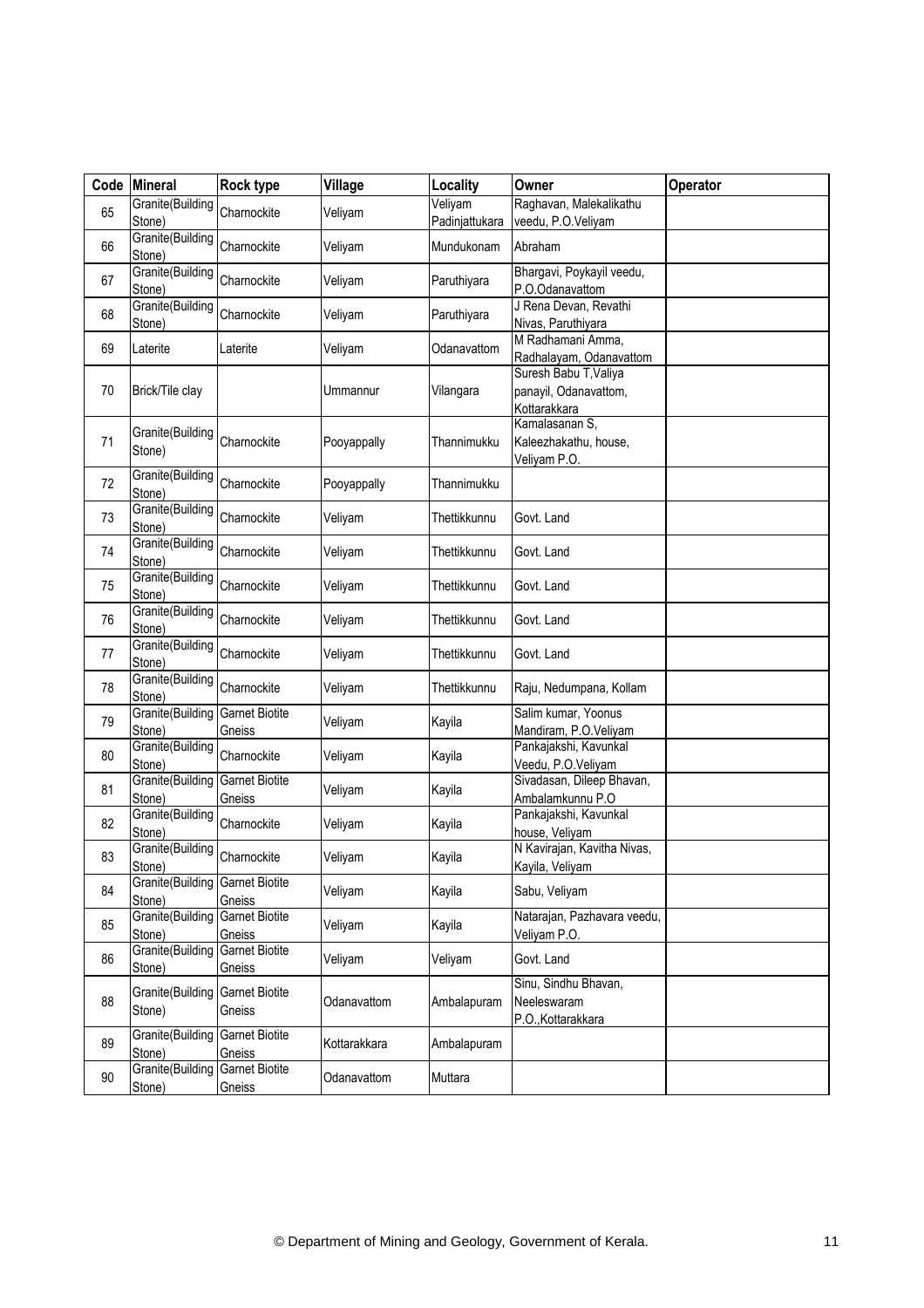| Code | Mineral | Rock type | Village | Locality | Owner | Operator |
|---|---|---|---|---|---|---|
| 65 | Granite(Building Stone) | Charnockite | Veliyam | Veliyam Padinjattukara | Raghavan, Malekalikathu veedu, P.O.Veliyam | |
| 66 | Granite(Building Stone) | Charnockite | Veliyam | Mundukonam | Abraham | |
| 67 | Granite(Building Stone) | Charnockite | Veliyam | Paruthiyara | Bhargavi, Poykayil veedu, P.O.Odanavattom | |
| 68 | Granite(Building Stone) | Charnockite | Veliyam | Paruthiyara | J Rena Devan, Revathi Nivas, Paruthiyara | |
| 69 | Laterite | Laterite | Veliyam | Odanavattom | M Radhamani Amma, Radhalayam, Odanavattom | |
| 70 | Brick/Tile clay | | Ummannur | Vilangara | Suresh Babu T,Valiya panayil, Odanavattom, Kottarakkara | |
| 71 | Granite(Building Stone) | Charnockite | Pooyappally | Thannimukku | Kamalasanan S, Kaleezhakathu, house, Veliyam P.O. | |
| 72 | Granite(Building Stone) | Charnockite | Pooyappally | Thannimukku | | |
| 73 | Granite(Building Stone) | Charnockite | Veliyam | Thettikkunnu | Govt. Land | |
| 74 | Granite(Building Stone) | Charnockite | Veliyam | Thettikkunnu | Govt. Land | |
| 75 | Granite(Building Stone) | Charnockite | Veliyam | Thettikkunnu | Govt. Land | |
| 76 | Granite(Building Stone) | Charnockite | Veliyam | Thettikkunnu | Govt. Land | |
| 77 | Granite(Building Stone) | Charnockite | Veliyam | Thettikkunnu | Govt. Land | |
| 78 | Granite(Building Stone) | Charnockite | Veliyam | Thettikkunnu | Raju, Nedumpana, Kollam | |
| 79 | Granite(Building Stone) | Garnet Biotite Gneiss | Veliyam | Kayila | Salim kumar, Yoonus Mandiram, P.O.Veliyam | |
| 80 | Granite(Building Stone) | Charnockite | Veliyam | Kayila | Pankajakshi, Kavunkal Veedu, P.O.Veliyam | |
| 81 | Granite(Building Stone) | Garnet Biotite Gneiss | Veliyam | Kayila | Sivadasan, Dileep Bhavan, Ambalamkunnu P.O | |
| 82 | Granite(Building Stone) | Charnockite | Veliyam | Kayila | Pankajakshi, Kavunkal house, Veliyam | |
| 83 | Granite(Building Stone) | Charnockite | Veliyam | Kayila | N Kavirajan, Kavitha Nivas, Kayila, Veliyam | |
| 84 | Granite(Building Stone) | Garnet Biotite Gneiss | Veliyam | Kayila | Sabu, Veliyam | |
| 85 | Granite(Building Stone) | Garnet Biotite Gneiss | Veliyam | Kayila | Natarajan, Pazhavara veedu, Veliyam P.O. | |
| 86 | Granite(Building Stone) | Garnet Biotite Gneiss | Veliyam | Veliyam | Govt. Land | |
| 88 | Granite(Building Stone) | Garnet Biotite Gneiss | Odanavattom | Ambalapuram | Sinu, Sindhu Bhavan, Neeleswaram P.O.,Kottarakkara | |
| 89 | Granite(Building Stone) | Garnet Biotite Gneiss | Kottarakkara | Ambalapuram | | |
| 90 | Granite(Building Stone) | Garnet Biotite Gneiss | Odanavattom | Muttara | | |

© Department of Mining and Geology, Government of Kerala.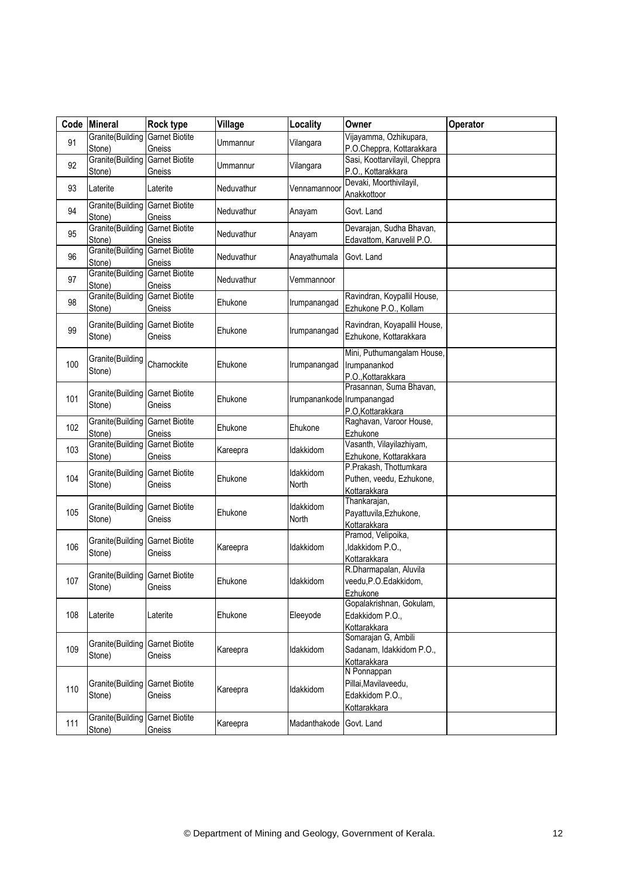| Code | Mineral | Rock type | Village | Locality | Owner | Operator |
|---|---|---|---|---|---|---|
| 91 | Granite(Building Stone) | Garnet Biotite Gneiss | Ummannur | Vilangara | Vijayamma, Ozhikupara, P.O.Cheppra, Kottarakkara | |
| 92 | Granite(Building Stone) | Garnet Biotite Gneiss | Ummannur | Vilangara | Sasi, Koottarvilayil, Cheppra P.O., Kottarakkara | |
| 93 | Laterite | Laterite | Neduvathur | Vennamannoor | Devaki, Moorthivilayil, Anakkottoor | |
| 94 | Granite(Building Stone) | Garnet Biotite Gneiss | Neduvathur | Anayam | Govt. Land | |
| 95 | Granite(Building Stone) | Garnet Biotite Gneiss | Neduvathur | Anayam | Devarajan, Sudha Bhavan, Edavattom, Karuvelil P.O. | |
| 96 | Granite(Building Stone) | Garnet Biotite Gneiss | Neduvathur | Anayathumala | Govt. Land | |
| 97 | Granite(Building Stone) | Garnet Biotite Gneiss | Neduvathur | Vemmannoor | | |
| 98 | Granite(Building Stone) | Garnet Biotite Gneiss | Ehukone | Irumpanangad | Ravindran, Koypallil House, Ezhukone P.O., Kollam | |
| 99 | Granite(Building Stone) | Garnet Biotite Gneiss | Ehukone | Irumpanangad | Ravindran, Koyapallil House, Ezhukone, Kottarakkara | |
| 100 | Granite(Building Stone) | Charnockite | Ehukone | Irumpanangad | Mini, Puthumangalam House, Irumpanankod P.O.,Kottarakkara | |
| 101 | Granite(Building Stone) | Garnet Biotite Gneiss | Ehukone | Irumpanankode | Prasannan, Suma Bhavan, Irumpanangad P.O,Kottarakkara | |
| 102 | Granite(Building Stone) | Garnet Biotite Gneiss | Ehukone | Ehukone | Raghavan, Varoor House, Ezhukone | |
| 103 | Granite(Building Stone) | Garnet Biotite Gneiss | Kareepra | Idakkidom | Vasanth, Vilayilazhiyam, Ezhukone, Kottarakkara | |
| 104 | Granite(Building Stone) | Garnet Biotite Gneiss | Ehukone | Idakkidom North | P.Prakash, Thottumkara Puthen, veedu, Ezhukone, Kottarakkara | |
| 105 | Granite(Building Stone) | Garnet Biotite Gneiss | Ehukone | Idakkidom North | Thankarajan, Payattuvila,Ezhukone, Kottarakkara | |
| 106 | Granite(Building Stone) | Garnet Biotite Gneiss | Kareepra | Idakkidom | Pramod, Velipoika, ,Idakkidom P.O., Kottarakkara | |
| 107 | Granite(Building Stone) | Garnet Biotite Gneiss | Ehukone | Idakkidom | R.Dharmapalan, Aluvila veedu,P.O.Edakkidom, Ezhukone | |
| 108 | Laterite | Laterite | Ehukone | Eleeyode | Gopalakrishnan, Gokulam, Edakkidom P.O., Kottarakkara | |
| 109 | Granite(Building Stone) | Garnet Biotite Gneiss | Kareepra | Idakkidom | Somarajan G, Ambili Sadanam, Idakkidom P.O., Kottarakkara | |
| 110 | Granite(Building Stone) | Garnet Biotite Gneiss | Kareepra | Idakkidom | N Ponnappan Pillai,Mavilaveedu, Edakkidom P.O., Kottarakkara | |
| 111 | Granite(Building Stone) | Garnet Biotite Gneiss | Kareepra | Madanthakode | Govt. Land | |

© Department of Mining and Geology, Government of Kerala.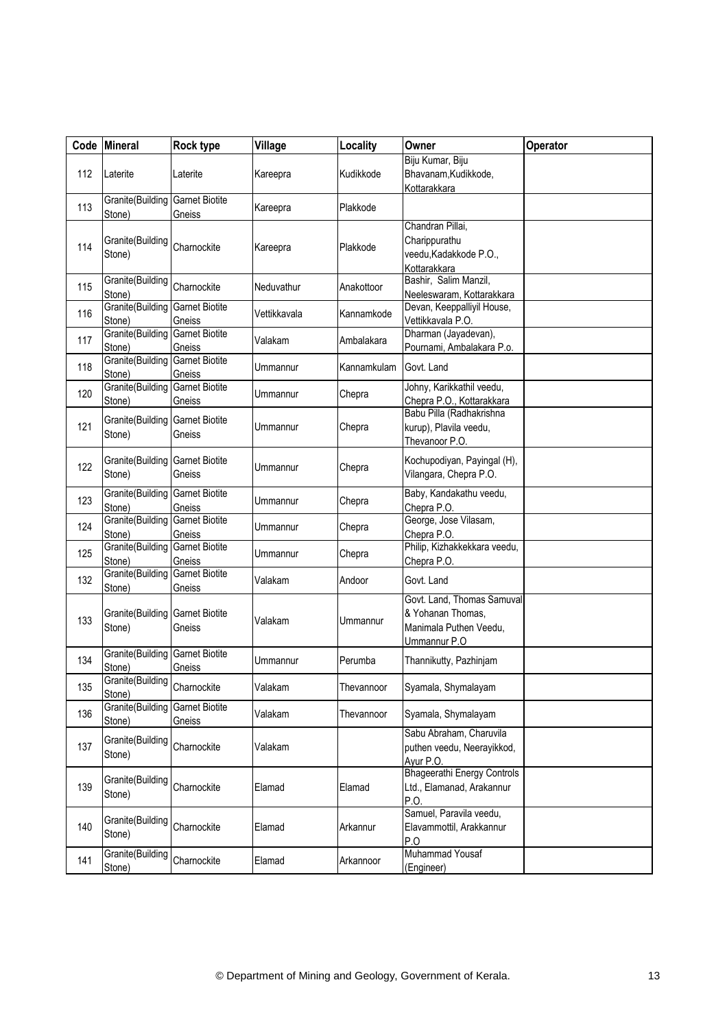| Code | Mineral | Rock type | Village | Locality | Owner | Operator |
|---|---|---|---|---|---|---|
| 112 | Laterite | Laterite | Kareepra | Kudikkode | Biju Kumar, Biju Bhavanam,Kudikkode, Kottarakkara | |
| 113 | Granite(Building Stone) | Garnet Biotite Gneiss | Kareepra | Plakkode | | |
| 114 | Granite(Building Stone) | Charnockite | Kareepra | Plakkode | Chandran Pillai, Charippurathu veedu,Kadakkode P.O., Kottarakkara | |
| 115 | Granite(Building Stone) | Charnockite | Neduvathur | Anakottoor | Bashir, Salim Manzil, Neeleswaram, Kottarakkara | |
| 116 | Granite(Building Stone) | Garnet Biotite Gneiss | Vettikkavala | Kannamkode | Devan, Keeppalliyil House, Vettikkavala P.O. | |
| 117 | Granite(Building Stone) | Garnet Biotite Gneiss | Valakam | Ambalakara | Dharman (Jayadevan), Pournami, Ambalakara P.o. | |
| 118 | Granite(Building Stone) | Garnet Biotite Gneiss | Ummannur | Kannamkulam | Govt. Land | |
| 120 | Granite(Building Stone) | Garnet Biotite Gneiss | Ummannur | Chepra | Johny, Karikkathil veedu, Chepra P.O., Kottarakkara | |
| 121 | Granite(Building Stone) | Garnet Biotite Gneiss | Ummannur | Chepra | Babu Pilla (Radhakrishna kurup), Plavila veedu, Thevanoor P.O. | |
| 122 | Granite(Building Stone) | Garnet Biotite Gneiss | Ummannur | Chepra | Kochupodiyan, Payingal (H), Vilangara, Chepra P.O. | |
| 123 | Granite(Building Stone) | Garnet Biotite Gneiss | Ummannur | Chepra | Baby, Kandakathu veedu, Chepra P.O. | |
| 124 | Granite(Building Stone) | Garnet Biotite Gneiss | Ummannur | Chepra | George, Jose Vilasam, Chepra P.O. | |
| 125 | Granite(Building Stone) | Garnet Biotite Gneiss | Ummannur | Chepra | Philip, Kizhakkekkara veedu, Chepra P.O. | |
| 132 | Granite(Building Stone) | Garnet Biotite Gneiss | Valakam | Andoor | Govt. Land | |
| 133 | Granite(Building Stone) | Garnet Biotite Gneiss | Valakam | Ummannur | Govt. Land, Thomas Samuval & Yohanan Thomas, Manimala Puthen Veedu, Ummannur P.O | |
| 134 | Granite(Building Stone) | Garnet Biotite Gneiss | Ummannur | Perumba | Thannikutty, Pazhinjam | |
| 135 | Granite(Building Stone) | Charnockite | Valakam | Thevannoor | Syamala, Shymalayam | |
| 136 | Granite(Building Stone) | Garnet Biotite Gneiss | Valakam | Thevannoor | Syamala, Shymalayam | |
| 137 | Granite(Building Stone) | Charnockite | Valakam | | Sabu Abraham, Charuvila puthen veedu, Neerayikkod, Ayur P.O. | |
| 139 | Granite(Building Stone) | Charnockite | Elamad | Elamad | Bhageerathi Energy Controls Ltd., Elamanad, Arakannur P.O. | |
| 140 | Granite(Building Stone) | Charnockite | Elamad | Arkannur | Samuel, Paravila veedu, Elavammottil, Arakkannur P.O | |
| 141 | Granite(Building Stone) | Charnockite | Elamad | Arkannoor | Muhammad Yousaf (Engineer) | |

© Department of Mining and Geology, Government of Kerala.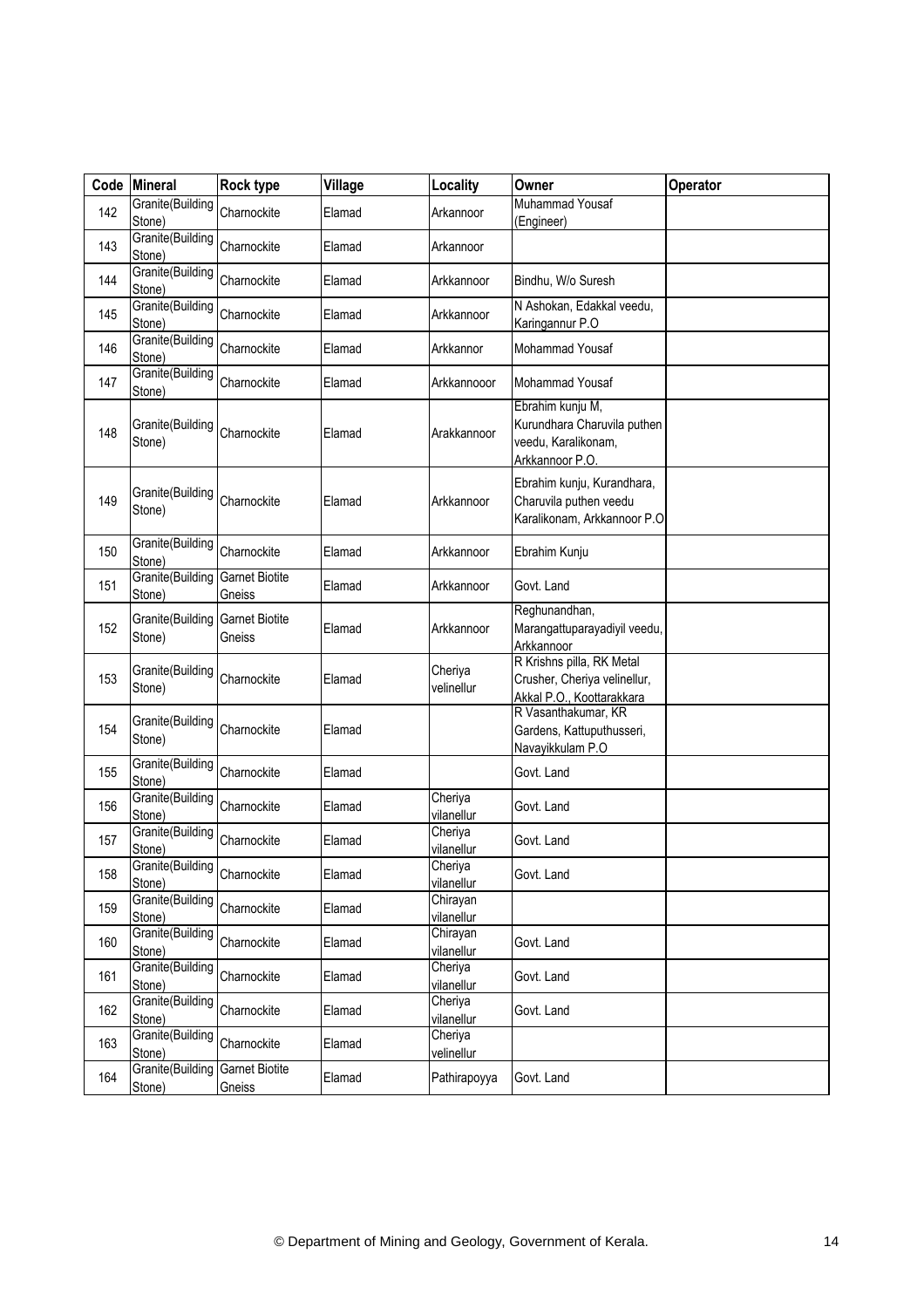| Code | Mineral | Rock type | Village | Locality | Owner | Operator |
|---|---|---|---|---|---|---|
| 142 | Granite(Building Stone) | Charnockite | Elamad | Arkannoor | Muhammad Yousaf (Engineer) | |
| 143 | Granite(Building Stone) | Charnockite | Elamad | Arkannoor | | |
| 144 | Granite(Building Stone) | Charnockite | Elamad | Arkkannoor | Bindhu, W/o Suresh | |
| 145 | Granite(Building Stone) | Charnockite | Elamad | Arkkannoor | N Ashokan, Edakkal veedu, Karingannur P.O | |
| 146 | Granite(Building Stone) | Charnockite | Elamad | Arkkannor | Mohammad Yousaf | |
| 147 | Granite(Building Stone) | Charnockite | Elamad | Arkkannooor | Mohammad Yousaf | |
| 148 | Granite(Building Stone) | Charnockite | Elamad | Arakkannoor | Ebrahim kunju M, Kurundhara Charuvila puthen veedu, Karalikonam, Arkkannoor P.O. | |
| 149 | Granite(Building Stone) | Charnockite | Elamad | Arkkannoor | Ebrahim kunju, Kurandhara, Charuvila puthen veedu Karalikonam, Arkkannoor P.O | |
| 150 | Granite(Building Stone) | Charnockite | Elamad | Arkkannoor | Ebrahim Kunju | |
| 151 | Granite(Building Stone) | Garnet Biotite Gneiss | Elamad | Arkkannoor | Govt. Land | |
| 152 | Granite(Building Stone) | Garnet Biotite Gneiss | Elamad | Arkkannoor | Reghunandhan, Marangattuparayadiyil veedu, Arkkannoor | |
| 153 | Granite(Building Stone) | Charnockite | Elamad | Cheriya velinellur | R Krishns pilla, RK Metal Crusher, Cheriya velinellur, Akkal P.O., Koottarakkara | |
| 154 | Granite(Building Stone) | Charnockite | Elamad | | R Vasanthakumar, KR Gardens, Kattuputhusseri, Navayikkulam P.O | |
| 155 | Granite(Building Stone) | Charnockite | Elamad | | Govt. Land | |
| 156 | Granite(Building Stone) | Charnockite | Elamad | Cheriya vilanellur | Govt. Land | |
| 157 | Granite(Building Stone) | Charnockite | Elamad | Cheriya vilanellur | Govt. Land | |
| 158 | Granite(Building Stone) | Charnockite | Elamad | Cheriya vilanellur | Govt. Land | |
| 159 | Granite(Building Stone) | Charnockite | Elamad | Chirayan vilanellur | | |
| 160 | Granite(Building Stone) | Charnockite | Elamad | Chirayan vilanellur | Govt. Land | |
| 161 | Granite(Building Stone) | Charnockite | Elamad | Cheriya vilanellur | Govt. Land | |
| 162 | Granite(Building Stone) | Charnockite | Elamad | Cheriya vilanellur | Govt. Land | |
| 163 | Granite(Building Stone) | Charnockite | Elamad | Cheriya velinellur | | |
| 164 | Granite(Building Stone) | Garnet Biotite Gneiss | Elamad | Pathirapoyya | Govt. Land | |

© Department of Mining and Geology, Government of Kerala.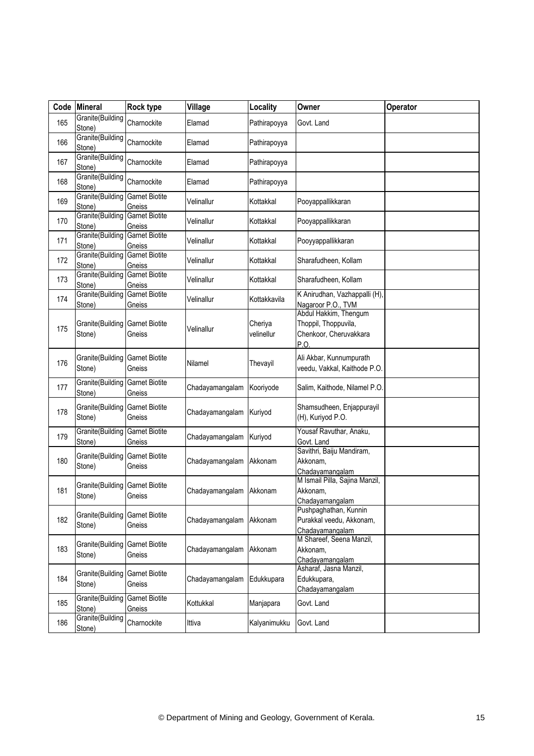| Code | Mineral | Rock type | Village | Locality | Owner | Operator |
|---|---|---|---|---|---|---|
| 165 | Granite(Building Stone) | Charnockite | Elamad | Pathirapoyya | Govt. Land | |
| 166 | Granite(Building Stone) | Charnockite | Elamad | Pathirapoyya | | |
| 167 | Granite(Building Stone) | Charnockite | Elamad | Pathirapoyya | | |
| 168 | Granite(Building Stone) | Charnockite | Elamad | Pathirapoyya | | |
| 169 | Granite(Building Stone) | Garnet Biotite Gneiss | Velinallur | Kottakkal | Pooyappallikkaran | |
| 170 | Granite(Building Stone) | Garnet Biotite Gneiss | Velinallur | Kottakkal | Pooyappallikkaran | |
| 171 | Granite(Building Stone) | Garnet Biotite Gneiss | Velinallur | Kottakkal | Pooyyappallikkaran | |
| 172 | Granite(Building Stone) | Garnet Biotite Gneiss | Velinallur | Kottakkal | Sharafudheen, Kollam | |
| 173 | Granite(Building Stone) | Garnet Biotite Gneiss | Velinallur | Kottakkal | Sharafudheen, Kollam | |
| 174 | Granite(Building Stone) | Garnet Biotite Gneiss | Velinallur | Kottakkavila | K Anirudhan, Vazhappalli (H), Nagaroor P.O., TVM | |
| 175 | Granite(Building Stone) | Garnet Biotite Gneiss | Velinallur | Cheriya velinellur | Abdul Hakkim, Thengum Thoppil, Thoppuvila, Chenkoor, Cheruvakkara P.O. | |
| 176 | Granite(Building Stone) | Garnet Biotite Gneiss | Nilamel | Thevayil | Ali Akbar, Kunnumpurath veedu, Vakkal, Kaithode P.O. | |
| 177 | Granite(Building Stone) | Garnet Biotite Gneiss | Chadayamangalam | Kooriyode | Salim, Kaithode, Nilamel P.O. | |
| 178 | Granite(Building Stone) | Garnet Biotite Gneiss | Chadayamangalam | Kuriyod | Shamsudheen, Enjappurayil (H), Kuriyod P.O. | |
| 179 | Granite(Building Stone) | Garnet Biotite Gneiss | Chadayamangalam | Kuriyod | Yousaf Ravuthar, Anaku, Govt. Land | |
| 180 | Granite(Building Stone) | Garnet Biotite Gneiss | Chadayamangalam | Akkonam | Savithri, Baiju Mandiram, Akkonam, Chadayamangalam | |
| 181 | Granite(Building Stone) | Garnet Biotite Gneiss | Chadayamangalam | Akkonam | M Ismail Pilla, Sajina Manzil, Akkonam, Chadayamangalam | |
| 182 | Granite(Building Stone) | Garnet Biotite Gneiss | Chadayamangalam | Akkonam | Pushpaghathan, Kunnin Purakkal veedu, Akkonam, Chadayamangalam | |
| 183 | Granite(Building Stone) | Garnet Biotite Gneiss | Chadayamangalam | Akkonam | M Shareef, Seena Manzil, Akkonam, Chadayamangalam | |
| 184 | Granite(Building Stone) | Garnet Biotite Gneiss | Chadayamangalam | Edukkupara | Asharaf, Jasna Manzil, Edukkupara, Chadayamangalam | |
| 185 | Granite(Building Stone) | Garnet Biotite Gneiss | Kottukkal | Manjapara | Govt. Land | |
| 186 | Granite(Building Stone) | Charnockite | Ittiva | Kalyanimukku | Govt. Land | |

© Department of Mining and Geology, Government of Kerala.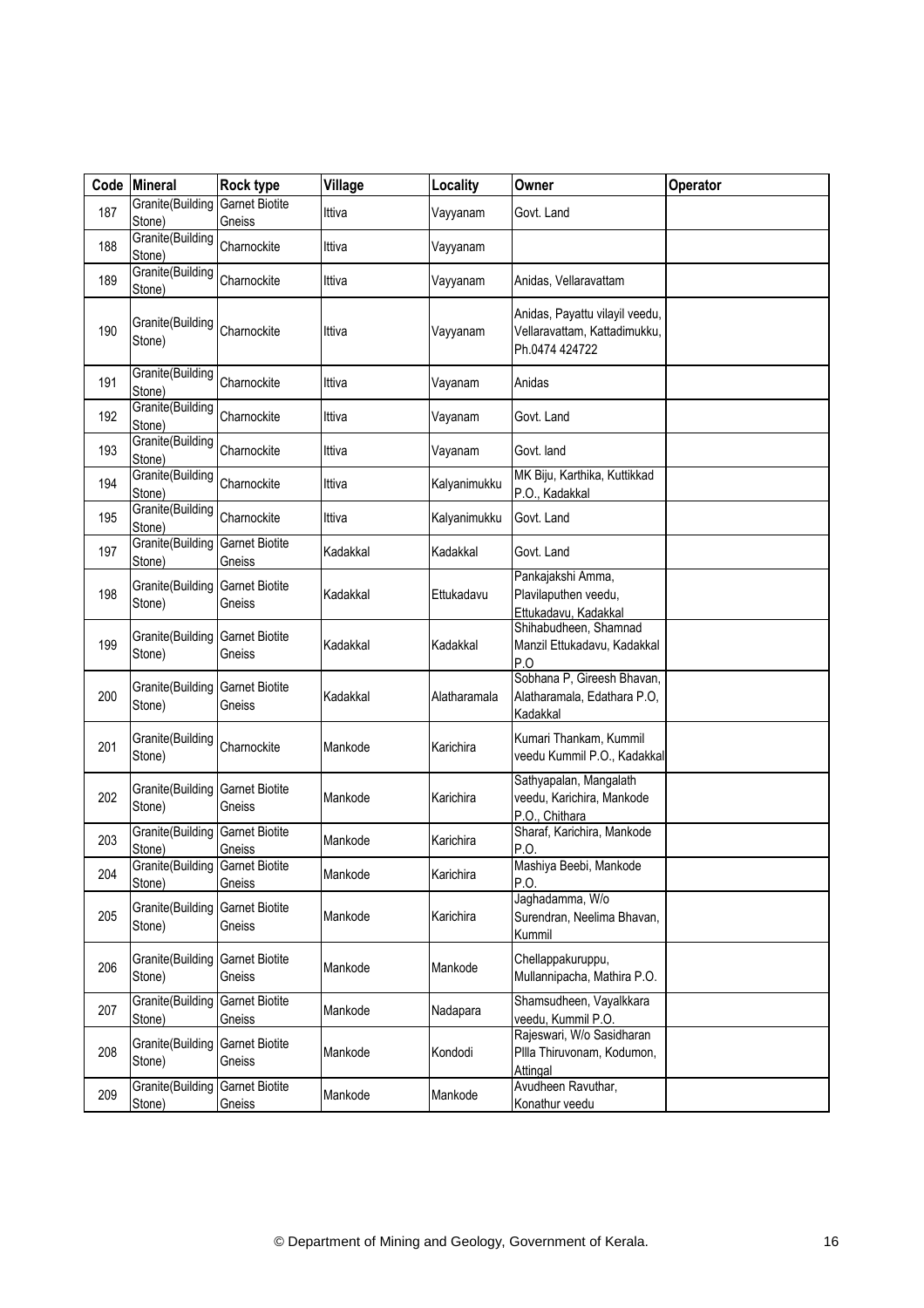| Code | Mineral | Rock type | Village | Locality | Owner | Operator |
|---|---|---|---|---|---|---|
| 187 | Granite(Building Stone) | Garnet Biotite Gneiss | Ittiva | Vayyanam | Govt. Land | |
| 188 | Granite(Building Stone) | Charnockite | Ittiva | Vayyanam | | |
| 189 | Granite(Building Stone) | Charnockite | Ittiva | Vayyanam | Anidas, Vellaravattam | |
| 190 | Granite(Building Stone) | Charnockite | Ittiva | Vayyanam | Anidas, Payattu vilayil veedu, Vellaravattam, Kattadimukku, Ph.0474 424722 | |
| 191 | Granite(Building Stone) | Charnockite | Ittiva | Vayanam | Anidas | |
| 192 | Granite(Building Stone) | Charnockite | Ittiva | Vayanam | Govt. Land | |
| 193 | Granite(Building Stone) | Charnockite | Ittiva | Vayanam | Govt. land | |
| 194 | Granite(Building Stone) | Charnockite | Ittiva | Kalyanimukku | MK Biju, Karthika, Kuttikkad P.O., Kadakkal | |
| 195 | Granite(Building Stone) | Charnockite | Ittiva | Kalyanimukku | Govt. Land | |
| 197 | Granite(Building Stone) | Garnet Biotite Gneiss | Kadakkal | Kadakkal | Govt. Land | |
| 198 | Granite(Building Stone) | Garnet Biotite Gneiss | Kadakkal | Ettukadavu | Pankajakshi Amma, Plavilaputhen veedu, Ettukadavu, Kadakkal | |
| 199 | Granite(Building Stone) | Garnet Biotite Gneiss | Kadakkal | Kadakkal | Shihabudheen, Shamnad Manzil Ettukadavu, Kadakkal P.O | |
| 200 | Granite(Building Stone) | Garnet Biotite Gneiss | Kadakkal | Alatharamala | Sobhana P, Gireesh Bhavan, Alatharamala, Edathara P.O, Kadakkal | |
| 201 | Granite(Building Stone) | Charnockite | Mankode | Karichira | Kumari Thankam, Kummil veedu Kummil P.O., Kadakkal | |
| 202 | Granite(Building Stone) | Garnet Biotite Gneiss | Mankode | Karichira | Sathyapalan, Mangalath veedu, Karichira, Mankode P.O., Chithara | |
| 203 | Granite(Building Stone) | Garnet Biotite Gneiss | Mankode | Karichira | Sharaf, Karichira, Mankode P.O. | |
| 204 | Granite(Building Stone) | Garnet Biotite Gneiss | Mankode | Karichira | Mashiya Beebi, Mankode P.O. | |
| 205 | Granite(Building Stone) | Garnet Biotite Gneiss | Mankode | Karichira | Jaghadamma, W/o Surendran, Neelima Bhavan, Kummil | |
| 206 | Granite(Building Stone) | Garnet Biotite Gneiss | Mankode | Mankode | Chellappakuruppu, Mullannipacha, Mathira P.O. | |
| 207 | Granite(Building Stone) | Garnet Biotite Gneiss | Mankode | Nadapara | Shamsudheen, Vayalkkara veedu, Kummil P.O. | |
| 208 | Granite(Building Stone) | Garnet Biotite Gneiss | Mankode | Kondodi | Rajeswari, W/o Sasidharan Pllla Thiruvonam, Kodumon, Attingal | |
| 209 | Granite(Building Stone) | Garnet Biotite Gneiss | Mankode | Mankode | Avudheen Ravuthar, Konathur veedu | |

© Department of Mining and Geology, Government of Kerala.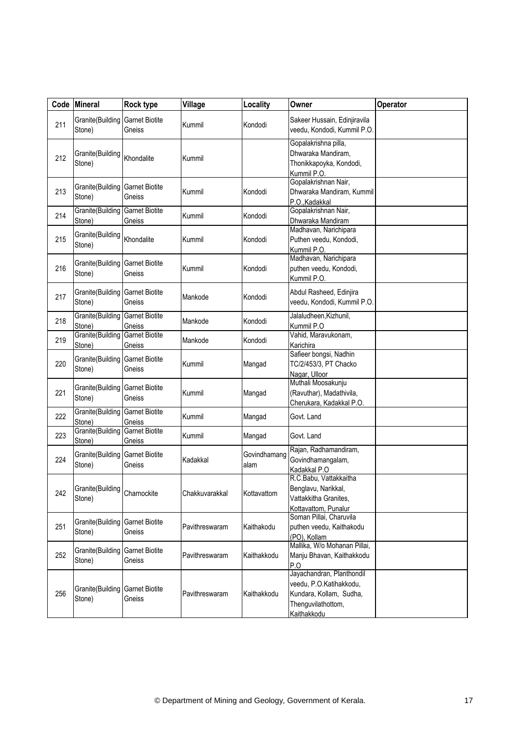| Code | Mineral | Rock type | Village | Locality | Owner | Operator |
|---|---|---|---|---|---|---|
| 211 | Granite(Building Stone) | Garnet Biotite Gneiss | Kummil | Kondodi | Sakeer Hussain, Edinjiravila veedu, Kondodi, Kummil P.O. | |
| 212 | Granite(Building Stone) | Khondalite | Kummil | | Gopalakrishna pilla, Dhwaraka Mandiram, Thonikkapoyka, Kondodi, Kummil P.O. | |
| 213 | Granite(Building Stone) | Garnet Biotite Gneiss | Kummil | Kondodi | Gopalakrishnan Nair, Dhwaraka Mandiram, Kummil P.O.,Kadakkal | |
| 214 | Granite(Building Stone) | Garnet Biotite Gneiss | Kummil | Kondodi | Gopalakrishnan Nair, Dhwaraka Mandiram | |
| 215 | Granite(Building Stone) | Khondalite | Kummil | Kondodi | Madhavan, Narichipara Puthen veedu, Kondodi, Kummil P.O. | |
| 216 | Granite(Building Stone) | Garnet Biotite Gneiss | Kummil | Kondodi | Madhavan, Narichipara puthen veedu, Kondodi, Kummil P.O. | |
| 217 | Granite(Building Stone) | Garnet Biotite Gneiss | Mankode | Kondodi | Abdul Rasheed, Edinjira veedu, Kondodi, Kummil P.O. | |
| 218 | Granite(Building Stone) | Garnet Biotite Gneiss | Mankode | Kondodi | Jalaludheen,Kizhunil, Kummil P.O | |
| 219 | Granite(Building Stone) | Garnet Biotite Gneiss | Mankode | Kondodi | Vahid, Maravukonam, Karichira | |
| 220 | Granite(Building Stone) | Garnet Biotite Gneiss | Kummil | Mangad | Safieer bongsi, Nadhin TC/2/453/3, PT Chacko Nagar, Ulloor | |
| 221 | Granite(Building Stone) | Garnet Biotite Gneiss | Kummil | Mangad | Muthali Moosakunju (Ravuthar), Madathivila, Cherukara, Kadakkal P.O. | |
| 222 | Granite(Building Stone) | Garnet Biotite Gneiss | Kummil | Mangad | Govt. Land | |
| 223 | Granite(Building Stone) | Garnet Biotite Gneiss | Kummil | Mangad | Govt. Land | |
| 224 | Granite(Building Stone) | Garnet Biotite Gneiss | Kadakkal | Govindhamangalam | Rajan, Radhamandiram, Govindhamangalam, Kadakkal P.O | |
| 242 | Granite(Building Stone) | Charnockite | Chakkuvarakkal | Kottavattom | R.C.Babu, Vattakkaitha Benglavu, Narikkal, Vattakkitha Granites, Kottavattom, Punalur | |
| 251 | Granite(Building Stone) | Garnet Biotite Gneiss | Pavithreswaram | Kaithakodu | Soman Pillai, Charuvila puthen veedu, Kaithakodu (PO), Kollam | |
| 252 | Granite(Building Stone) | Garnet Biotite Gneiss | Pavithreswaram | Kaithakkodu | Mallika, W/o Mohanan Pillai, Manju Bhavan, Kaithakkodu P.O | |
| 256 | Granite(Building Stone) | Garnet Biotite Gneiss | Pavithreswaram | Kaithakkodu | Jayachandran, Planthondil veedu, P.O.Katihakkodu, Kundara, Kollam, Sudha, Thenguvilathottom, Kaithakkodu | |

© Department of Mining and Geology, Government of Kerala.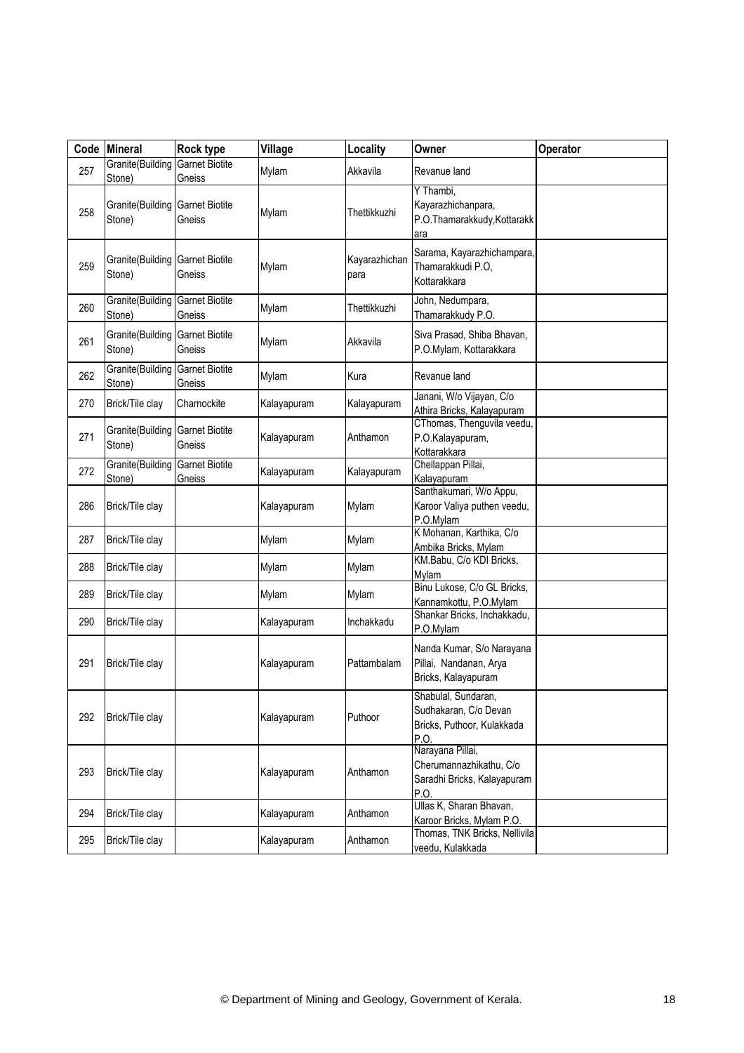| Code | Mineral | Rock type | Village | Locality | Owner | Operator |
|---|---|---|---|---|---|---|
| 257 | Granite(Building Stone) | Garnet Biotite Gneiss | Mylam | Akkavila | Revanue land | |
| 258 | Granite(Building Stone) | Garnet Biotite Gneiss | Mylam | Thettikkuzhi | Y Thambi, Kayarazhichanpara, P.O.Thamarakkudy,Kottarakkara | |
| 259 | Granite(Building Stone) | Garnet Biotite Gneiss | Mylam | Kayarazhichanpara | Sarama, Kayarazhichampara, Thamarakkudi P.O, Kottarakkara | |
| 260 | Granite(Building Stone) | Garnet Biotite Gneiss | Mylam | Thettikkuzhi | John, Nedumpara, Thamarakkudy P.O. | |
| 261 | Granite(Building Stone) | Garnet Biotite Gneiss | Mylam | Akkavila | Siva Prasad, Shiba Bhavan, P.O.Mylam, Kottarakkara | |
| 262 | Granite(Building Stone) | Garnet Biotite Gneiss | Mylam | Kura | Revanue land | |
| 270 | Brick/Tile clay | Charnockite | Kalayapuram | Kalayapuram | Janani, W/o Vijayan, C/o Athira Bricks, Kalayapuram | |
| 271 | Granite(Building Stone) | Garnet Biotite Gneiss | Kalayapuram | Anthamon | CThomas, Thenguvila veedu, P.O.Kalayapuram, Kottarakkara | |
| 272 | Granite(Building Stone) | Garnet Biotite Gneiss | Kalayapuram | Kalayapuram | Chellappan Pillai, Kalayapuram | |
| 286 | Brick/Tile clay | | Kalayapuram | Mylam | Santhakumari, W/o Appu, Karoor Valiya puthen veedu, P.O.Mylam | |
| 287 | Brick/Tile clay | | Mylam | Mylam | K Mohanan, Karthika, C/o Ambika Bricks, Mylam | |
| 288 | Brick/Tile clay | | Mylam | Mylam | KM.Babu, C/o KDI Bricks, Mylam | |
| 289 | Brick/Tile clay | | Mylam | Mylam | Binu Lukose, C/o GL Bricks, Kannamkottu, P.O.Mylam | |
| 290 | Brick/Tile clay | | Kalayapuram | Inchakkadu | Shankar Bricks, Inchakkadu, P.O.Mylam | |
| 291 | Brick/Tile clay | | Kalayapuram | Pattambalam | Nanda Kumar, S/o Narayana Pillai, Nandanan, Arya Bricks, Kalayapuram | |
| 292 | Brick/Tile clay | | Kalayapuram | Puthoor | Shabulal, Sundaran, Sudhakaran, C/o Devan Bricks, Puthoor, Kulakkada P.O. | |
| 293 | Brick/Tile clay | | Kalayapuram | Anthamon | Narayana Pillai, Cherumannazhikathu, C/o Saradhi Bricks, Kalayapuram P.O. | |
| 294 | Brick/Tile clay | | Kalayapuram | Anthamon | Ullas K, Sharan Bhavan, Karoor Bricks, Mylam P.O. | |
| 295 | Brick/Tile clay | | Kalayapuram | Anthamon | Thomas, TNK Bricks, Nellivila veedu, Kulakkada | |

© Department of Mining and Geology, Government of Kerala.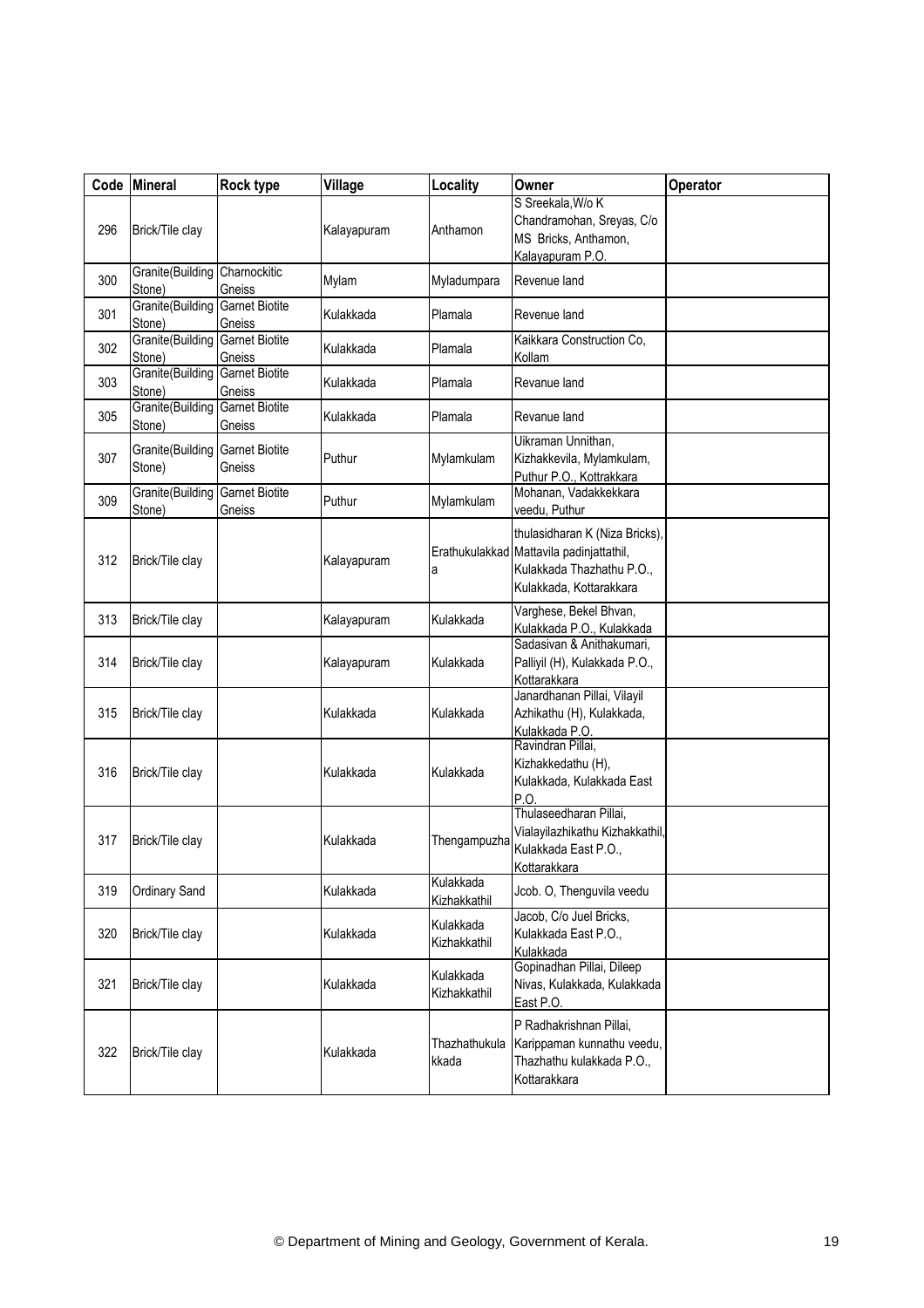| Code | Mineral | Rock type | Village | Locality | Owner | Operator |
|---|---|---|---|---|---|---|
| 296 | Brick/Tile clay | | Kalayapuram | Anthamon | S Sreekala,W/o K Chandramohan, Sreyas, C/o MS Bricks, Anthamon, Kalayapuram P.O. | |
| 300 | Granite(Building Stone) | Charnockitic Gneiss | Mylam | Myladumpara | Revenue land | |
| 301 | Granite(Building Stone) | Garnet Biotite Gneiss | Kulakkada | Plamala | Revenue land | |
| 302 | Granite(Building Stone) | Garnet Biotite Gneiss | Kulakkada | Plamala | Kaikkara Construction Co, Kollam | |
| 303 | Granite(Building Stone) | Garnet Biotite Gneiss | Kulakkada | Plamala | Revanue land | |
| 305 | Granite(Building Stone) | Garnet Biotite Gneiss | Kulakkada | Plamala | Revanue land | |
| 307 | Granite(Building Stone) | Garnet Biotite Gneiss | Puthur | Mylamkulam | Uikraman Unnithan, Kizhakkevila, Mylamkulam, Puthur P.O., Kottrakkara | |
| 309 | Granite(Building Stone) | Garnet Biotite Gneiss | Puthur | Mylamkulam | Mohanan, Vadakkekkara veedu, Puthur | |
| 312 | Brick/Tile clay | | Kalayapuram | Erathukulakkada | thulasidharan K (Niza Bricks), Mattavila padinjattathil, Kulakkada Thazhathu P.O., Kulakkada, Kottarakkara | |
| 313 | Brick/Tile clay | | Kalayapuram | Kulakkada | Varghese, Bekel Bhvan, Kulakkada P.O., Kulakkada | |
| 314 | Brick/Tile clay | | Kalayapuram | Kulakkada | Sadasivan & Anithakumari, Palliyil (H), Kulakkada P.O., Kottarakkara | |
| 315 | Brick/Tile clay | | Kulakkada | Kulakkada | Janardhanan Pillai, Vilayil Azhikathu (H), Kulakkada, Kulakkada P.O. | |
| 316 | Brick/Tile clay | | Kulakkada | Kulakkada | Ravindran Pillai, Kizhakkedathu (H), Kulakkada, Kulakkada East P.O. | |
| 317 | Brick/Tile clay | | Kulakkada | Thengampuzha | Thulaseedharan Pillai, Vialayilazhikathu Kizhakkathil, Kulakkada East P.O., Kottarakkara | |
| 319 | Ordinary Sand | | Kulakkada | Kulakkada Kizhakkathil | Jcob. O, Thenguvila veedu | |
| 320 | Brick/Tile clay | | Kulakkada | Kulakkada Kizhakkathil | Jacob, C/o Juel Bricks, Kulakkada East P.O., Kulakkada | |
| 321 | Brick/Tile clay | | Kulakkada | Kulakkada Kizhakkathil | Gopinadhan Pillai, Dileep Nivas, Kulakkada, Kulakkada East P.O. | |
| 322 | Brick/Tile clay | | Kulakkada | Thazhathukulakkada | P Radhakrishnan Pillai, Karippaman kunnathu veedu, Thazhathu kulakkada P.O., Kottarakkara | |

© Department of Mining and Geology, Government of Kerala.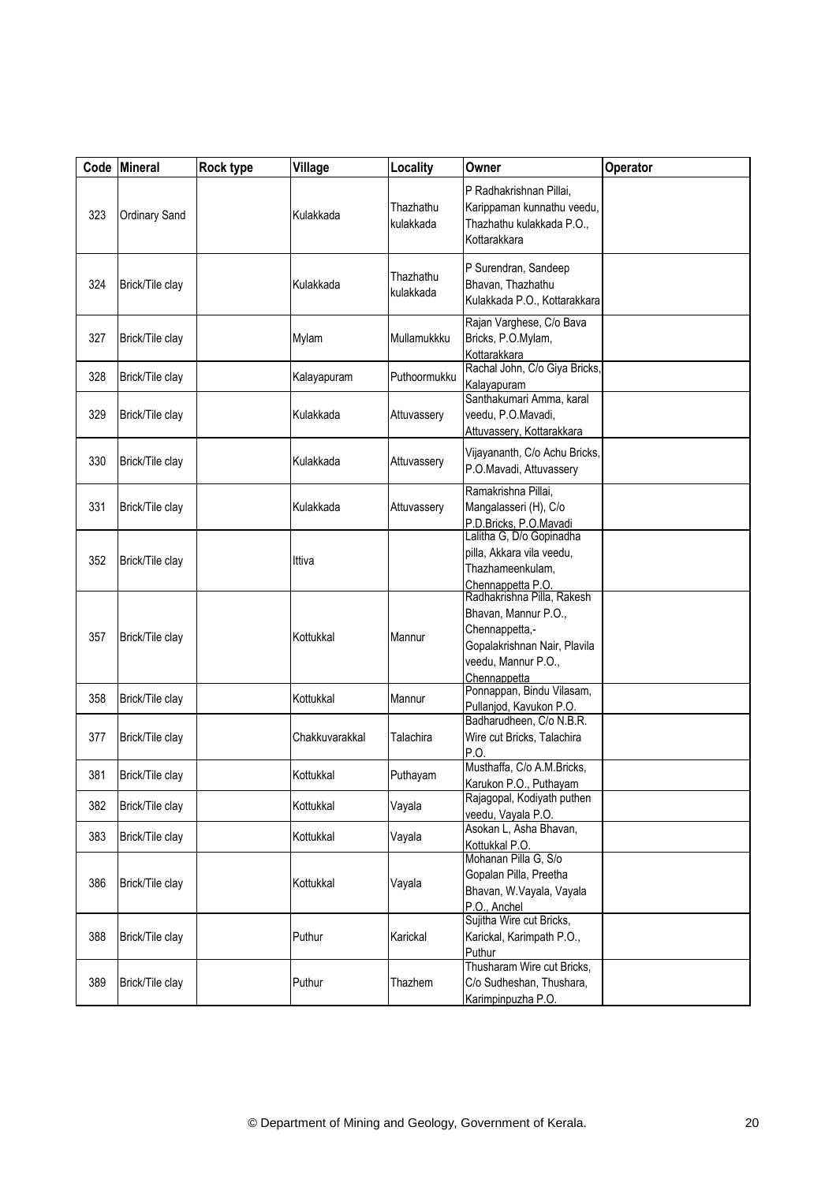| Code | Mineral | Rock type | Village | Locality | Owner | Operator |
|---|---|---|---|---|---|---|
| 323 | Ordinary Sand | | Kulakkada | Thazhathu kulakkada | P Radhakrishnan Pillai, Karippaman kunnathu veedu, Thazhathu kulakkada P.O., Kottarakkara | |
| 324 | Brick/Tile clay | | Kulakkada | Thazhathu kulakkada | P Surendran, Sandeep Bhavan, Thazhathu Kulakkada P.O., Kottarakkara | |
| 327 | Brick/Tile clay | | Mylam | Mullamukkku | Rajan Varghese, C/o Bava Bricks, P.O.Mylam, Kottarakkara | |
| 328 | Brick/Tile clay | | Kalayapuram | Puthoormukku | Rachal John, C/o Giya Bricks, Kalayapuram | |
| 329 | Brick/Tile clay | | Kulakkada | Attuvassery | Santhakumari Amma, karal veedu, P.O.Mavadi, Attuvassery, Kottarakkara | |
| 330 | Brick/Tile clay | | Kulakkada | Attuvassery | Vijayananth, C/o Achu Bricks, P.O.Mavadi, Attuvassery | |
| 331 | Brick/Tile clay | | Kulakkada | Attuvassery | Ramakrishna Pillai, Mangalasseri (H), C/o P.D.Bricks, P.O.Mavadi | |
| 352 | Brick/Tile clay | | Ittiva | | Lalitha G, D/o Gopinadha pilla, Akkara vila veedu, Thazhameenkulam, Chennappetta P.O. | |
| 357 | Brick/Tile clay | | Kottukkal | Mannur | Radhakrishna Pilla, Rakesh Bhavan, Mannur P.O., Chennappetta,- Gopalakrishnan Nair, Plavila veedu, Mannur P.O., Chennappetta | |
| 358 | Brick/Tile clay | | Kottukkal | Mannur | Ponnappan, Bindu Vilasam, Pullanjod, Kavukon P.O. | |
| 377 | Brick/Tile clay | | Chakkuvarakkal | Talachira | Badharudheen, C/o N.B.R. Wire cut Bricks, Talachira P.O. | |
| 381 | Brick/Tile clay | | Kottukkal | Puthayam | Musthaffa, C/o A.M.Bricks, Karukon P.O., Puthayam | |
| 382 | Brick/Tile clay | | Kottukkal | Vayala | Rajagopal, Kodiyath puthen veedu, Vayala P.O. | |
| 383 | Brick/Tile clay | | Kottukkal | Vayala | Asokan L, Asha Bhavan, Kottukkal P.O. | |
| 386 | Brick/Tile clay | | Kottukkal | Vayala | Mohanan Pilla G, S/o Gopalan Pilla, Preetha Bhavan, W.Vayala, Vayala P.O., Anchel | |
| 388 | Brick/Tile clay | | Puthur | Karickal | Sujitha Wire cut Bricks, Karickal, Karimpath P.O., Puthur | |
| 389 | Brick/Tile clay | | Puthur | Thazhem | Thusharam Wire cut Bricks, C/o Sudheshan, Thushara, Karimpinpuzha P.O. | |

© Department of Mining and Geology, Government of Kerala.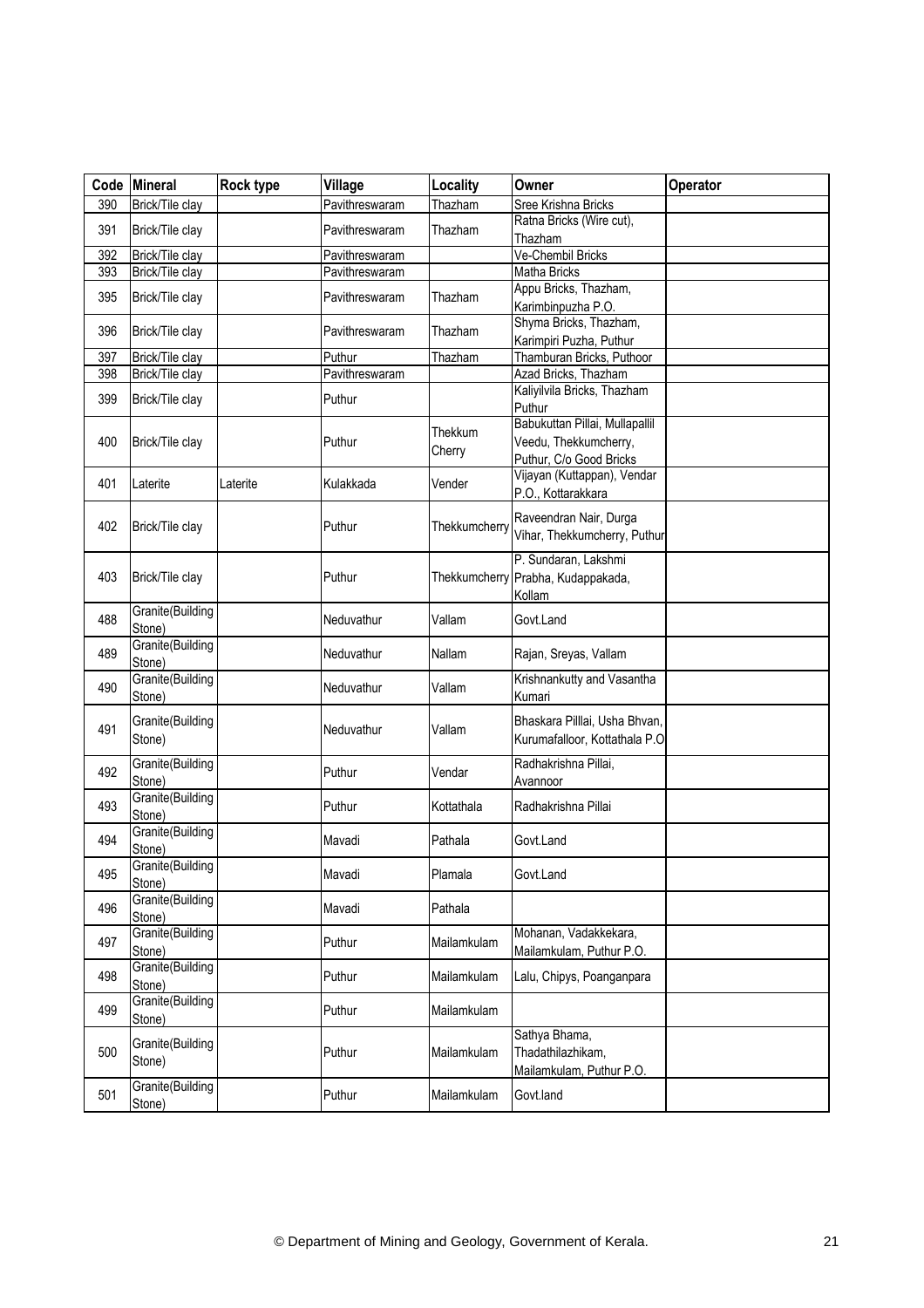| Code | Mineral | Rock type | Village | Locality | Owner | Operator |
|---|---|---|---|---|---|---|
| 390 | Brick/Tile clay | | Pavithreswaram | Thazham | Sree Krishna Bricks | |
| 391 | Brick/Tile clay | | Pavithreswaram | Thazham | Ratna Bricks (Wire cut), Thazham | |
| 392 | Brick/Tile clay | | Pavithreswaram | | Ve-Chembil Bricks | |
| 393 | Brick/Tile clay | | Pavithreswaram | | Matha Bricks | |
| 395 | Brick/Tile clay | | Pavithreswaram | Thazham | Appu Bricks, Thazham, Karimbinpuzha P.O. | |
| 396 | Brick/Tile clay | | Pavithreswaram | Thazham | Shyma Bricks, Thazham, Karimpiri Puzha, Puthur | |
| 397 | Brick/Tile clay | | Puthur | Thazham | Thamburan Bricks, Puthoor | |
| 398 | Brick/Tile clay | | Pavithreswaram | | Azad Bricks, Thazham | |
| 399 | Brick/Tile clay | | Puthur | | Kaliyilvila Bricks, Thazham Puthur | |
| 400 | Brick/Tile clay | | Puthur | Thekkum Cherry | Babukuttan Pillai, Mullapallil Veedu, Thekkumcherry, Puthur, C/o Good Bricks | |
| 401 | Laterite | Laterite | Kulakkada | Vender | Vijayan (Kuttappan), Vendar P.O., Kottarakkara | |
| 402 | Brick/Tile clay | | Puthur | Thekkumcherry | Raveendran Nair, Durga Vihar, Thekkumcherry, Puthur | |
| 403 | Brick/Tile clay | | Puthur | Thekkumcherry | P. Sundaran, Lakshmi Prabha, Kudappakada, Kollam | |
| 488 | Granite(Building Stone) | | Neduvathur | Vallam | Govt.Land | |
| 489 | Granite(Building Stone) | | Neduvathur | Nallam | Rajan, Sreyas, Vallam | |
| 490 | Granite(Building Stone) | | Neduvathur | Vallam | Krishnankutty and Vasantha Kumari | |
| 491 | Granite(Building Stone) | | Neduvathur | Vallam | Bhaskara Pilllai, Usha Bhvan, Kurumafalloor, Kottathala P.O | |
| 492 | Granite(Building Stone) | | Puthur | Vendar | Radhakrishna Pillai, Avannoor | |
| 493 | Granite(Building Stone) | | Puthur | Kottathala | Radhakrishna Pillai | |
| 494 | Granite(Building Stone) | | Mavadi | Pathala | Govt.Land | |
| 495 | Granite(Building Stone) | | Mavadi | Plamala | Govt.Land | |
| 496 | Granite(Building Stone) | | Mavadi | Pathala | | |
| 497 | Granite(Building Stone) | | Puthur | Mailamkulam | Mohanan, Vadakkekara, Mailamkulam, Puthur P.O. | |
| 498 | Granite(Building Stone) | | Puthur | Mailamkulam | Lalu, Chipys, Poanganpara | |
| 499 | Granite(Building Stone) | | Puthur | Mailamkulam | | |
| 500 | Granite(Building Stone) | | Puthur | Mailamkulam | Sathya Bhama, Thadathilazhikam, Mailamkulam, Puthur P.O. | |
| 501 | Granite(Building Stone) | | Puthur | Mailamkulam | Govt.land | |

© Department of Mining and Geology, Government of Kerala.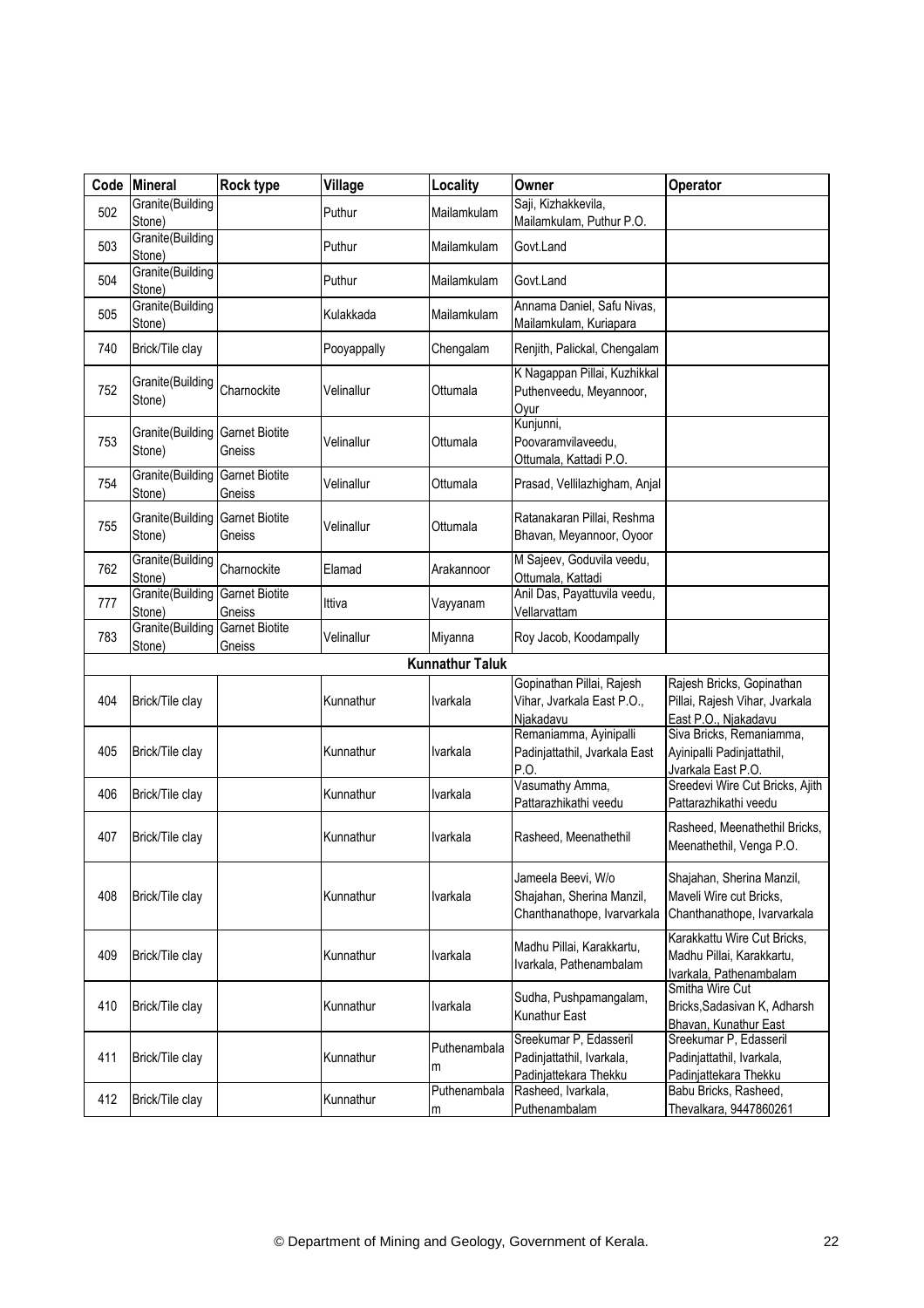| Code | Mineral | Rock type | Village | Locality | Owner | Operator |
|---|---|---|---|---|---|---|
| 502 | Granite(Building Stone) | | Puthur | Mailamkulam | Saji, Kizhakkevila, Mailamkulam, Puthur P.O. | |
| 503 | Granite(Building Stone) | | Puthur | Mailamkulam | Govt.Land | |
| 504 | Granite(Building Stone) | | Puthur | Mailamkulam | Govt.Land | |
| 505 | Granite(Building Stone) | | Kulakkada | Mailamkulam | Annama Daniel, Safu Nivas, Mailamkulam, Kuriapara | |
| 740 | Brick/Tile clay | | Pooyappally | Chengalam | Renjith, Palickal, Chengalam | |
| 752 | Granite(Building Stone) | Charnockite | Velinallur | Ottumala | K Nagappan Pillai, Kuzhikkal Puthenveedu, Meyannoor, Oyur | |
| 753 | Granite(Building Stone) | Garnet Biotite Gneiss | Velinallur | Ottumala | Kunjunni, Poovaramvilaveedu, Ottumala, Kattadi P.O. | |
| 754 | Granite(Building Stone) | Garnet Biotite Gneiss | Velinallur | Ottumala | Prasad, Vellilazhigham, Anjal | |
| 755 | Granite(Building Stone) | Garnet Biotite Gneiss | Velinallur | Ottumala | Ratanakaran Pillai, Reshma Bhavan, Meyannoor, Oyoor | |
| 762 | Granite(Building Stone) | Charnockite | Elamad | Arakannoor | M Sajeev, Goduvila veedu, Ottumala, Kattadi | |
| 777 | Granite(Building Stone) | Garnet Biotite Gneiss | Ittiva | Vayyanam | Anil Das, Payattuvila veedu, Vellarvattam | |
| 783 | Granite(Building Stone) | Garnet Biotite Gneiss | Velinallur | Miyanna | Roy Jacob, Koodampally | |
| | | | | **Kunnathur Taluk** | | |
| 404 | Brick/Tile clay | | Kunnathur | Ivarkala | Gopinathan Pillai, Rajesh Vihar, Jvarkala East P.O., Njakadavu | Rajesh Bricks, Gopinathan Pillai, Rajesh Vihar, Jvarkala East P.O., Njakadavu |
| 405 | Brick/Tile clay | | Kunnathur | Ivarkala | Remaniamma, Ayinipalli Padinjattathil, Jvarkala East P.O. | Siva Bricks, Remaniamma, Ayinipalli Padinjattathil, Jvarkala East P.O. |
| 406 | Brick/Tile clay | | Kunnathur | Ivarkala | Vasumathy Amma, Pattarazhikathi veedu | Sreedevi Wire Cut Bricks, Ajith Pattarazhikathi veedu |
| 407 | Brick/Tile clay | | Kunnathur | Ivarkala | Rasheed, Meenathethil | Rasheed, Meenathethil Bricks, Meenathethil, Venga P.O. |
| 408 | Brick/Tile clay | | Kunnathur | Ivarkala | Jameela Beevi, W/o Shajahan, Sherina Manzil, Chanthanathope, Ivarvarkala | Shajahan, Sherina Manzil, Maveli Wire cut Bricks, Chanthanathope, Ivarvarkala |
| 409 | Brick/Tile clay | | Kunnathur | Ivarkala | Madhu Pillai, Karakkartu, Ivarkala, Pathenambalam | Karakkattu Wire Cut Bricks, Madhu Pillai, Karakkartu, Ivarkala, Pathenambalam |
| 410 | Brick/Tile clay | | Kunnathur | Ivarkala | Sudha, Pushpamangalam, Kunathur East | Smitha Wire Cut Bricks,Sadasivan K, Adharsh Bhavan, Kunathur East |
| 411 | Brick/Tile clay | | Kunnathur | Puthenambalam | Sreekumar P, Edasseril Padinjattathil, Ivarkala, Padinjattekara Thekku | Sreekumar P, Edasseril Padinjattathil, Ivarkala, Padinjattekara Thekku |
| 412 | Brick/Tile clay | | Kunnathur | Puthenambalam | Rasheed, Ivarkala, Puthenambalam | Babu Bricks, Rasheed, Thevalkara, 9447860261 |

© Department of Mining and Geology, Government of Kerala.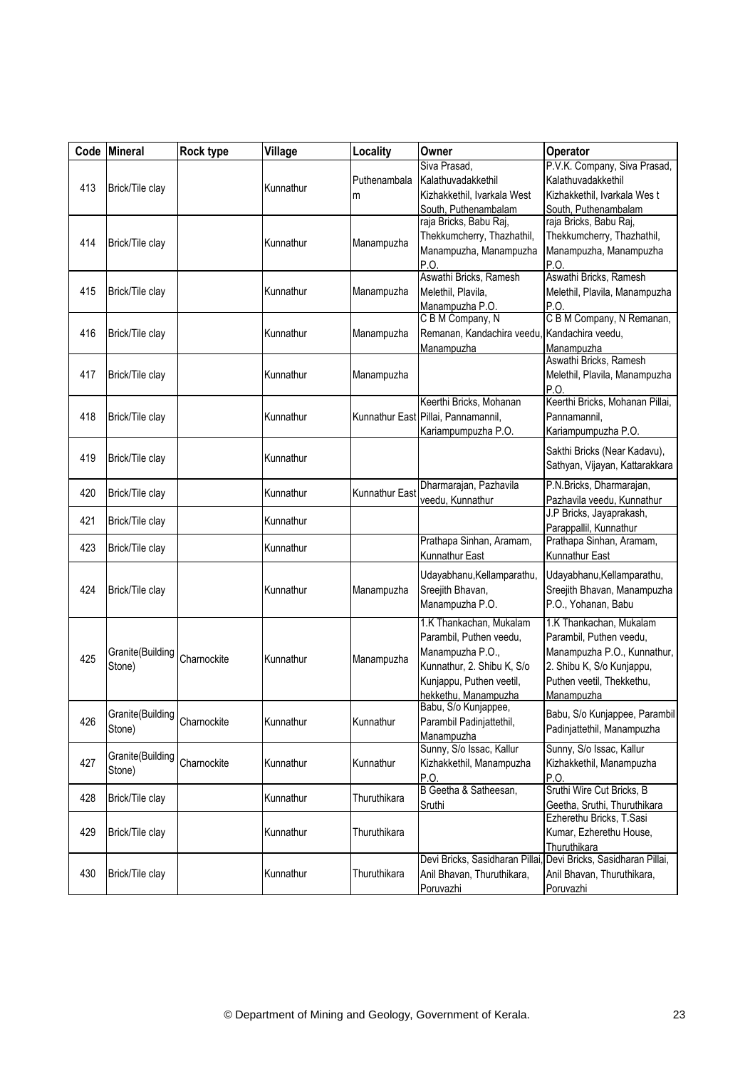| Code | Mineral | Rock type | Village | Locality | Owner | Operator |
|---|---|---|---|---|---|---|
| 413 | Brick/Tile clay | | Kunnathur | Puthenambalam | Siva Prasad, Kalathuvadakkethil Kizhakkethil, Ivarkala West South, Puthenambalam | P.V.K. Company, Siva Prasad, Kalathuvadakkethil Kizhakkethil, Ivarkala Wes t South, Puthenambalam |
| 414 | Brick/Tile clay | | Kunnathur | Manampuzha | raja Bricks, Babu Raj, Thekkumcherry, Thazhathil, Manampuzha, Manampuzha P.O. | raja Bricks, Babu Raj, Thekkumcherry, Thazhathil, Manampuzha, Manampuzha P.O. |
| 415 | Brick/Tile clay | | Kunnathur | Manampuzha | Aswathi Bricks, Ramesh Melethil, Plavila, Manampuzha P.O. | Aswathi Bricks, Ramesh Melethil, Plavila, Manampuzha P.O. |
| 416 | Brick/Tile clay | | Kunnathur | Manampuzha | C B M Company, N Remanan, Kandachira veedu, Manampuzha | C B M Company, N Remanan, Kandachira veedu, Manampuzha |
| 417 | Brick/Tile clay | | Kunnathur | Manampuzha | | Aswathi Bricks, Ramesh Melethil, Plavila, Manampuzha P.O. |
| 418 | Brick/Tile clay | | Kunnathur | Kunnathur East | Keerthi Bricks, Mohanan Pillai, Pannamannil, Kariampumpuzha P.O. | Keerthi Bricks, Mohanan Pillai, Pannamannil, Kariampumpuzha P.O. |
| 419 | Brick/Tile clay | | Kunnathur | | | Sakthi Bricks (Near Kadavu), Sathyan, Vijayan, Kattarakkara |
| 420 | Brick/Tile clay | | Kunnathur | Kunnathur East | Dharmarajan, Pazhavila veedu, Kunnathur | P.N.Bricks, Dharmarajan, Pazhavila veedu, Kunnathur |
| 421 | Brick/Tile clay | | Kunnathur | | | J.P Bricks, Jayaprakash, Parappallil, Kunnathur |
| 423 | Brick/Tile clay | | Kunnathur | | Prathapa Sinhan, Aramam, Kunnathur East | Prathapa Sinhan, Aramam, Kunnathur East |
| 424 | Brick/Tile clay | | Kunnathur | Manampuzha | Udayabhanu,Kellamparathu, Sreejith Bhavan, Manampuzha P.O. | Udayabhanu,Kellamparathu, Sreejith Bhavan, Manampuzha P.O., Yohanan, Babu |
| 425 | Granite(Building Stone) | Charnockite | Kunnathur | Manampuzha | 1.K Thankachan, Mukalam Parambil, Puthen veedu, Manampuzha P.O., Kunnathur, 2. Shibu K, S/o Kunjappu, Puthen veetil, hekkethu, Manampuzha | 1.K Thankachan, Mukalam Parambil, Puthen veedu, Manampuzha P.O., Kunnathur, 2. Shibu K, S/o Kunjappu, Puthen veetil, Thekkethu, Manampuzha |
| 426 | Granite(Building Stone) | Charnockite | Kunnathur | Kunnathur | Babu, S/o Kunjappee, Parambil Padinjattethil, Manampuzha | Babu, S/o Kunjappee, Parambil Padinjattethil, Manampuzha |
| 427 | Granite(Building Stone) | Charnockite | Kunnathur | Kunnathur | Sunny, S/o Issac, Kallur Kizhakkethil, Manampuzha P.O. | Sunny, S/o Issac, Kallur Kizhakkethil, Manampuzha P.O. |
| 428 | Brick/Tile clay | | Kunnathur | Thuruthikara | B Geetha & Satheesan, Sruthi | Sruthi Wire Cut Bricks, B Geetha, Sruthi, Thuruthikara |
| 429 | Brick/Tile clay | | Kunnathur | Thuruthikara | | Ezherethu Bricks, T.Sasi Kumar, Ezherethu House, Thuruthikara |
| 430 | Brick/Tile clay | | Kunnathur | Thuruthikara | Devi Bricks, Sasidharan Pillai, Anil Bhavan, Thuruthikara, Poruvazhi | Devi Bricks, Sasidharan Pillai, Anil Bhavan, Thuruthikara, Poruvazhi |

© Department of Mining and Geology, Government of Kerala.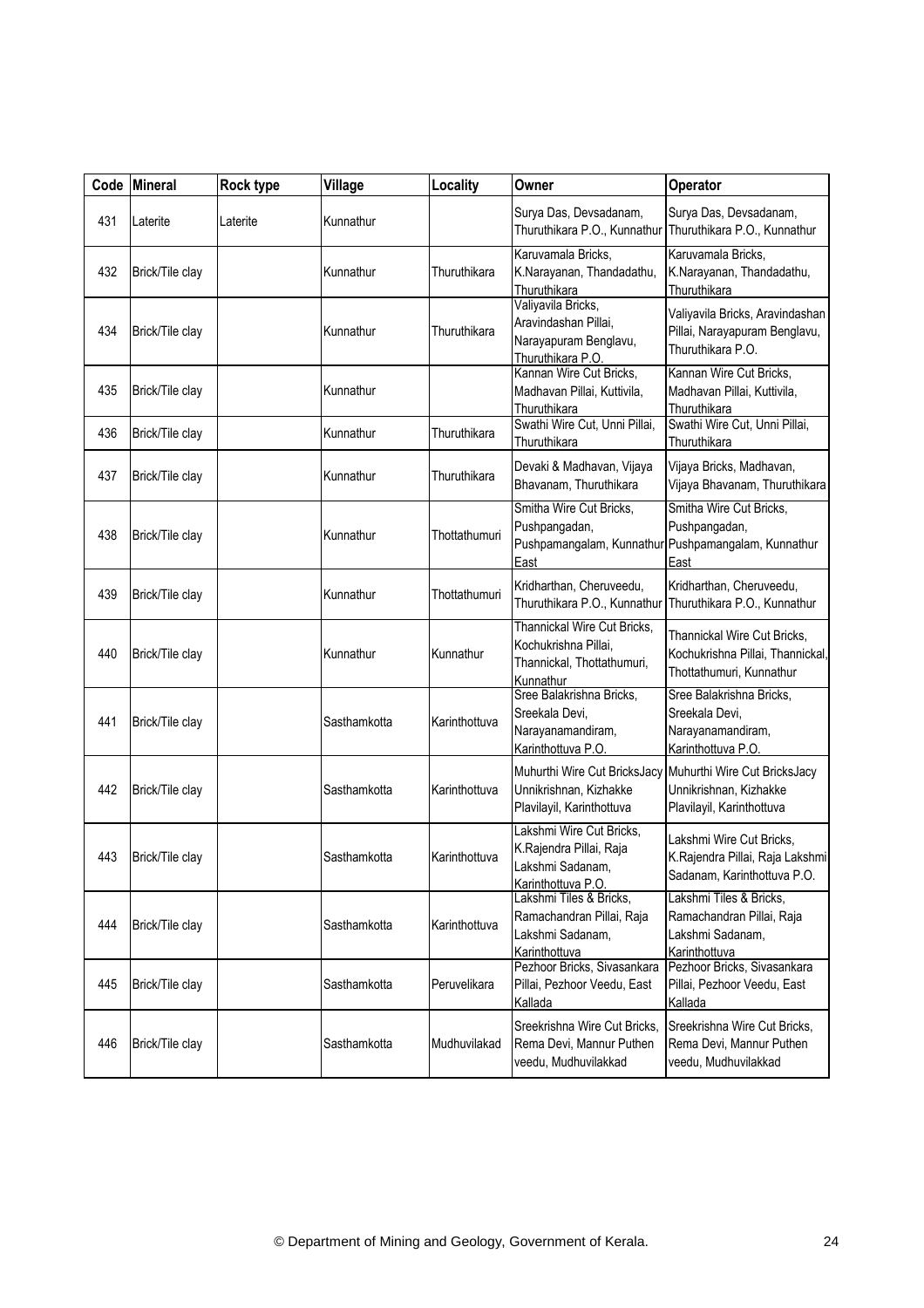| Code | Mineral | Rock type | Village | Locality | Owner | Operator |
|---|---|---|---|---|---|---|
| 431 | Laterite | Laterite | Kunnathur | | Surya Das, Devsadanam, Thuruthikara P.O., Kunnathur | Surya Das, Devsadanam, Thuruthikara P.O., Kunnathur |
| 432 | Brick/Tile clay | | Kunnathur | Thuruthikara | Karuvamala Bricks, K.Narayanan, Thandadathu, Thuruthikara | Karuvamala Bricks, K.Narayanan, Thandadathu, Thuruthikara |
| 434 | Brick/Tile clay | | Kunnathur | Thuruthikara | Valiyavila Bricks, Aravindashan Pillai, Narayapuram Benglavu, Thuruthikara P.O. | Valiyavila Bricks, Aravindashan Pillai, Narayapuram Benglavu, Thuruthikara P.O. |
| 435 | Brick/Tile clay | | Kunnathur | | Kannan Wire Cut Bricks, Madhavan Pillai, Kuttivila, Thuruthikara | Kannan Wire Cut Bricks, Madhavan Pillai, Kuttivila, Thuruthikara |
| 436 | Brick/Tile clay | | Kunnathur | Thuruthikara | Swathi Wire Cut, Unni Pillai, Thuruthikara | Swathi Wire Cut, Unni Pillai, Thuruthikara |
| 437 | Brick/Tile clay | | Kunnathur | Thuruthikara | Devaki & Madhavan, Vijaya Bhavanam, Thuruthikara | Vijaya Bricks, Madhavan, Vijaya Bhavanam, Thuruthikara |
| 438 | Brick/Tile clay | | Kunnathur | Thottathumuri | Smitha Wire Cut Bricks, Pushpangadan, Pushpamangalam, Kunnathur East | Smitha Wire Cut Bricks, Pushpangadan, Pushpamangalam, Kunnathur East |
| 439 | Brick/Tile clay | | Kunnathur | Thottathumuri | Kridharthan, Cheruveedu, Thuruthikara P.O., Kunnathur | Kridharthan, Cheruveedu, Thuruthikara P.O., Kunnathur |
| 440 | Brick/Tile clay | | Kunnathur | Kunnathur | Thannickal Wire Cut Bricks, Kochukrishna Pillai, Thannickal, Thottathumuri, Kunnathur | Thannickal Wire Cut Bricks, Kochukrishna Pillai, Thannickal, Thottathumuri, Kunnathur |
| 441 | Brick/Tile clay | | Sasthamkotta | Karinthottuva | Sree Balakrishna Bricks, Sreekala Devi, Narayanamandiram, Karinthottuva P.O. | Sree Balakrishna Bricks, Sreekala Devi, Narayanamandiram, Karinthottuva P.O. |
| 442 | Brick/Tile clay | | Sasthamkotta | Karinthottuva | Muhurthi Wire Cut BricksJacy Unnikrishnan, Kizhakke Plavilayil, Karinthottuva | Muhurthi Wire Cut BricksJacy Unnikrishnan, Kizhakke Plavilayil, Karinthottuva |
| 443 | Brick/Tile clay | | Sasthamkotta | Karinthottuva | Lakshmi Wire Cut Bricks, K.Rajendra Pillai, Raja Lakshmi Sadanam, Karinthottuva P.O. | Lakshmi Wire Cut Bricks, K.Rajendra Pillai, Raja Lakshmi Sadanam, Karinthottuva P.O. |
| 444 | Brick/Tile clay | | Sasthamkotta | Karinthottuva | Lakshmi Tiles & Bricks, Ramachandran Pillai, Raja Lakshmi Sadanam, Karinthottuva | Lakshmi Tiles & Bricks, Ramachandran Pillai, Raja Lakshmi Sadanam, Karinthottuva |
| 445 | Brick/Tile clay | | Sasthamkotta | Peruvelikara | Pezhoor Bricks, Sivasankara Pillai, Pezhoor Veedu, East Kallada | Pezhoor Bricks, Sivasankara Pillai, Pezhoor Veedu, East Kallada |
| 446 | Brick/Tile clay | | Sasthamkotta | Mudhuvilakad | Sreekrishna Wire Cut Bricks, Rema Devi, Mannur Puthen veedu, Mudhuvilakkad | Sreekrishna Wire Cut Bricks, Rema Devi, Mannur Puthen veedu, Mudhuvilakkad |

© Department of Mining and Geology, Government of Kerala.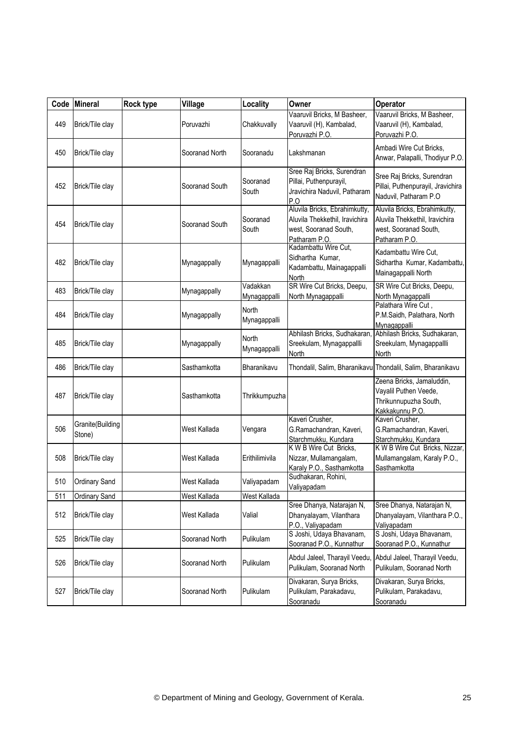| Code | Mineral | Rock type | Village | Locality | Owner | Operator |
|---|---|---|---|---|---|---|
| 449 | Brick/Tile clay | | Poruvazhi | Chakkuvally | Vaaruvil Bricks, M Basheer, Vaaruvil (H), Kambalad, Poruvazhi P.O. | Vaaruvil Bricks, M Basheer, Vaaruvil (H), Kambalad, Poruvazhi P.O. |
| 450 | Brick/Tile clay | | Sooranad North | Sooranadu | Lakshmanan | Ambadi Wire Cut Bricks, Anwar, Palapalli, Thodiyur P.O. |
| 452 | Brick/Tile clay | | Sooranad South | Sooranad South | Sree Raj Bricks, Surendran Pillai, Puthenpurayil, Jravichira Naduvil, Patharam P.O | Sree Raj Bricks, Surendran Pillai, Puthenpurayil, Jravichira Naduvil, Patharam P.O |
| 454 | Brick/Tile clay | | Sooranad South | Sooranad South | Aluvila Bricks, Ebrahimkutty, Aluvila Thekkethil, Iravichira west, Sooranad South, Patharam P.O. | Aluvila Bricks, Ebrahimkutty, Aluvila Thekkethil, Iravichira west, Sooranad South, Patharam P.O. |
| 482 | Brick/Tile clay | | Mynagappally | Mynagappalli | Kadambattu Wire Cut, Sidhartha Kumar, Kadambattu, Mainagappalli North | Kadambattu Wire Cut, Sidhartha Kumar, Kadambattu, Mainagappalli North |
| 483 | Brick/Tile clay | | Mynagappally | Vadakkan Mynagappalli | SR Wire Cut Bricks, Deepu, North Mynagappalli | SR Wire Cut Bricks, Deepu, North Mynagappalli |
| 484 | Brick/Tile clay | | Mynagappally | North Mynagappalli | | Palathara Wire Cut , P.M.Saidh, Palathara, North Mynagappalli |
| 485 | Brick/Tile clay | | Mynagappally | North Mynagappalli | Abhilash Bricks, Sudhakaran, Sreekulam, Mynagappallli North | Abhilash Bricks, Sudhakaran, Sreekulam, Mynagappallli North |
| 486 | Brick/Tile clay | | Sasthamkotta | Bharanikavu | Thondalil, Salim, Bharanikavu | Thondalil, Salim, Bharanikavu |
| 487 | Brick/Tile clay | | Sasthamkotta | Thrikkumpuzha | | Zeena Bricks, Jamaluddin, Vayalil Puthen Veede, Thrikkunnupuzha South, Kakkakunnu P.O. |
| 506 | Granite(Building Stone) | | West Kallada | Vengara | Kaveri Crusher, G.Ramachandran, Kaveri, Starchmukku, Kundara | Kaveri Crusher, G.Ramachandran, Kaveri, Starchmukku, Kundara |
| 508 | Brick/Tile clay | | West Kallada | Erithilimivila | K W B Wire Cut Bricks, Nizzar, Mullamangalam, Karaly P.O., Sasthamkotta | K W B Wire Cut Bricks, Nizzar, Mullamangalam, Karaly P.O., Sasthamkotta |
| 510 | Ordinary Sand | | West Kallada | Valiyapadam | Sudhakaran, Rohini, Valiyapadam | |
| 511 | Ordinary Sand | | West Kallada | West Kallada | | |
| 512 | Brick/Tile clay | | West Kallada | Valial | Sree Dhanya, Natarajan N, Dhanyalayam, Vilanthara P.O., Valiyapadam | Sree Dhanya, Natarajan N, Dhanyalayam, Vilanthara P.O., Valiyapadam |
| 525 | Brick/Tile clay | | Sooranad North | Pulikulam | S Joshi, Udaya Bhavanam, Sooranad P.O., Kunnathur | S Joshi, Udaya Bhavanam, Sooranad P.O., Kunnathur |
| 526 | Brick/Tile clay | | Sooranad North | Pulikulam | Abdul Jaleel, Tharayil Veedu, Pulikulam, Sooranad North | Abdul Jaleel, Tharayil Veedu, Pulikulam, Sooranad North |
| 527 | Brick/Tile clay | | Sooranad North | Pulikulam | Divakaran, Surya Bricks, Pulikulam, Parakadavu, Sooranadu | Divakaran, Surya Bricks, Pulikulam, Parakadavu, Sooranadu |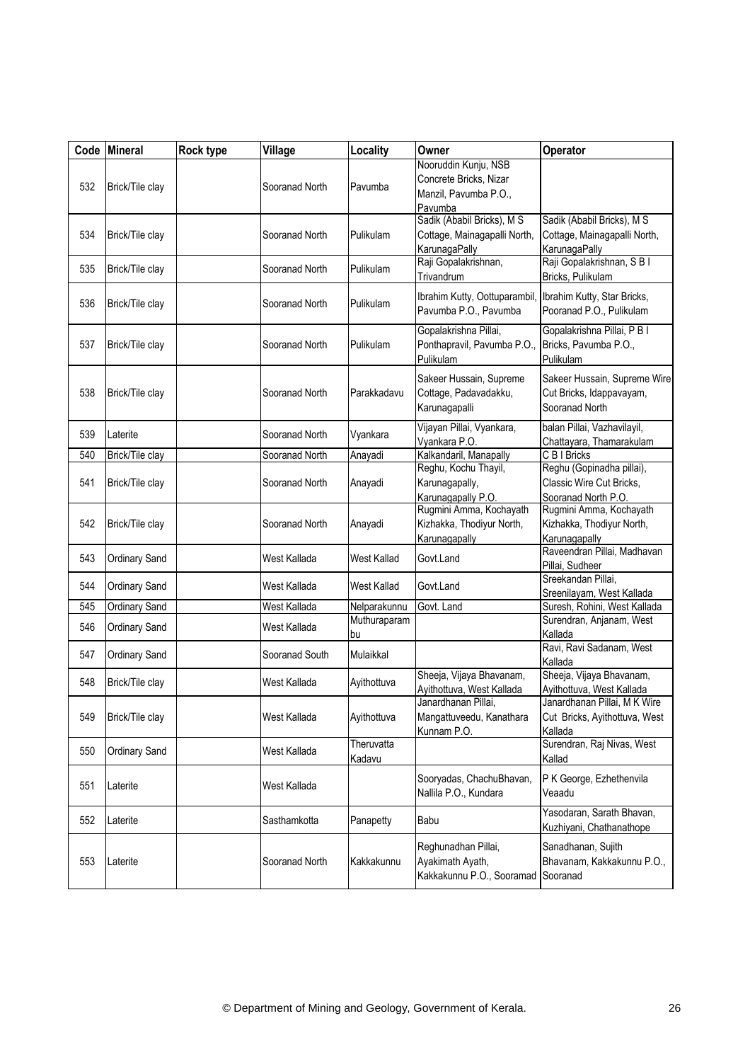| Code | Mineral | Rock type | Village | Locality | Owner | Operator |
|---|---|---|---|---|---|---|
| 532 | Brick/Tile clay | | Sooranad North | Pavumba | Nooruddin Kunju, NSB Concrete Bricks, Nizar Manzil, Pavumba P.O., Pavumba | |
| 534 | Brick/Tile clay | | Sooranad North | Pulikulam | Sadik (Ababil Bricks), M S Cottage, Mainagapalli North, KarunagaPally | Sadik (Ababil Bricks), M S Cottage, Mainagapalli North, KarunagaPally |
| 535 | Brick/Tile clay | | Sooranad North | Pulikulam | Raji Gopalakrishnan, Trivandrum | Raji Gopalakrishnan, S B I Bricks, Pulikulam |
| 536 | Brick/Tile clay | | Sooranad North | Pulikulam | Ibrahim Kutty, Oottuparambil, Pavumba P.O., Pavumba | Ibrahim Kutty, Star Bricks, Pooranad P.O., Pulikulam |
| 537 | Brick/Tile clay | | Sooranad North | Pulikulam | Gopalakrishna Pillai, Ponthapravil, Pavumba P.O., Pulikulam | Gopalakrishna Pillai, P B I Bricks, Pavumba P.O., Pulikulam |
| 538 | Brick/Tile clay | | Sooranad North | Parakkadavu | Sakeer Hussain, Supreme Cottage, Padavadakku, Karunagapalli | Sakeer Hussain, Supreme Wire Cut Bricks, Idappavayam, Sooranad North |
| 539 | Laterite | | Sooranad North | Vyankara | Vijayan Pillai, Vyankara, Vyankara P.O. | balan Pillai, Vazhavilayil, Chattayara, Thamarakulam |
| 540 | Brick/Tile clay | | Sooranad North | Anayadi | Kalkandaril, Manapally | C B I Bricks |
| 541 | Brick/Tile clay | | Sooranad North | Anayadi | Reghu, Kochu Thayil, Karunagapally, Karunagapally P.O. | Reghu (Gopinadha pillai), Classic Wire Cut Bricks, Sooranad North P.O. |
| 542 | Brick/Tile clay | | Sooranad North | Anayadi | Rugmini Amma, Kochayath Kizhakka, Thodiyur North, Karunagapally | Rugmini Amma, Kochayath Kizhakka, Thodiyur North, Karunagapally |
| 543 | Ordinary Sand | | West Kallada | West Kallad | Govt.Land | Raveendran Pillai, Madhavan Pillai, Sudheer |
| 544 | Ordinary Sand | | West Kallada | West Kallad | Govt.Land | Sreekandan Pillai, Sreenilayam, West Kallada |
| 545 | Ordinary Sand | | West Kallada | Nelparakunnu | Govt. Land | Suresh, Rohini, West Kallada |
| 546 | Ordinary Sand | | West Kallada | Muthuraparambu | | Surendran, Anjanam, West Kallada |
| 547 | Ordinary Sand | | Sooranad South | Mulaikkal | | Ravi, Ravi Sadanam, West Kallada |
| 548 | Brick/Tile clay | | West Kallada | Ayithottuva | Sheeja, Vijaya Bhavanam, Ayithottuva, West Kallada | Sheeja, Vijaya Bhavanam, Ayithottuva, West Kallada |
| 549 | Brick/Tile clay | | West Kallada | Ayithottuva | Janardhanan Pillai, Mangattuveedu, Kanathara Kunnam P.O. | Janardhanan Pillai, M K Wire Cut Bricks, Ayithottuva, West Kallada |
| 550 | Ordinary Sand | | West Kallada | Theruvatta Kadavu | | Surendran, Raj Nivas, West Kallad |
| 551 | Laterite | | West Kallada | | Sooryadas, ChachuBhavan, Nallila P.O., Kundara | P K George, Ezhethenvila Veaadu |
| 552 | Laterite | | Sasthamkotta | Panapetty | Babu | Yasodaran, Sarath Bhavan, Kuzhiyani, Chathanathope |
| 553 | Laterite | | Sooranad North | Kakkakunnu | Reghunadhan Pillai, Ayakimath Ayath, Kakkakunnu P.O., Sooramad | Sanadhanan, Sujith Bhavanam, Kakkakunnu P.O., Sooranad |

© Department of Mining and Geology, Government of Kerala.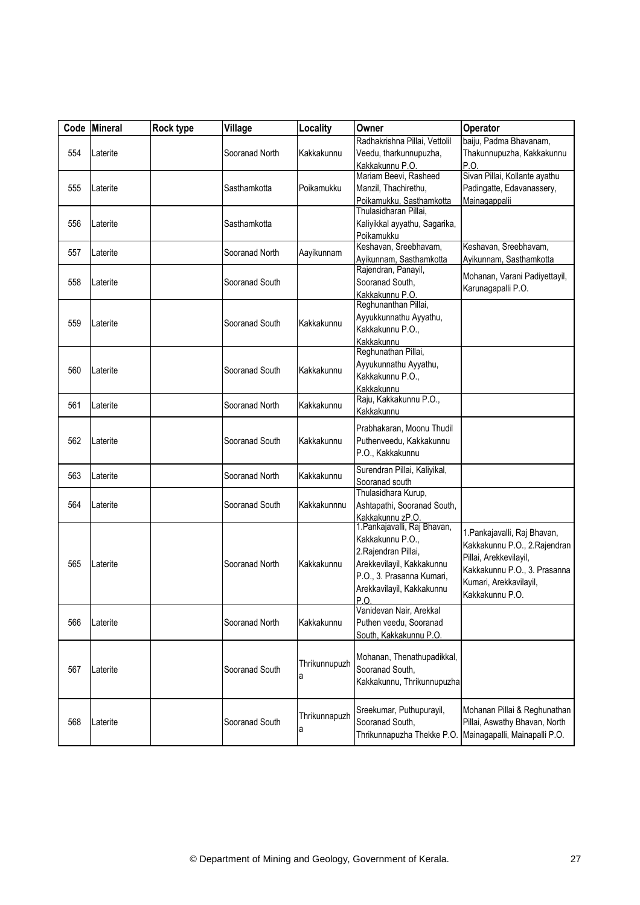| Code | Mineral | Rock type | Village | Locality | Owner | Operator |
|---|---|---|---|---|---|---|
| 554 | Laterite | | Sooranad North | Kakkakunnu | Radhakrishna Pillai, Vettolil Veedu, tharkunnupuzha, Kakkakunnu P.O. | baiju, Padma Bhavanam, Thakunnupuzha, Kakkakunnu P.O. |
| 555 | Laterite | | Sasthamkotta | Poikamukku | Mariam Beevi, Rasheed Manzil, Thachirethu, Poikamukku, Sasthamkotta | Sivan Pillai, Kollante ayathu Padingatte, Edavanassery, Mainagappalii |
| 556 | Laterite | | Sasthamkotta | | Thulasidharan Pillai, Kaliyikkal ayyathu, Sagarika, Poikamukku | |
| 557 | Laterite | | Sooranad North | Aayikunnam | Keshavan, Sreebhavam, Ayikunnam, Sasthamkotta | Keshavan, Sreebhavam, Ayikunnam, Sasthamkotta |
| 558 | Laterite | | Sooranad South | | Rajendran, Panayil, Sooranad South, Kakkakunnu P.O. | Mohanan, Varani Padiyettayil, Karunagapalli P.O. |
| 559 | Laterite | | Sooranad South | Kakkakunnu | Reghunanthan Pillai, Ayyukkunnathu Ayyathu, Kakkakunnu P.O., Kakkakunnu | |
| 560 | Laterite | | Sooranad South | Kakkakunnu | Reghunathan Pillai, Ayyukunnathu Ayyathu, Kakkakunnu P.O., Kakkakunnu | |
| 561 | Laterite | | Sooranad North | Kakkakunnu | Raju, Kakkakunnu P.O., Kakkakunnu | |
| 562 | Laterite | | Sooranad South | Kakkakunnu | Prabhakaran, Moonu Thudil Puthenveedu, Kakkakunnu P.O., Kakkakunnu | |
| 563 | Laterite | | Sooranad North | Kakkakunnu | Surendran Pillai, Kaliyikal, Sooranad south | |
| 564 | Laterite | | Sooranad South | Kakkakunnnu | Thulasidhara Kurup, Ashtapathi, Sooranad South, Kakkakunnu zP.O. | |
| 565 | Laterite | | Sooranad North | Kakkakunnu | 1.Pankajavalli, Raj Bhavan, Kakkakunnu P.O., 2.Rajendran Pillai, Arekkevilayil, Kakkakunnu P.O., 3. Prasanna Kumari, Arekkavilayil, Kakkakunnu P.O. | 1.Pankajavalli, Raj Bhavan, Kakkakunnu P.O., 2.Rajendran Pillai, Arekkevilayil, Kakkakunnu P.O., 3. Prasanna Kumari, Arekkavilayil, Kakkakunnu P.O. |
| 566 | Laterite | | Sooranad North | Kakkakunnu | Vanidevan Nair, Arekkal Puthen veedu, Sooranad South, Kakkakunnu P.O. | |
| 567 | Laterite | | Sooranad South | Thrikunnupuzha | Mohanan, Thenathupadikkal, Sooranad South, Kakkakunnu, Thrikunnupuzha | |
| 568 | Laterite | | Sooranad South | Thrikunnapuzha | Sreekumar, Puthupurayil, Sooranad South, Thrikunnapuzha Thekke P.O. | Mohanan Pillai & Reghunathan Pillai, Aswathy Bhavan, North Mainagapalli, Mainapalli P.O. |

© Department of Mining and Geology, Government of Kerala.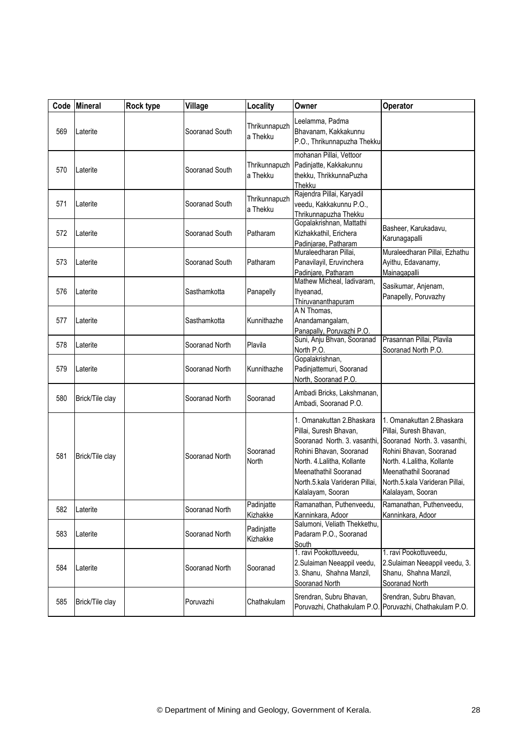| Code | Mineral | Rock type | Village | Locality | Owner | Operator |
|---|---|---|---|---|---|---|
| 569 | Laterite | | Sooranad South | Thrikunnapuzha Thekku | Leelamma, Padma Bhavanam, Kakkakunnu P.O., Thrikunnapuzha Thekku | |
| 570 | Laterite | | Sooranad South | Thrikunnapuzha Thekku | mohanan Pillai, Vettoor Padinjatte, Kakkakunnu thekku, ThrikkunnaPuzha Thekku | |
| 571 | Laterite | | Sooranad South | Thrikunnapuzha Thekku | Rajendra Pillai, Karyadil veedu, Kakkakunnu P.O., Thrikunnapuzha Thekku | |
| 572 | Laterite | | Sooranad South | Patharam | Gopalakrishnan, Mattathi Kizhakkathil, Erichera Padinjarae, Patharam | Basheer, Karukadavu, Karunagapalli |
| 573 | Laterite | | Sooranad South | Patharam | Muraleedharan Pillai, Panavilayil, Eruvinchera Padinjare, Patharam | Muraleedharan Pillai, Ezhathu Ayithu, Edavanamy, Mainagapalli |
| 576 | Laterite | | Sasthamkotta | Panapelly | Mathew Micheal, Iadivaram, Ihyeanad, Thiruvananthapuram | Sasikumar, Anjenam, Panapelly, Poruvazhy |
| 577 | Laterite | | Sasthamkotta | Kunnithazhe | A N Thomas, Anandamangalam, Panapally, Poruvazhi P.O. | |
| 578 | Laterite | | Sooranad North | Plavila | Suni, Anju Bhvan, Sooranad North P.O. | Prasannan Pillai, Plavila Sooranad North P.O. |
| 579 | Laterite | | Sooranad North | Kunnithazhe | Gopalakrishnan, Padinjattemuri, Sooranad North, Sooranad P.O. | |
| 580 | Brick/Tile clay | | Sooranad North | Sooranad | Ambadi Bricks, Lakshmanan, Ambadi, Sooranad P.O. | |
| 581 | Brick/Tile clay | | Sooranad North | Sooranad North | 1. Omanakuttan 2.Bhaskara Pillai, Suresh Bhavan, Sooranad North. 3. vasanthi, Rohini Bhavan, Sooranad North. 4.Lalitha, Kollante Meenathathil Sooranad North.5.kala Varideran Pillai, Kalalayam, Sooran | 1. Omanakuttan 2.Bhaskara Pillai, Suresh Bhavan, Sooranad North. 3. vasanthi, Rohini Bhavan, Sooranad North. 4.Lalitha, Kollante Meenathathil Sooranad North.5.kala Varideran Pillai, Kalalayam, Sooran |
| 582 | Laterite | | Sooranad North | Padinjatte Kizhakke | Ramanathan, Puthenveedu, Kanninkara, Adoor | Ramanathan, Puthenveedu, Kanninkara, Adoor |
| 583 | Laterite | | Sooranad North | Padinjatte Kizhakke | Salumoni, Veliath Thekkethu, Padaram P.O., Sooranad South | |
| 584 | Laterite | | Sooranad North | Sooranad | 1. ravi Pookottuveedu, 2.Sulaiman Neeappil veedu, 3. Shanu, Shahna Manzil, Sooranad North | 1. ravi Pookottuveedu, 2.Sulaiman Neeappil veedu, 3. Shanu, Shahna Manzil, Sooranad North |
| 585 | Brick/Tile clay | | Poruvazhi | Chathakulam | Srendran, Subru Bhavan, Poruvazhi, Chathakulam P.O. | Srendran, Subru Bhavan, Poruvazhi, Chathakulam P.O. |

© Department of Mining and Geology, Government of Kerala.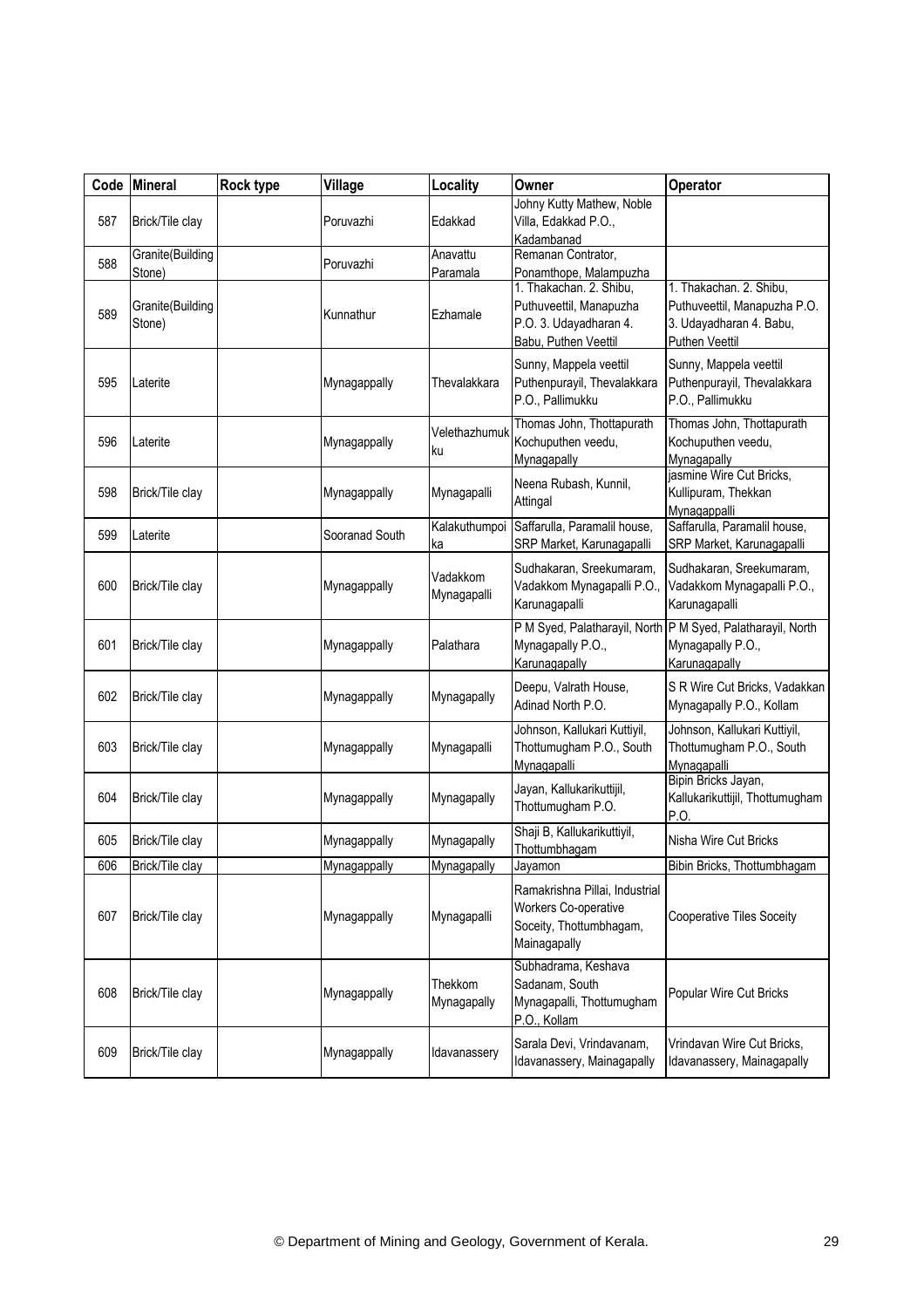| Code | Mineral | Rock type | Village | Locality | Owner | Operator |
|---|---|---|---|---|---|---|
| 587 | Brick/Tile clay | | Poruvazhi | Edakkad | Johny Kutty Mathew, Noble Villa, Edakkad P.O., Kadambanad | |
| 588 | Granite(Building Stone) | | Poruvazhi | Anavattu Paramala | Remanan Contrator, Ponamthope, Malampuzha | |
| 589 | Granite(Building Stone) | | Kunnathur | Ezhamale | 1. Thakachan. 2. Shibu, Puthuveettil, Manapuzha P.O. 3. Udayadharan 4. Babu, Puthen Veettil | 1. Thakachan. 2. Shibu, Puthuveettil, Manapuzha P.O. 3. Udayadharan 4. Babu, Puthen Veettil |
| 595 | Laterite | | Mynagappally | Thevalakkara | Sunny, Mappela veettil Puthenpurayil, Thevalakkara P.O., Pallimukku | Sunny, Mappela veettil Puthenpurayil, Thevalakkara P.O., Pallimukku |
| 596 | Laterite | | Mynagappally | Velethazhumukku | Thomas John, Thottapurath Kochuputhen veedu, Mynagapally | Thomas John, Thottapurath Kochuputhen veedu, Mynagapally |
| 598 | Brick/Tile clay | | Mynagappally | Mynagapalli | Neena Rubash, Kunnil, Attingal | jasmine Wire Cut Bricks, Kullipuram, Thekkan Mynagappalli |
| 599 | Laterite | | Sooranad South | Kalakuthumpoika | Saffarulla, Paramalil house, SRP Market, Karunagapalli | Saffarulla, Paramalil house, SRP Market, Karunagapalli |
| 600 | Brick/Tile clay | | Mynagappally | Vadakkom Mynagapalli | Sudhakaran, Sreekumaram, Vadakkom Mynagapalli P.O., Karunagapalli | Sudhakaran, Sreekumaram, Vadakkom Mynagapalli P.O., Karunagapalli |
| 601 | Brick/Tile clay | | Mynagappally | Palathara | P M Syed, Palatharayil, North Mynagapally P.O., Karunagapally | P M Syed, Palatharayil, North Mynagapally P.O., Karunagapally |
| 602 | Brick/Tile clay | | Mynagappally | Mynagapally | Deepu, Valrath House, Adinad North P.O. | S R Wire Cut Bricks, Vadakkan Mynagapally P.O., Kollam |
| 603 | Brick/Tile clay | | Mynagappally | Mynagapalli | Johnson, Kallukari Kuttiyil, Thottumugham P.O., South Mynagapalli | Johnson, Kallukari Kuttiyil, Thottumugham P.O., South Mynagapalli |
| 604 | Brick/Tile clay | | Mynagappally | Mynagapally | Jayan, Kallukarikuttijil, Thottumugham P.O. | Bipin Bricks Jayan, Kallukarikuttijil, Thottumugham P.O. |
| 605 | Brick/Tile clay | | Mynagappally | Mynagapally | Shaji B, Kallukarikuttiyil, Thottumbhagam | Nisha Wire Cut Bricks |
| 606 | Brick/Tile clay | | Mynagappally | Mynagapally | Jayamon | Bibin Bricks, Thottumbhagam |
| 607 | Brick/Tile clay | | Mynagappally | Mynagapalli | Ramakrishna Pillai, Industrial Workers Co-operative Soceity, Thottumbhagam, Mainagapally | Cooperative Tiles Soceity |
| 608 | Brick/Tile clay | | Mynagappally | Thekkom Mynagapally | Subhadrama, Keshava Sadanam, South Mynagapalli, Thottumugham P.O., Kollam | Popular Wire Cut Bricks |
| 609 | Brick/Tile clay | | Mynagappally | Idavanassery | Sarala Devi, Vrindavanam, Idavanassery, Mainagapally | Vrindavan Wire Cut Bricks, Idavanassery, Mainagapally |

© Department of Mining and Geology, Government of Kerala.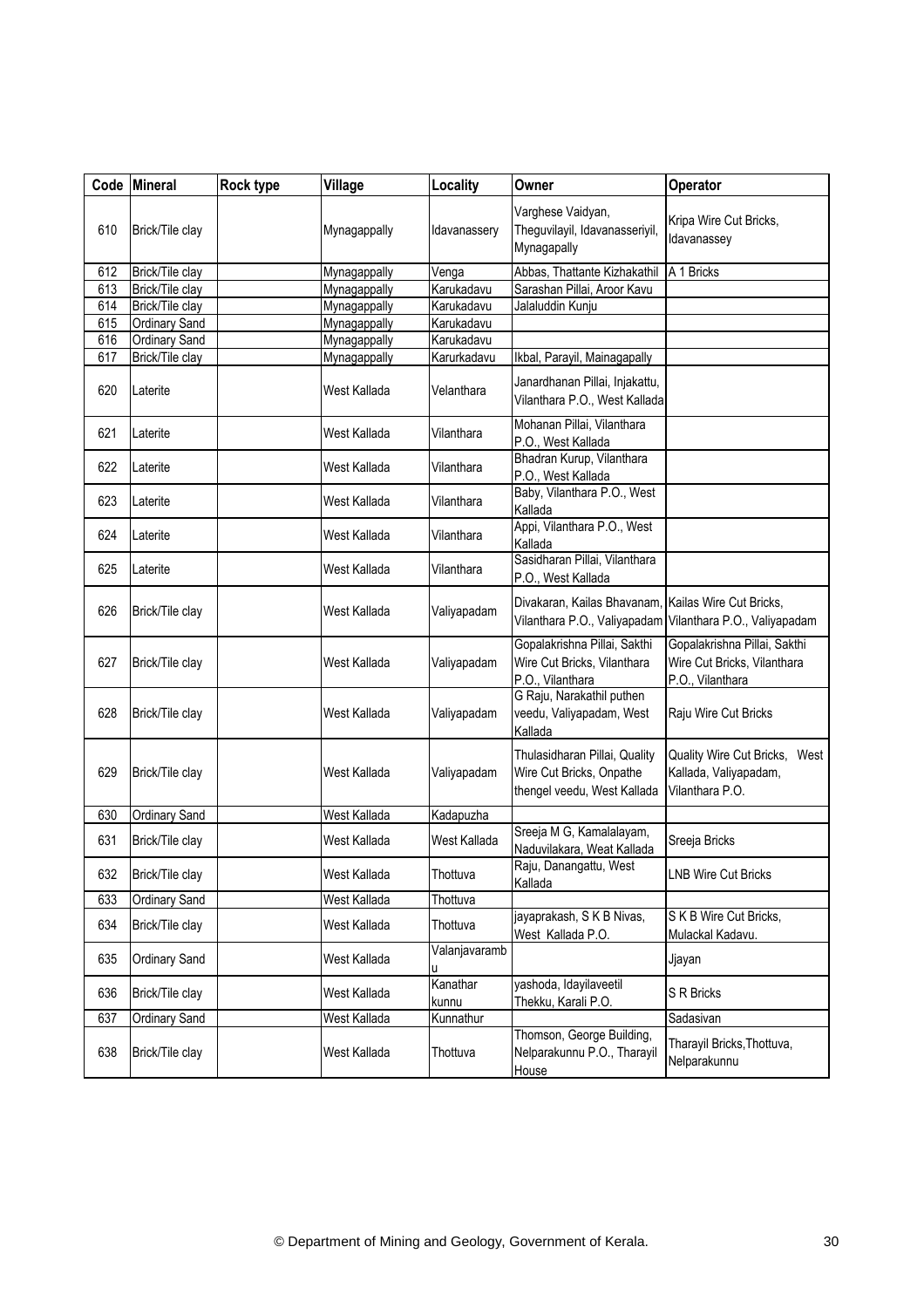| Code | Mineral | Rock type | Village | Locality | Owner | Operator |
|---|---|---|---|---|---|---|
| 610 | Brick/Tile clay | | Mynagappally | Idavanassery | Varghese Vaidyan, Theguvilayil, Idavanasseriyil, Mynagapally | Kripa Wire Cut Bricks, Idavanassey |
| 612 | Brick/Tile clay | | Mynagappally | Venga | Abbas, Thattante Kizhakathil | A 1 Bricks |
| 613 | Brick/Tile clay | | Mynagappally | Karukadavu | Sarashan Pillai, Aroor Kavu | |
| 614 | Brick/Tile clay | | Mynagappally | Karukadavu | Jalaluddin Kunju | |
| 615 | Ordinary Sand | | Mynagappally | Karukadavu | | |
| 616 | Ordinary Sand | | Mynagappally | Karukadavu | | |
| 617 | Brick/Tile clay | | Mynagappally | Karurkadavu | Ikbal, Parayil, Mainagapally | |
| 620 | Laterite | | West Kallada | Velanthara | Janardhanan Pillai, Injakattu, Vilanthara P.O., West Kallada | |
| 621 | Laterite | | West Kallada | Vilanthara | Mohanan Pillai, Vilanthara P.O., West Kallada | |
| 622 | Laterite | | West Kallada | Vilanthara | Bhadran Kurup, Vilanthara P.O., West Kallada | |
| 623 | Laterite | | West Kallada | Vilanthara | Baby, Vilanthara P.O., West Kallada | |
| 624 | Laterite | | West Kallada | Vilanthara | Appi, Vilanthara P.O., West Kallada | |
| 625 | Laterite | | West Kallada | Vilanthara | Sasidharan Pillai, Vilanthara P.O., West Kallada | |
| 626 | Brick/Tile clay | | West Kallada | Valiyapadam | Divakaran, Kailas Bhavanam, Vilanthara P.O., Valiyapadam | Kailas Wire Cut Bricks, Vilanthara P.O., Valiyapadam |
| 627 | Brick/Tile clay | | West Kallada | Valiyapadam | Gopalakrishna Pillai, Sakthi Wire Cut Bricks, Vilanthara P.O., Vilanthara | Gopalakrishna Pillai, Sakthi Wire Cut Bricks, Vilanthara P.O., Vilanthara |
| 628 | Brick/Tile clay | | West Kallada | Valiyapadam | G Raju, Narakathil puthen veedu, Valiyapadam, West Kallada | Raju Wire Cut Bricks |
| 629 | Brick/Tile clay | | West Kallada | Valiyapadam | Thulasidharan Pillai, Quality Wire Cut Bricks, Onpathe thengel veedu, West Kallada | Quality Wire Cut Bricks, West Kallada, Valiyapadam, Vilanthara P.O. |
| 630 | Ordinary Sand | | West Kallada | Kadapuzha | | |
| 631 | Brick/Tile clay | | West Kallada | West Kallada | Sreeja M G, Kamalalayam, Naduvilakara, Weat Kallada | Sreeja Bricks |
| 632 | Brick/Tile clay | | West Kallada | Thottuva | Raju, Danangattu, West Kallada | LNB Wire Cut Bricks |
| 633 | Ordinary Sand | | West Kallada | Thottuva | | |
| 634 | Brick/Tile clay | | West Kallada | Thottuva | jayaprakash, S K B Nivas, West Kallada P.O. | S K B Wire Cut Bricks, Mulackal Kadavu. |
| 635 | Ordinary Sand | | West Kallada | Valanjavaramb u | | Jjayan |
| 636 | Brick/Tile clay | | West Kallada | Kanathar kunnu | yashoda, Idayilaveetil Thekku, Karali P.O. | S R Bricks |
| 637 | Ordinary Sand | | West Kallada | Kunnathur | | Sadasivan |
| 638 | Brick/Tile clay | | West Kallada | Thottuva | Thomson, George Building, Nelparakunnu P.O., Tharayil House | Tharayil Bricks,Thottuva, Nelparakunnu |

© Department of Mining and Geology, Government of Kerala.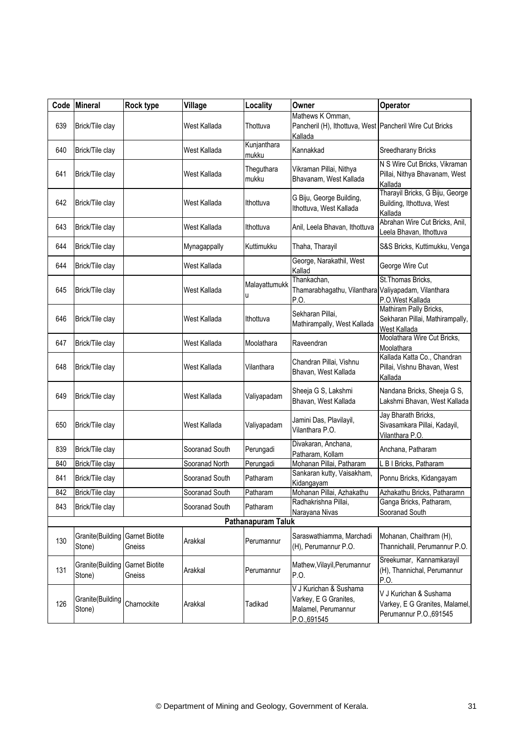| Code | Mineral | Rock type | Village | Locality | Owner | Operator |
|---|---|---|---|---|---|---|
| 639 | Brick/Tile clay | | West Kallada | Thottuva | Mathews K Omman, Pancheril (H), Ithottuva, West Kallada | Pancheril Wire Cut Bricks |
| 640 | Brick/Tile clay | | West Kallada | Kunjanthara mukku | Kannakkad | Sreedharany Bricks |
| 641 | Brick/Tile clay | | West Kallada | Theguthara mukku | Vikraman Pillai, Nithya Bhavanam, West Kallada | N S Wire Cut Bricks, Vikraman Pillai, Nithya Bhavanam, West Kallada |
| 642 | Brick/Tile clay | | West Kallada | Ithottuva | G Biju, George Building, Ithottuva, West Kallada | Tharayil Bricks, G Biju, George Building, Ithottuva, West Kallada |
| 643 | Brick/Tile clay | | West Kallada | Ithottuva | Anil, Leela Bhavan, Ithottuva | Abrahan Wire Cut Bricks, Anil, Leela Bhavan, Ithottuva |
| 644 | Brick/Tile clay | | Mynagappally | Kuttimukku | Thaha, Tharayil | S&S Bricks, Kuttimukku, Venga |
| 644 | Brick/Tile clay | | West Kallada | | George, Narakathil, West Kallad | George Wire Cut |
| 645 | Brick/Tile clay | | West Kallada | Malayattumukku | Thankachan, Thamarabhagathu, Vilanthara P.O. | St.Thomas Bricks, Valiyapadam, Vilanthara P.O.West Kallada |
| 646 | Brick/Tile clay | | West Kallada | Ithottuva | Sekharan Pillai, Mathirampally, West Kallada | Mathiram Pally Bricks, Sekharan Pillai, Mathirampally, West Kallada |
| 647 | Brick/Tile clay | | West Kallada | Moolathara | Raveendran | Moolathara Wire Cut Bricks, Moolathara |
| 648 | Brick/Tile clay | | West Kallada | Vilanthara | Chandran Pillai, Vishnu Bhavan, West Kallada | Kallada Katta Co., Chandran Pillai, Vishnu Bhavan, West Kallada |
| 649 | Brick/Tile clay | | West Kallada | Valiyapadam | Sheeja G S, Lakshmi Bhavan, West Kallada | Nandana Bricks, Sheeja G S, Lakshmi Bhavan, West Kallada |
| 650 | Brick/Tile clay | | West Kallada | Valiyapadam | Jamini Das, Plavilayil, Vilanthara P.O. | Jay Bharath Bricks, Sivasamkara Pillai, Kadayil, Vilanthara P.O. |
| 839 | Brick/Tile clay | | Sooranad South | Perungadi | Divakaran, Anchana, Patharam, Kollam | Anchana, Patharam |
| 840 | Brick/Tile clay | | Sooranad North | Perungadi | Mohanan Pillai, Patharam | L B I Bricks, Patharam |
| 841 | Brick/Tile clay | | Sooranad South | Patharam | Sankaran kutty, Vaisakham, Kidangayam | Ponnu Bricks, Kidangayam |
| 842 | Brick/Tile clay | | Sooranad South | Patharam | Mohanan Pillai, Azhakathu | Azhakathu Bricks, Patharamn |
| 843 | Brick/Tile clay | | Sooranad South | Patharam | Radhakrishna Pillai, Narayana Nivas | Ganga Bricks, Patharam, Sooranad South |
| | | | | **Pathanapuram Taluk** | | |
| 130 | Granite(Building Stone) | Garnet Biotite Gneiss | Arakkal | Perumannur | Saraswathiamma, Marchadi (H), Perumannur P.O. | Mohanan, Chaithram (H), Thannichalil, Perumannur P.O. |
| 131 | Granite(Building Stone) | Garnet Biotite Gneiss | Arakkal | Perumannur | Mathew,Vilayil,Perumannur P.O. | Sreekumar, Kannamkarayil (H), Thannichal, Perumannur P.O. |
| 126 | Granite(Building Stone) | Charnockite | Arakkal | Tadikad | V J Kurichan & Sushama Varkey, E G Granites, Malamel, Perumannur P.O.,691545 | V J Kurichan & Sushama Varkey, E G Granites, Malamel, Perumannur P.O.,691545 |

© Department of Mining and Geology, Government of Kerala.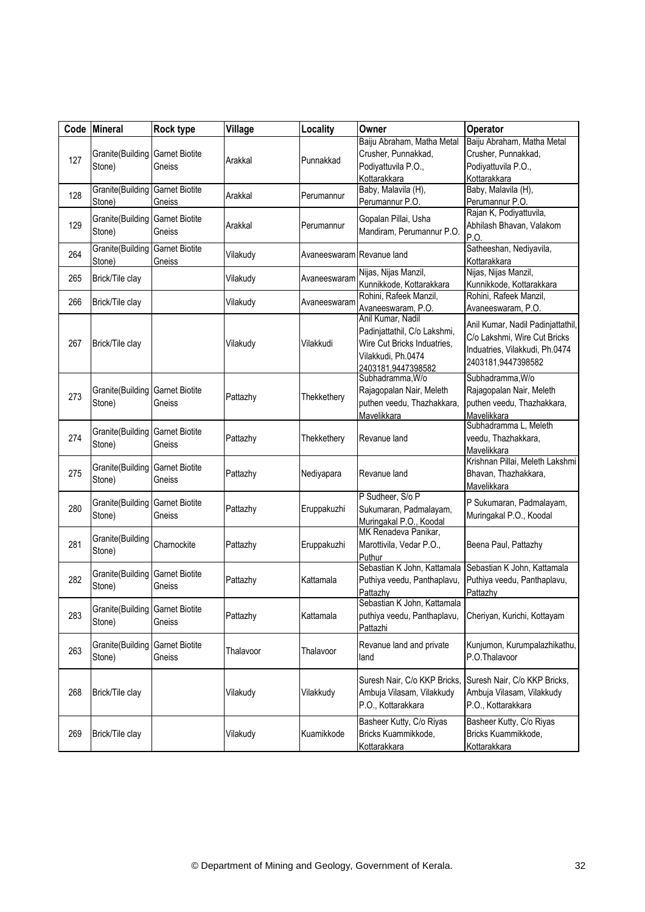| Code | Mineral | Rock type | Village | Locality | Owner | Operator |
|---|---|---|---|---|---|---|
| 127 | Granite(Building Stone) | Garnet Biotite Gneiss | Arakkal | Punnakkad | Baiju Abraham, Matha Metal Crusher, Punnakkad, Podiyattuvila P.O., Kottarakkara | Baiju Abraham, Matha Metal Crusher, Punnakkad, Podiyattuvila P.O., Kottarakkara |
| 128 | Granite(Building Stone) | Garnet Biotite Gneiss | Arakkal | Perumannur | Baby, Malavila (H), Perumannur P.O. | Baby, Malavila (H), Perumannur P.O. |
| 129 | Granite(Building Stone) | Garnet Biotite Gneiss | Arakkal | Perumannur | Gopalan Pillai, Usha Mandiram, Perumannur P.O. | Rajan K, Podiyattuvila, Abhilash Bhavan, Valakom P.O. |
| 264 | Granite(Building Stone) | Garnet Biotite Gneiss | Vilakudy | Avaneeswaram | Revanue land | Satheeshan, Nediyavila, Kottarakkara |
| 265 | Brick/Tile clay | | Vilakudy | Avaneeswaram | Nijas, Nijas Manzil, Kunnikkode, Kottarakkara | Nijas, Nijas Manzil, Kunnikkode, Kottarakkara |
| 266 | Brick/Tile clay | | Vilakudy | Avaneeswaram | Rohini, Rafeek Manzil, Avaneeswaram, P.O. | Rohini, Rafeek Manzil, Avaneeswaram, P.O. |
| 267 | Brick/Tile clay | | Vilakudy | Vilakkudi | Anil Kumar, Nadil Padinjattathil, C/o Lakshmi, Wire Cut Bricks Induatries, Vilakkudi, Ph.0474 2403181,9447398582 | Anil Kumar, Nadil Padinjattathil, C/o Lakshmi, Wire Cut Bricks Induatries, Vilakkudi, Ph.0474 2403181,9447398582 |
| 273 | Granite(Building Stone) | Garnet Biotite Gneiss | Pattazhy | Thekkethery | Subhadramma,W/o Rajagopalan Nair, Meleth puthen veedu, Thazhakkara, Mavelikkara | Subhadramma,W/o Rajagopalan Nair, Meleth puthen veedu, Thazhakkara, Mavelikkara |
| 274 | Granite(Building Stone) | Garnet Biotite Gneiss | Pattazhy | Thekkethery | Revanue land | Subhadramma L, Meleth veedu, Thazhakkara, Mavelikkara |
| 275 | Granite(Building Stone) | Garnet Biotite Gneiss | Pattazhy | Nediyapara | Revanue land | Krishnan Pillai, Meleth Lakshmi Bhavan, Thazhakkara, Mavelikkara |
| 280 | Granite(Building Stone) | Garnet Biotite Gneiss | Pattazhy | Eruppakuzhi | P Sudheer, S/o P Sukumaran, Padmalayam, Muringakal P.O., Koodal | P Sukumaran, Padmalayam, Muringakal P.O., Koodal |
| 281 | Granite(Building Stone) | Charnockite | Pattazhy | Eruppakuzhi | MK Renadeva Panikar, Marottivila, Vedar P.O., Puthur | Beena Paul, Pattazhy |
| 282 | Granite(Building Stone) | Garnet Biotite Gneiss | Pattazhy | Kattamala | Sebastian K John, Kattamala Puthiya veedu, Panthaplavu, Pattazhy | Sebastian K John, Kattamala Puthiya veedu, Panthaplavu, Pattazhy |
| 283 | Granite(Building Stone) | Garnet Biotite Gneiss | Pattazhy | Kattamala | Sebastian K John, Kattamala puthiya veedu, Panthaplavu, Pattazhi | Cheriyan, Kurichi, Kottayam |
| 263 | Granite(Building Stone) | Garnet Biotite Gneiss | Thalavoor | Thalavoor | Revanue land and private land | Kunjumon, Kurumpalazhikathu, P.O.Thalavoor |
| 268 | Brick/Tile clay | | Vilakudy | Vilakkudy | Suresh Nair, C/o KKP Bricks, Ambuja Vilasam, Vilakkudy P.O., Kottarakkara | Suresh Nair, C/o KKP Bricks, Ambuja Vilasam, Vilakkudy P.O., Kottarakkara |
| 269 | Brick/Tile clay | | Vilakudy | Kuamikkode | Basheer Kutty, C/o Riyas Bricks Kuammikkode, Kottarakkara | Basheer Kutty, C/o Riyas Bricks Kuammikkode, Kottarakkara |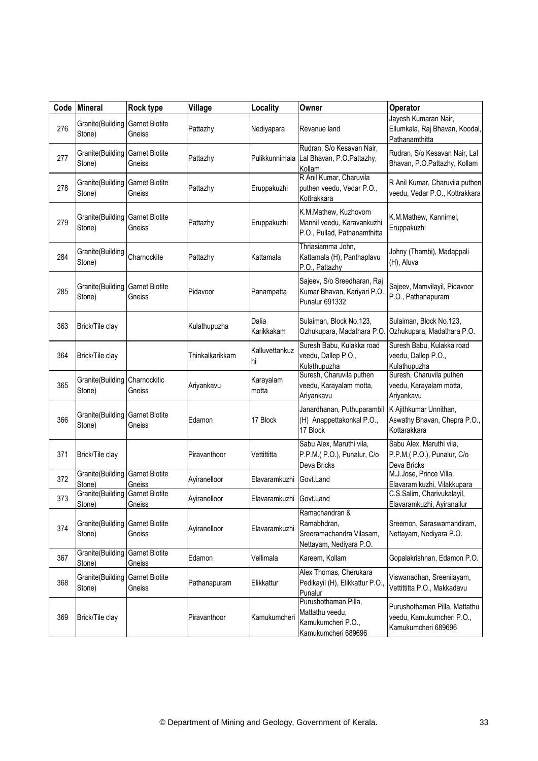| Code | Mineral | Rock type | Village | Locality | Owner | Operator |
|---|---|---|---|---|---|---|
| 276 | Granite(Building Stone) | Garnet Biotite Gneiss | Pattazhy | Nediyapara | Revanue land | Jayesh Kumaran Nair, Ellumkala, Raj Bhavan, Koodal, Pathanamthitta |
| 277 | Granite(Building Stone) | Garnet Biotite Gneiss | Pattazhy | Pulikkunnimala | Rudran, S/o Kesavan Nair, Lal Bhavan, P.O.Pattazhy, Kollam | Rudran, S/o Kesavan Nair, Lal Bhavan, P.O.Pattazhy, Kollam |
| 278 | Granite(Building Stone) | Garnet Biotite Gneiss | Pattazhy | Eruppakuzhi | R Anil Kumar, Charuvila puthen veedu, Vedar P.O., Kottrakkara | R Anil Kumar, Charuvila puthen veedu, Vedar P.O., Kottrakkara |
| 279 | Granite(Building Stone) | Garnet Biotite Gneiss | Pattazhy | Eruppakuzhi | K.M.Mathew, Kuzhovom Mannil veedu, Karavankuzhi P.O., Pullad, Pathanamthitta | K.M.Mathew, Kannimel, Eruppakuzhi |
| 284 | Granite(Building Stone) | Charnockite | Pattazhy | Kattamala | Thriasiamma John, Kattamala (H), Panthaplavu P.O., Pattazhy | Johny (Thambi), Madappali (H), Aluva |
| 285 | Granite(Building Stone) | Garnet Biotite Gneiss | Pidavoor | Panampatta | Sajeev, S/o Sreedharan, Raj Kumar Bhavan, Kariyari P.O., Punalur 691332 | Sajeev, Mamvilayil, Pidavoor P.O., Pathanapuram |
| 363 | Brick/Tile clay | | Kulathupuzha | Dalia Karikkakam | Sulaiman, Block No.123, Ozhukupara, Madathara P.O. | Sulaiman, Block No.123, Ozhukupara, Madathara P.O. |
| 364 | Brick/Tile clay | | Thinkalkarikkam | Kalluvettankuzhi | Suresh Babu, Kulakka road veedu, Dallep P.O., Kulathupuzha | Suresh Babu, Kulakka road veedu, Dallep P.O., Kulathupuzha |
| 365 | Granite(Building Stone) | Charnockitic Gneiss | Ariyankavu | Karayalam motta | Suresh, Charuvila puthen veedu, Karayalam motta, Ariyankavu | Suresh, Charuvila puthen veedu, Karayalam motta, Ariyankavu |
| 366 | Granite(Building Stone) | Garnet Biotite Gneiss | Edamon | 17 Block | Janardhanan, Puthuparambil (H) Anappettakonkal P.O., 17 Block | K Ajithkumar Unnithan, Aswathy Bhavan, Chepra P.O., Kottarakkara |
| 371 | Brick/Tile clay | | Piravanthoor | Vettittitta | Sabu Alex, Maruthi vila, P.P.M.( P.O.), Punalur, C/o Deva Bricks | Sabu Alex, Maruthi vila, P.P.M.( P.O.), Punalur, C/o Deva Bricks |
| 372 | Granite(Building Stone) | Garnet Biotite Gneiss | Ayiranelloor | Elavaramkuzhi | Govt.Land | M.J.Jose, Prince Villa, Elavaram kuzhi, Vilakkupara |
| 373 | Granite(Building Stone) | Garnet Biotite Gneiss | Ayiranelloor | Elavaramkuzhi | Govt.Land | C.S.Salim, Charivukalayil, Elavaramkuzhi, Ayiranallur |
| 374 | Granite(Building Stone) | Garnet Biotite Gneiss | Ayiranelloor | Elavaramkuzhi | Ramachandran & Ramabhdran, Sreeramachandra Vilasam, Nettayam, Nediyara P.O. | Sreemon, Saraswamandiram, Nettayam, Nediyara P.O. |
| 367 | Granite(Building Stone) | Garnet Biotite Gneiss | Edamon | Vellimala | Kareem, Kollam | Gopalakrishnan, Edamon P.O. |
| 368 | Granite(Building Stone) | Garnet Biotite Gneiss | Pathanapuram | Elikkattur | Alex Thomas, Cherukara Pedikayil (H), Elikkattur P.O., Punalur | Viswanadhan, Sreenilayam, Vettittitta P.O., Makkadavu |
| 369 | Brick/Tile clay | | Piravanthoor | Kamukumcheri | Purushothaman Pilla, Mattathu veedu, Kamukumcheri P.O., Kamukumcheri 689696 | Purushothaman Pilla, Mattathu veedu, Kamukumcheri P.O., Kamukumcheri 689696 |

© Department of Mining and Geology, Government of Kerala.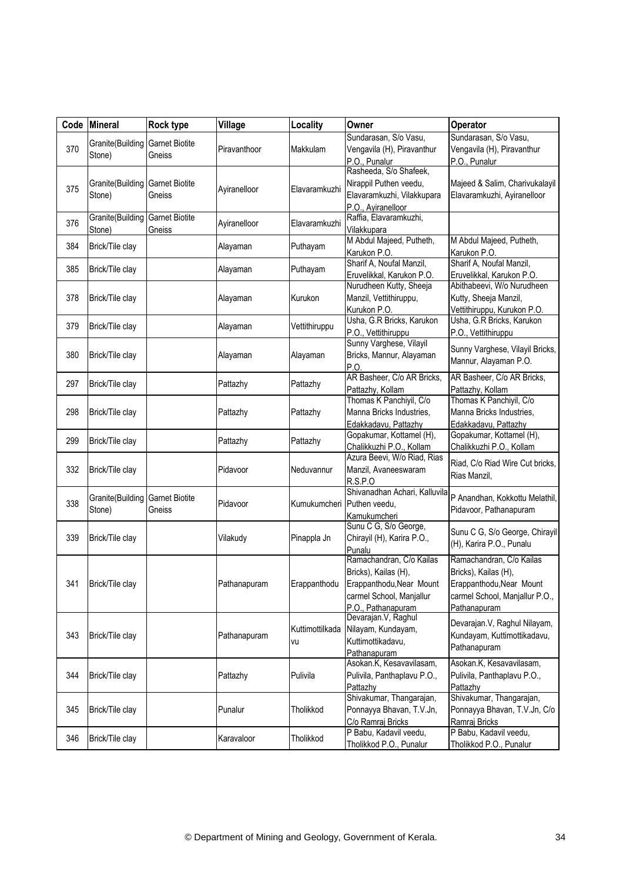| Code | Mineral | Rock type | Village | Locality | Owner | Operator |
|---|---|---|---|---|---|---|
| 370 | Granite(Building Stone) | Garnet Biotite Gneiss | Piravanthoor | Makkulam | Sundarasan, S/o Vasu, Vengavila (H), Piravanthur P.O., Punalur | Sundarasan, S/o Vasu, Vengavila (H), Piravanthur P.O., Punalur |
| 375 | Granite(Building Stone) | Garnet Biotite Gneiss | Ayiranelloor | Elavaramkuzhi | Rasheeda, S/o Shafeek, Nirappil Puthen veedu, Elavaramkuzhi, Vilakkupara P.O., Ayiranelloor | Majeed & Salim, Charivukalayil Elavaramkuzhi, Ayiranelloor |
| 376 | Granite(Building Stone) | Garnet Biotite Gneiss | Ayiranelloor | Elavaramkuzhi | Raffia, Elavaramkuzhi, Vilakkupara | |
| 384 | Brick/Tile clay | | Alayaman | Puthayam | M Abdul Majeed, Putheth, Karukon P.O. | M Abdul Majeed, Putheth, Karukon P.O. |
| 385 | Brick/Tile clay | | Alayaman | Puthayam | Sharif A, Noufal Manzil, Eruvelikkal, Karukon P.O. | Sharif A, Noufal Manzil, Eruvelikkal, Karukon P.O. |
| 378 | Brick/Tile clay | | Alayaman | Kurukon | Nurudheen Kutty, Sheeja Manzil, Vettithiruppu, Kurukon P.O. | Abithabeevi, W/o Nurudheen Kutty, Sheeja Manzil, Vettithiruppu, Kurukon P.O. |
| 379 | Brick/Tile clay | | Alayaman | Vettithiruppu | Usha, G.R Bricks, Karukon P.O., Vettithiruppu | Usha, G.R Bricks, Karukon P.O., Vettithiruppu |
| 380 | Brick/Tile clay | | Alayaman | Alayaman | Sunny Varghese, Vilayil Bricks, Mannur, Alayaman P.O. | Sunny Varghese, Vilayil Bricks, Mannur, Alayaman P.O. |
| 297 | Brick/Tile clay | | Pattazhy | Pattazhy | AR Basheer, C/o AR Bricks, Pattazhy, Kollam | AR Basheer, C/o AR Bricks, Pattazhy, Kollam |
| 298 | Brick/Tile clay | | Pattazhy | Pattazhy | Thomas K Panchiyil, C/o Manna Bricks Industries, Edakkadavu, Pattazhy | Thomas K Panchiyil, C/o Manna Bricks Industries, Edakkadavu, Pattazhy |
| 299 | Brick/Tile clay | | Pattazhy | Pattazhy | Gopakumar, Kottamel (H), Chalikkuzhi P.O., Kollam | Gopakumar, Kottamel (H), Chalikkuzhi P.O., Kollam |
| 332 | Brick/Tile clay | | Pidavoor | Neduvannur | Azura Beevi, W/o Riad, Rias Manzil, Avaneeswaram R.S.P.O | Riad, C/o Riad Wire Cut bricks, Rias Manzil, |
| 338 | Granite(Building Stone) | Garnet Biotite Gneiss | Pidavoor | Kumukumcheri | Shivanadhan Achari, Kalluvila Puthen veedu, Kamukumcheri | P Anandhan, Kokkottu Melathil, Pidavoor, Pathanapuram |
| 339 | Brick/Tile clay | | Vilakudy | Pinappla Jn | Sunu C G, S/o George, Chirayil (H), Karira P.O., Punalu | Sunu C G, S/o George, Chirayil (H), Karira P.O., Punalu |
| 341 | Brick/Tile clay | | Pathanapuram | Erappanthodu | Ramachandran, C/o Kailas Bricks), Kailas (H), Erappanthodu,Near Mount carmel School, Manjallur P.O., Pathanapuram | Ramachandran, C/o Kailas Bricks), Kailas (H), Erappanthodu,Near Mount carmel School, Manjallur P.O., Pathanapuram |
| 343 | Brick/Tile clay | | Pathanapuram | Kuttimottilkadavu | Devarajan.V, Raghul Nilayam, Kundayam, Kuttimottikadavu, Pathanapuram | Devarajan.V, Raghul Nilayam, Kundayam, Kuttimottikadavu, Pathanapuram |
| 344 | Brick/Tile clay | | Pattazhy | Pulivila | Asokan.K, Kesavavilasam, Pulivila, Panthaplavu P.O., Pattazhy | Asokan.K, Kesavavilasam, Pulivila, Panthaplavu P.O., Pattazhy |
| 345 | Brick/Tile clay | | Punalur | Tholikkod | Shivakumar, Thangarajan, Ponnayya Bhavan, T.V.Jn, C/o Ramraj Bricks | Shivakumar, Thangarajan, Ponnayya Bhavan, T.V.Jn, C/o Ramraj Bricks |
| 346 | Brick/Tile clay | | Karavaloor | Tholikkod | P Babu, Kadavil veedu, Tholikkod P.O., Punalur | P Babu, Kadavil veedu, Tholikkod P.O., Punalur |

© Department of Mining and Geology, Government of Kerala.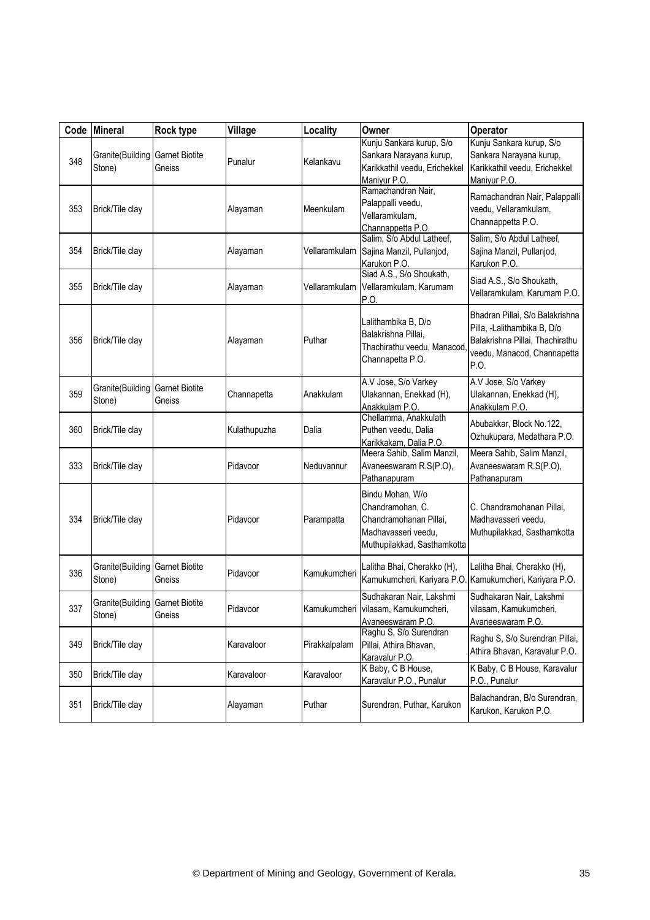| Code | Mineral | Rock type | Village | Locality | Owner | Operator |
|---|---|---|---|---|---|---|
| 348 | Granite(Building Stone) | Garnet Biotite Gneiss | Punalur | Kelankavu | Kunju Sankara kurup, S/o Sankara Narayana kurup, Karikkathil veedu, Erichekkel Maniyur P.O. | Kunju Sankara kurup, S/o Sankara Narayana kurup, Karikkathil veedu, Erichekkel Maniyur P.O. |
| 353 | Brick/Tile clay | | Alayaman | Meenkulam | Ramachandran Nair, Palappalli veedu, Vellaramkulam, Channappetta P.O. | Ramachandran Nair, Palappalli veedu, Vellaramkulam, Channappetta P.O. |
| 354 | Brick/Tile clay | | Alayaman | Vellaramkulam | Salim, S/o Abdul Latheef, Sajina Manzil, Pullanjod, Karukon P.O. | Salim, S/o Abdul Latheef, Sajina Manzil, Pullanjod, Karukon P.O. |
| 355 | Brick/Tile clay | | Alayaman | Vellaramkulam | Siad A.S., S/o Shoukath, Vellaramkulam, Karumam P.O. | Siad A.S., S/o Shoukath, Vellaramkulam, Karumam P.O. |
| 356 | Brick/Tile clay | | Alayaman | Puthar | Lalithambika B, D/o Balakrishna Pillai, Thachirathu veedu, Manacod, Channapetta P.O. | Bhadran Pillai, S/o Balakrishna Pilla, -Lalithambika B, D/o Balakrishna Pillai, Thachirathu veedu, Manacod, Channapetta P.O. |
| 359 | Granite(Building Stone) | Garnet Biotite Gneiss | Channapetta | Anakkulam | A.V Jose, S/o Varkey Ulakannan, Enekkad (H), Anakkulam P.O. | A.V Jose, S/o Varkey Ulakannan, Enekkad (H), Anakkulam P.O. |
| 360 | Brick/Tile clay | | Kulathupuzha | Dalia | Chellamma, Anakkulath Puthen veedu, Dalia Karikkakam, Dalia P.O. | Abubakkar, Block No.122, Ozhukupara, Medathara P.O. |
| 333 | Brick/Tile clay | | Pidavoor | Neduvannur | Meera Sahib, Salim Manzil, Avaneeswaram R.S(P.O), Pathanapuram | Meera Sahib, Salim Manzil, Avaneeswaram R.S(P.O), Pathanapuram |
| 334 | Brick/Tile clay | | Pidavoor | Parampatta | Bindu Mohan, W/o Chandramohan, C. Chandramohanan Pillai, Madhavasseri veedu, Muthupilakkad, Sasthamkotta | C. Chandramohanan Pillai, Madhavasseri veedu, Muthupilakkad, Sasthamkotta |
| 336 | Granite(Building Stone) | Garnet Biotite Gneiss | Pidavoor | Kamukumcheri | Lalitha Bhai, Cherakko (H), Kamukumcheri, Kariyara P.O. | Lalitha Bhai, Cherakko (H), Kamukumcheri, Kariyara P.O. |
| 337 | Granite(Building Stone) | Garnet Biotite Gneiss | Pidavoor | Kamukumcheri | Sudhakaran Nair, Lakshmi vilasam, Kamukumcheri, Avaneeswaram P.O. | Sudhakaran Nair, Lakshmi vilasam, Kamukumcheri, Avaneeswaram P.O. |
| 349 | Brick/Tile clay | | Karavaloor | Pirakkalpalam | Raghu S, S/o Surendran Pillai, Athira Bhavan, Karavalur P.O. | Raghu S, S/o Surendran Pillai, Athira Bhavan, Karavalur P.O. |
| 350 | Brick/Tile clay | | Karavaloor | Karavaloor | K Baby, C B House, Karavalur P.O., Punalur | K Baby, C B House, Karavalur P.O., Punalur |
| 351 | Brick/Tile clay | | Alayaman | Puthar | Surendran, Puthar, Karukon | Balachandran, B/o Surendran, Karukon, Karukon P.O. |

© Department of Mining and Geology, Government of Kerala.